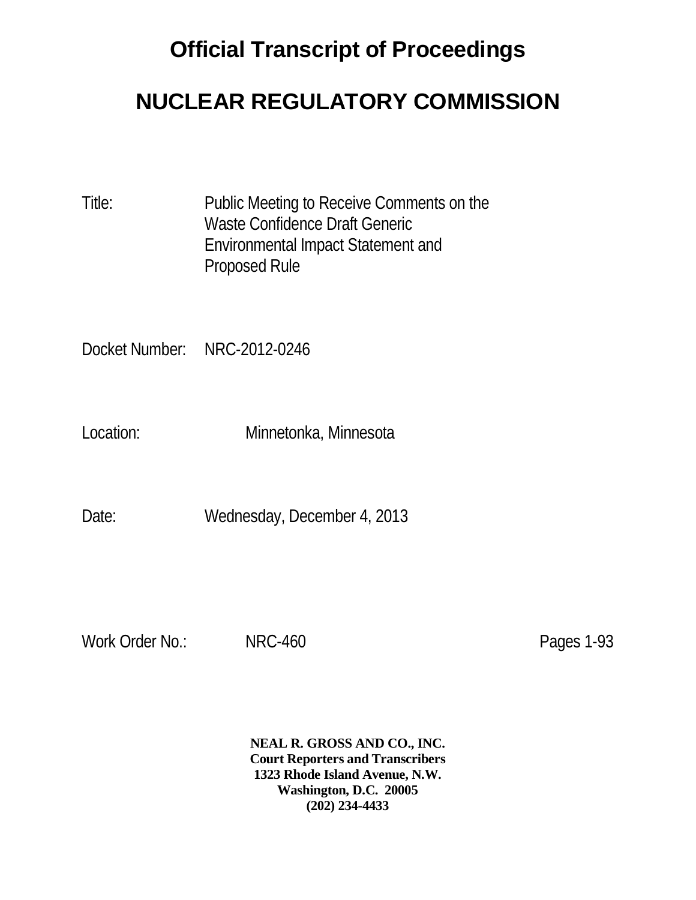# Official Transcript of Proceedings

# NUCLEAR REGULATORY COMMISSION

Title: Public Meeting to Receive Comments on the Waste Confidence Draft Generic Environmental Impact Statement and Proposed Rule

Docket Number: NRC-2012-0246

Location: Minnetonka, Minnesota

Date: Wednesday, December 4, 2013

Work Order No.: NRC-460 Pages 1-93

**NEAL R. GROSS AND CO., INC.**
**Court Reporters and Transcribers**
**1323 Rhode Island Avenue, N.W.**
**Washington, D.C. 20005**
**(202) 234-4433**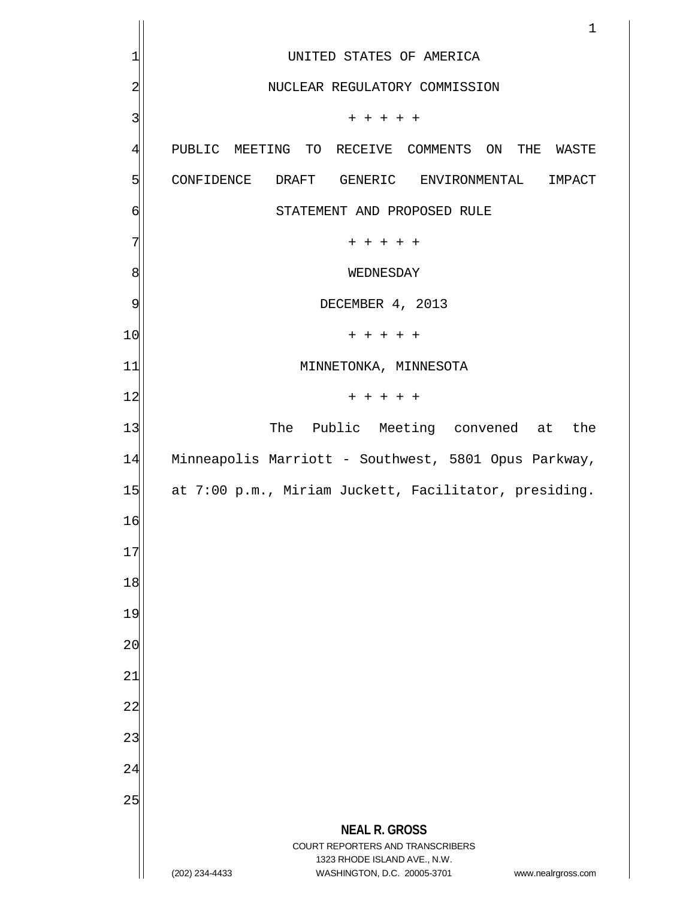UNITED STATES OF AMERICA

NUCLEAR REGULATORY COMMISSION

+ + + + +

PUBLIC MEETING TO RECEIVE COMMENTS ON THE WASTE CONFIDENCE DRAFT GENERIC ENVIRONMENTAL IMPACT STATEMENT AND PROPOSED RULE

+ + + + +

WEDNESDAY

DECEMBER 4, 2013

+ + + + +

MINNETONKA, MINNESOTA

+ + + + +

The Public Meeting convened at the Minneapolis Marriott - Southwest, 5801 Opus Parkway, at 7:00 p.m., Miriam Juckett, Facilitator, presiding.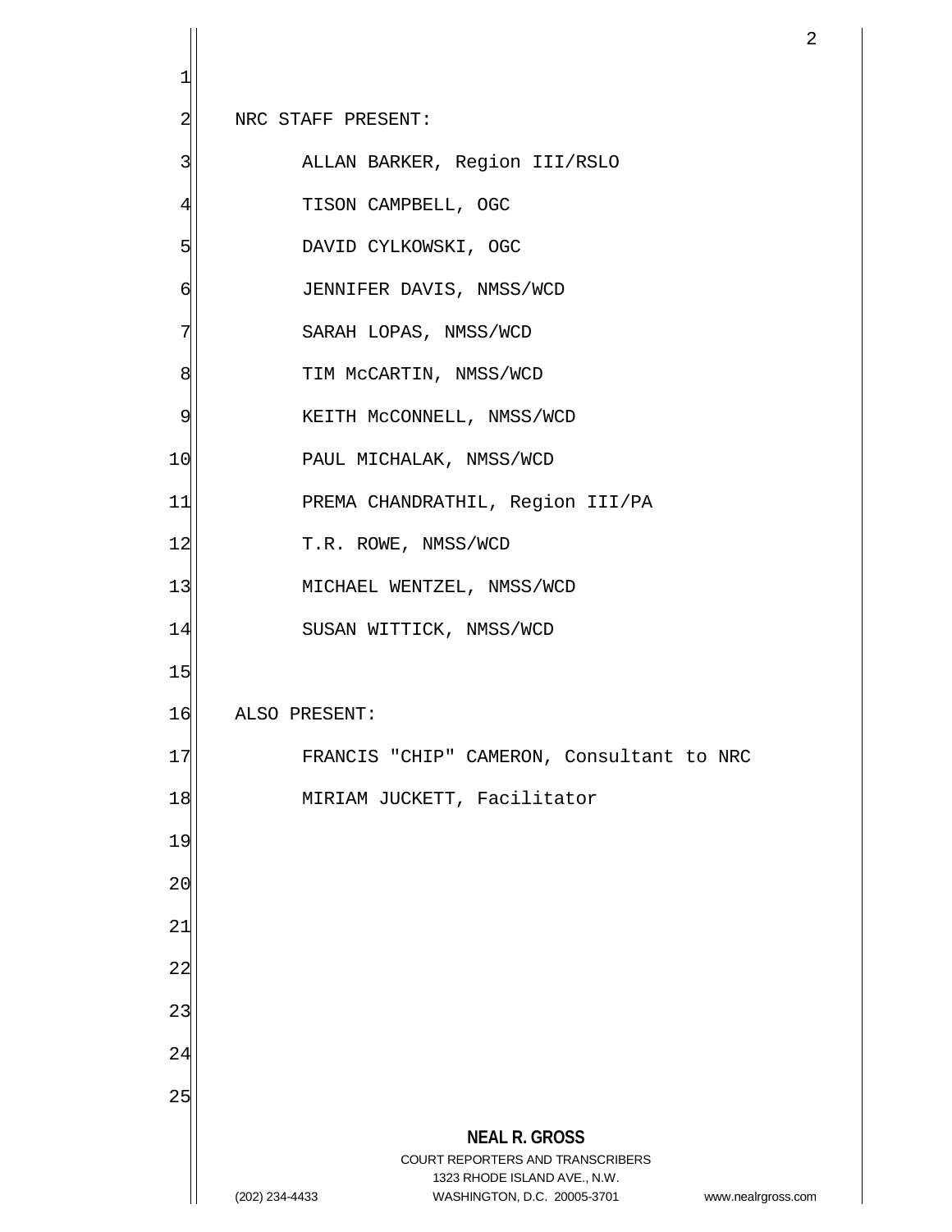NRC STAFF PRESENT:

ALLAN BARKER, Region III/RSLO

TISON CAMPBELL, OGC

DAVID CYLKOWSKI, OGC

JENNIFER DAVIS, NMSS/WCD

SARAH LOPAS, NMSS/WCD

TIM McCARTIN, NMSS/WCD

KEITH McCONNELL, NMSS/WCD

PAUL MICHALAK, NMSS/WCD

PREMA CHANDRATHIL, Region III/PA

T.R. ROWE, NMSS/WCD

MICHAEL WENTZEL, NMSS/WCD

SUSAN WITTICK, NMSS/WCD

ALSO PRESENT:

FRANCIS "CHIP" CAMERON, Consultant to NRC

MIRIAM JUCKETT, Facilitator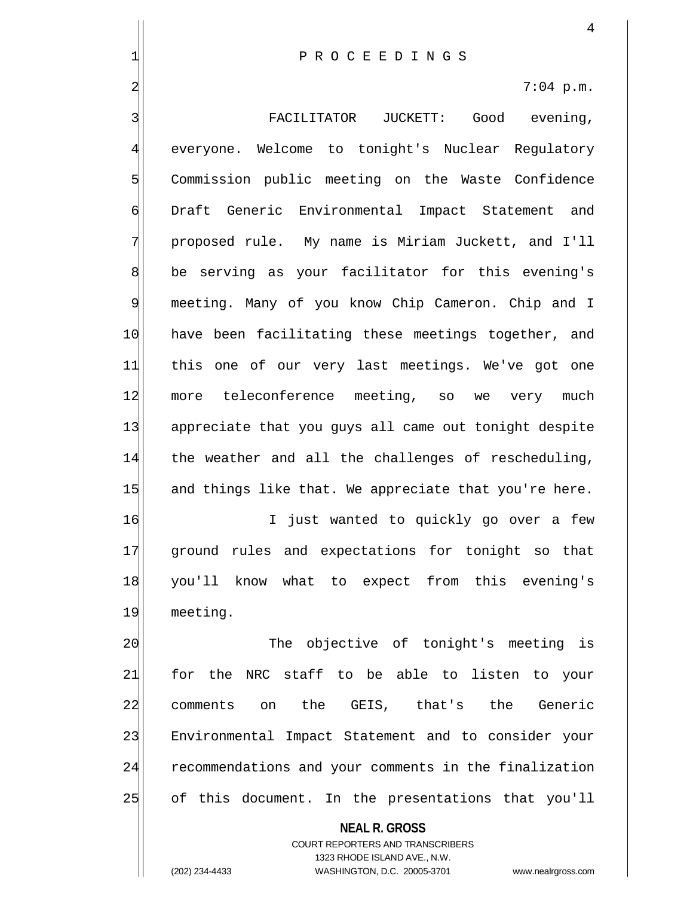P R O C E E D I N G S

7:04 p.m.

FACILITATOR JUCKETT: Good evening, everyone. Welcome to tonight's Nuclear Regulatory Commission public meeting on the Waste Confidence Draft Generic Environmental Impact Statement and proposed rule. My name is Miriam Juckett, and I'll be serving as your facilitator for this evening's meeting. Many of you know Chip Cameron. Chip and I have been facilitating these meetings together, and this one of our very last meetings. We've got one more teleconference meeting, so we very much appreciate that you guys all came out tonight despite the weather and all the challenges of rescheduling, and things like that. We appreciate that you're here.

I just wanted to quickly go over a few ground rules and expectations for tonight so that you'll know what to expect from this evening's meeting.

The objective of tonight's meeting is for the NRC staff to be able to listen to your comments on the GEIS, that's the Generic Environmental Impact Statement and to consider your recommendations and your comments in the finalization of this document. In the presentations that you'll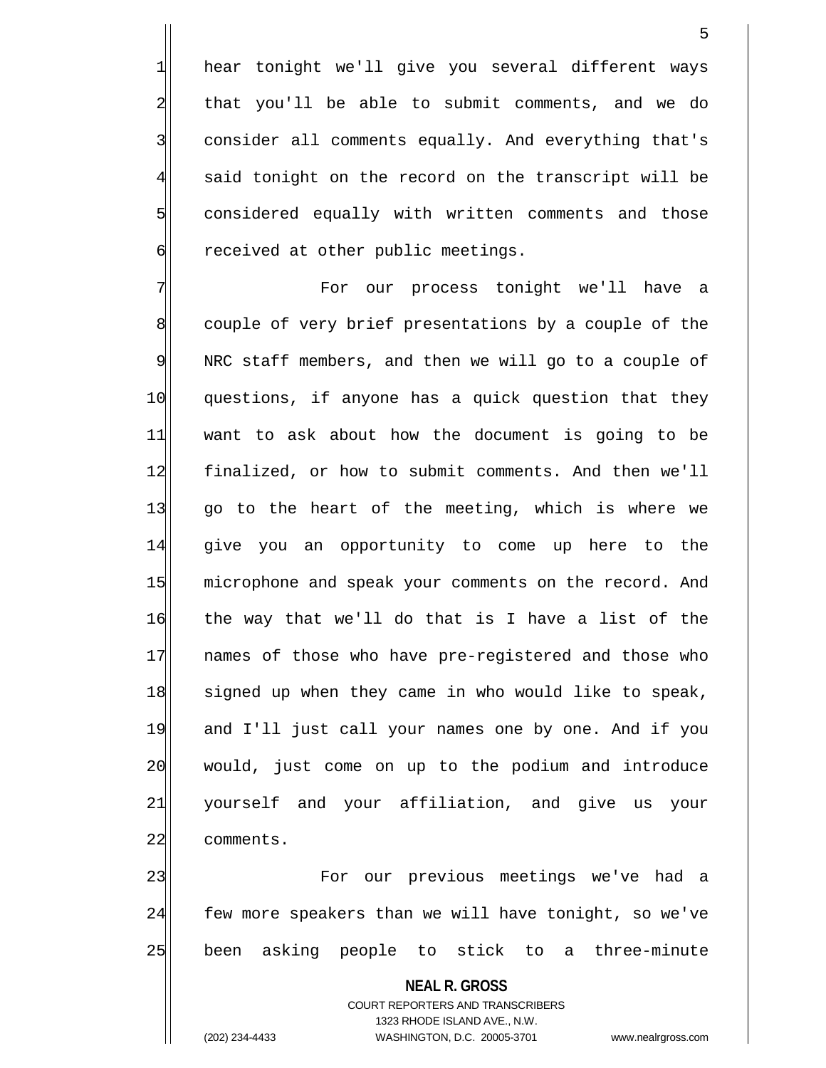hear tonight we'll give you several different ways that you'll be able to submit comments, and we do consider all comments equally. And everything that's said tonight on the record on the transcript will be considered equally with written comments and those received at other public meetings.

For our process tonight we'll have a couple of very brief presentations by a couple of the NRC staff members, and then we will go to a couple of questions, if anyone has a quick question that they want to ask about how the document is going to be finalized, or how to submit comments. And then we'll go to the heart of the meeting, which is where we give you an opportunity to come up here to the microphone and speak your comments on the record. And the way that we'll do that is I have a list of the names of those who have pre-registered and those who signed up when they came in who would like to speak, and I'll just call your names one by one. And if you would, just come on up to the podium and introduce yourself and your affiliation, and give us your comments.

For our previous meetings we've had a few more speakers than we will have tonight, so we've been asking people to stick to a three-minute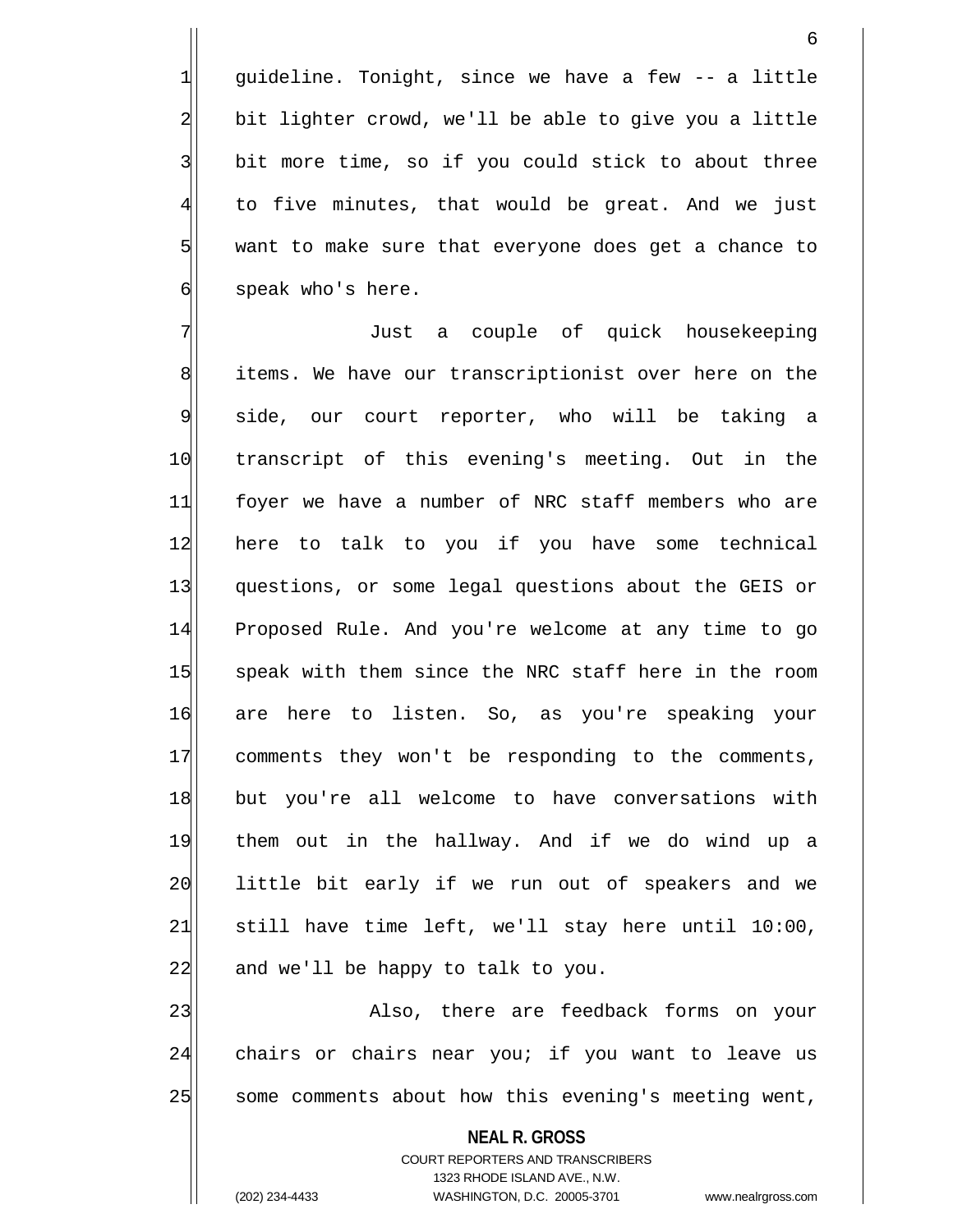guideline. Tonight, since we have a few -- a little bit lighter crowd, we'll be able to give you a little bit more time, so if you could stick to about three to five minutes, that would be great. And we just want to make sure that everyone does get a chance to speak who's here.

Just a couple of quick housekeeping items. We have our transcriptionist over here on the side, our court reporter, who will be taking a transcript of this evening's meeting. Out in the foyer we have a number of NRC staff members who are here to talk to you if you have some technical questions, or some legal questions about the GEIS or Proposed Rule. And you're welcome at any time to go speak with them since the NRC staff here in the room are here to listen. So, as you're speaking your comments they won't be responding to the comments, but you're all welcome to have conversations with them out in the hallway. And if we do wind up a little bit early if we run out of speakers and we still have time left, we'll stay here until 10:00, and we'll be happy to talk to you.

Also, there are feedback forms on your chairs or chairs near you; if you want to leave us some comments about how this evening's meeting went,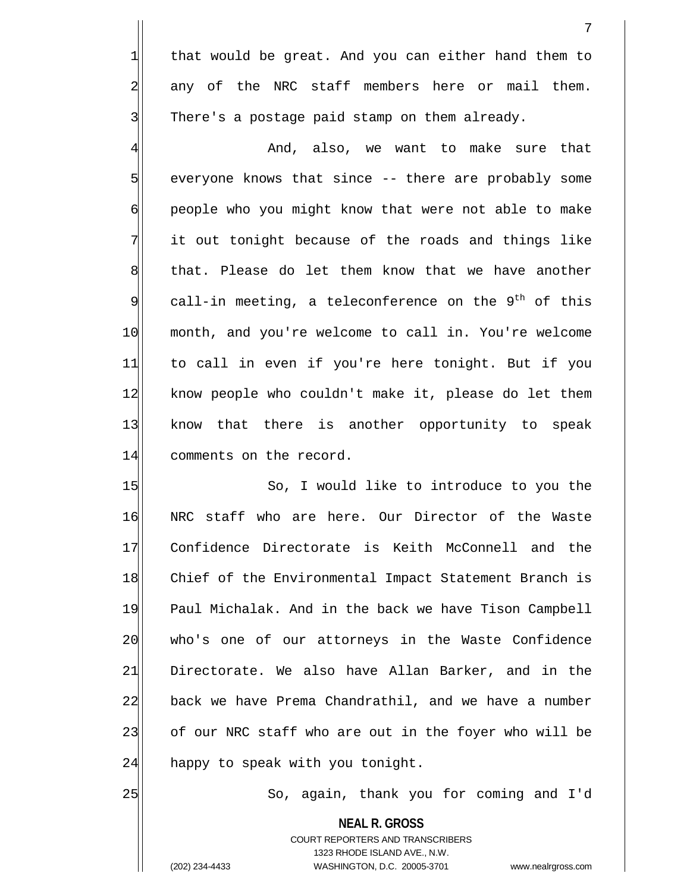that would be great. And you can either hand them to any of the NRC staff members here or mail them. There's a postage paid stamp on them already.

And, also, we want to make sure that everyone knows that since -- there are probably some people who you might know that were not able to make it out tonight because of the roads and things like that. Please do let them know that we have another call-in meeting, a teleconference on the 9$^{th}$ of this month, and you're welcome to call in. You're welcome to call in even if you're here tonight. But if you know people who couldn't make it, please do let them know that there is another opportunity to speak comments on the record.

So, I would like to introduce to you the NRC staff who are here. Our Director of the Waste Confidence Directorate is Keith McConnell and the Chief of the Environmental Impact Statement Branch is Paul Michalak. And in the back we have Tison Campbell who's one of our attorneys in the Waste Confidence Directorate. We also have Allan Barker, and in the back we have Prema Chandrathil, and we have a number of our NRC staff who are out in the foyer who will be happy to speak with you tonight.

So, again, thank you for coming and I'd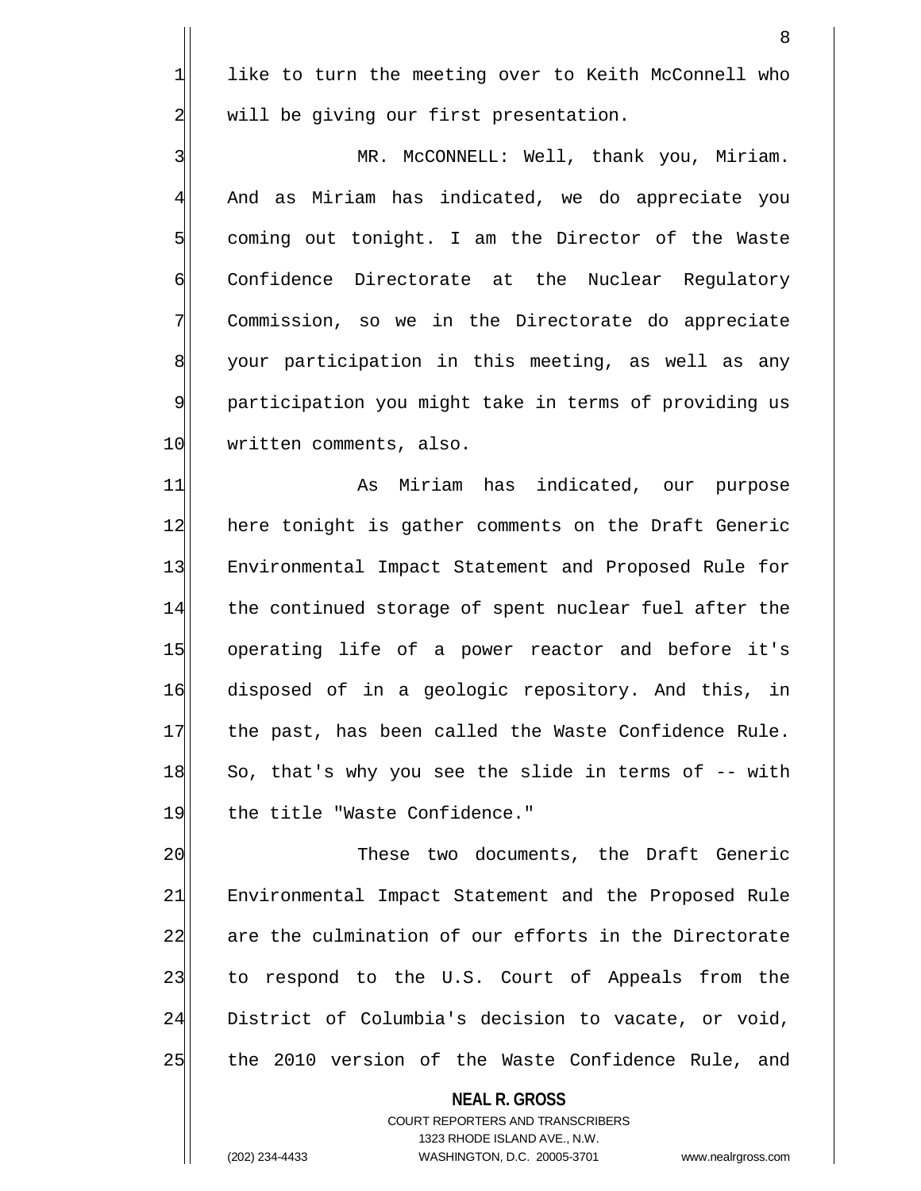like to turn the meeting over to Keith McConnell who will be giving our first presentation.

MR. McCONNELL: Well, thank you, Miriam. And as Miriam has indicated, we do appreciate you coming out tonight. I am the Director of the Waste Confidence Directorate at the Nuclear Regulatory Commission, so we in the Directorate do appreciate your participation in this meeting, as well as any participation you might take in terms of providing us written comments, also.

As Miriam has indicated, our purpose here tonight is gather comments on the Draft Generic Environmental Impact Statement and Proposed Rule for the continued storage of spent nuclear fuel after the operating life of a power reactor and before it's disposed of in a geologic repository. And this, in the past, has been called the Waste Confidence Rule. So, that's why you see the slide in terms of -- with the title "Waste Confidence."

These two documents, the Draft Generic Environmental Impact Statement and the Proposed Rule are the culmination of our efforts in the Directorate to respond to the U.S. Court of Appeals from the District of Columbia's decision to vacate, or void, the 2010 version of the Waste Confidence Rule, and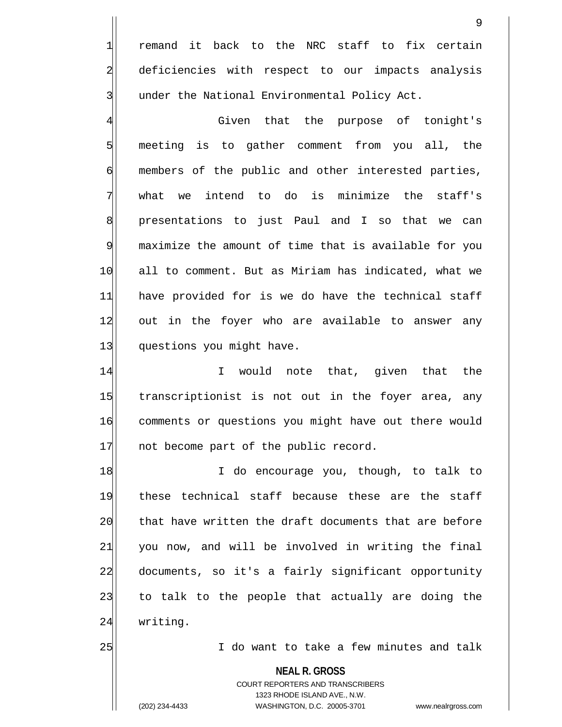remand it back to the NRC staff to fix certain deficiencies with respect to our impacts analysis under the National Environmental Policy Act.

Given that the purpose of tonight's meeting is to gather comment from you all, the members of the public and other interested parties, what we intend to do is minimize the staff's presentations to just Paul and I so that we can maximize the amount of time that is available for you all to comment. But as Miriam has indicated, what we have provided for is we do have the technical staff out in the foyer who are available to answer any questions you might have.

I would note that, given that the transcriptionist is not out in the foyer area, any comments or questions you might have out there would not become part of the public record.

I do encourage you, though, to talk to these technical staff because these are the staff that have written the draft documents that are before you now, and will be involved in writing the final documents, so it's a fairly significant opportunity to talk to the people that actually are doing the writing.

I do want to take a few minutes and talk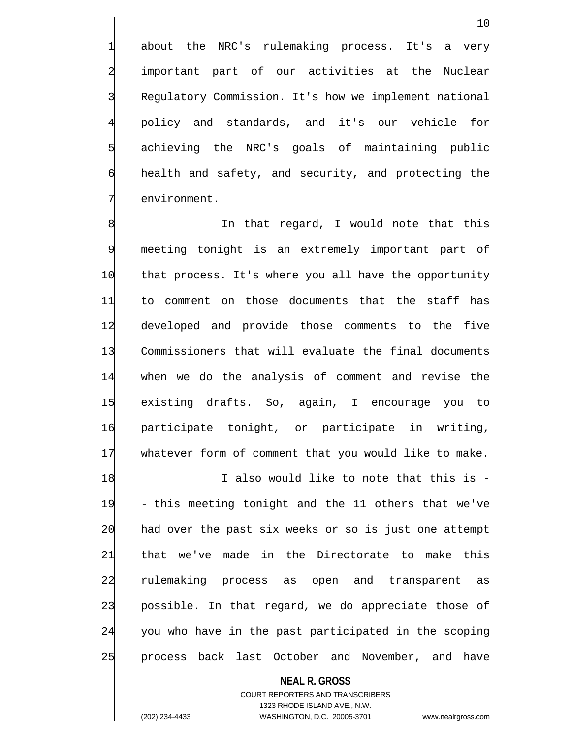about the NRC's rulemaking process. It's a very important part of our activities at the Nuclear Regulatory Commission. It's how we implement national policy and standards, and it's our vehicle for achieving the NRC's goals of maintaining public health and safety, and security, and protecting the environment.

In that regard, I would note that this meeting tonight is an extremely important part of that process. It's where you all have the opportunity to comment on those documents that the staff has developed and provide those comments to the five Commissioners that will evaluate the final documents when we do the analysis of comment and revise the existing drafts. So, again, I encourage you to participate tonight, or participate in writing, whatever form of comment that you would like to make.

I also would like to note that this is -- this meeting tonight and the 11 others that we've had over the past six weeks or so is just one attempt that we've made in the Directorate to make this rulemaking process as open and transparent as possible. In that regard, we do appreciate those of you who have in the past participated in the scoping process back last October and November, and have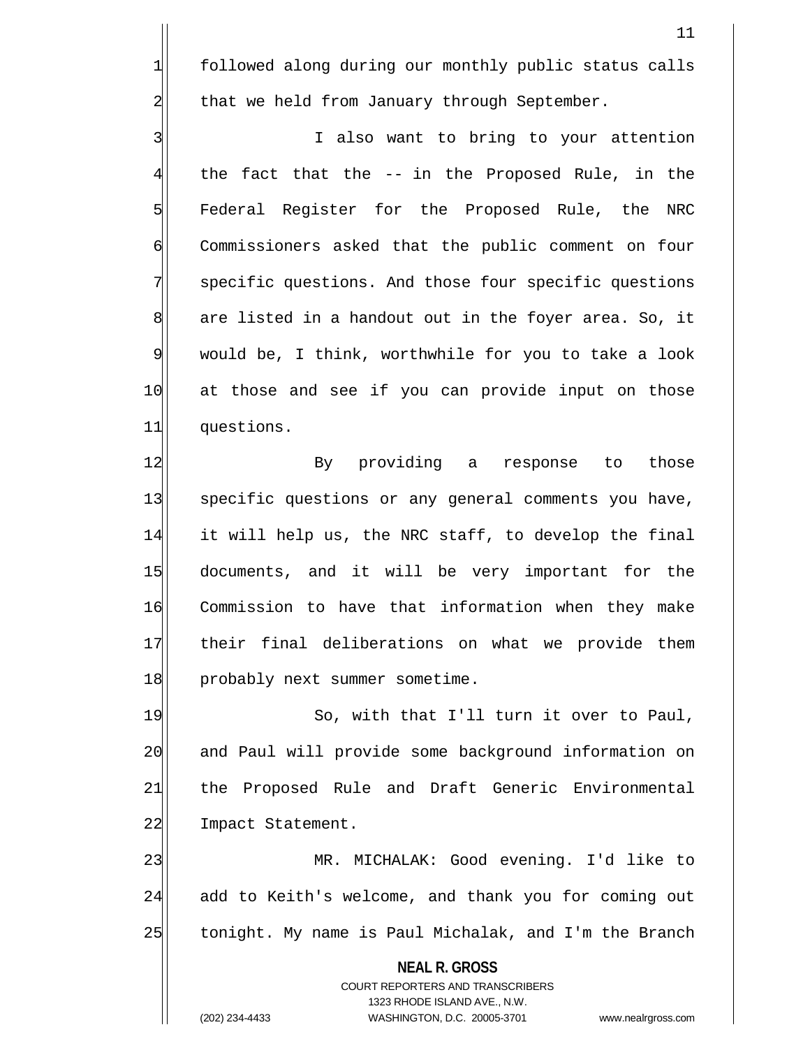followed along during our monthly public status calls that we held from January through September.

I also want to bring to your attention the fact that the -- in the Proposed Rule, in the Federal Register for the Proposed Rule, the NRC Commissioners asked that the public comment on four specific questions. And those four specific questions are listed in a handout out in the foyer area. So, it would be, I think, worthwhile for you to take a look at those and see if you can provide input on those questions.

By providing a response to those specific questions or any general comments you have, it will help us, the NRC staff, to develop the final documents, and it will be very important for the Commission to have that information when they make their final deliberations on what we provide them probably next summer sometime.

So, with that I'll turn it over to Paul, and Paul will provide some background information on the Proposed Rule and Draft Generic Environmental Impact Statement.

MR. MICHALAK: Good evening. I'd like to add to Keith's welcome, and thank you for coming out tonight. My name is Paul Michalak, and I'm the Branch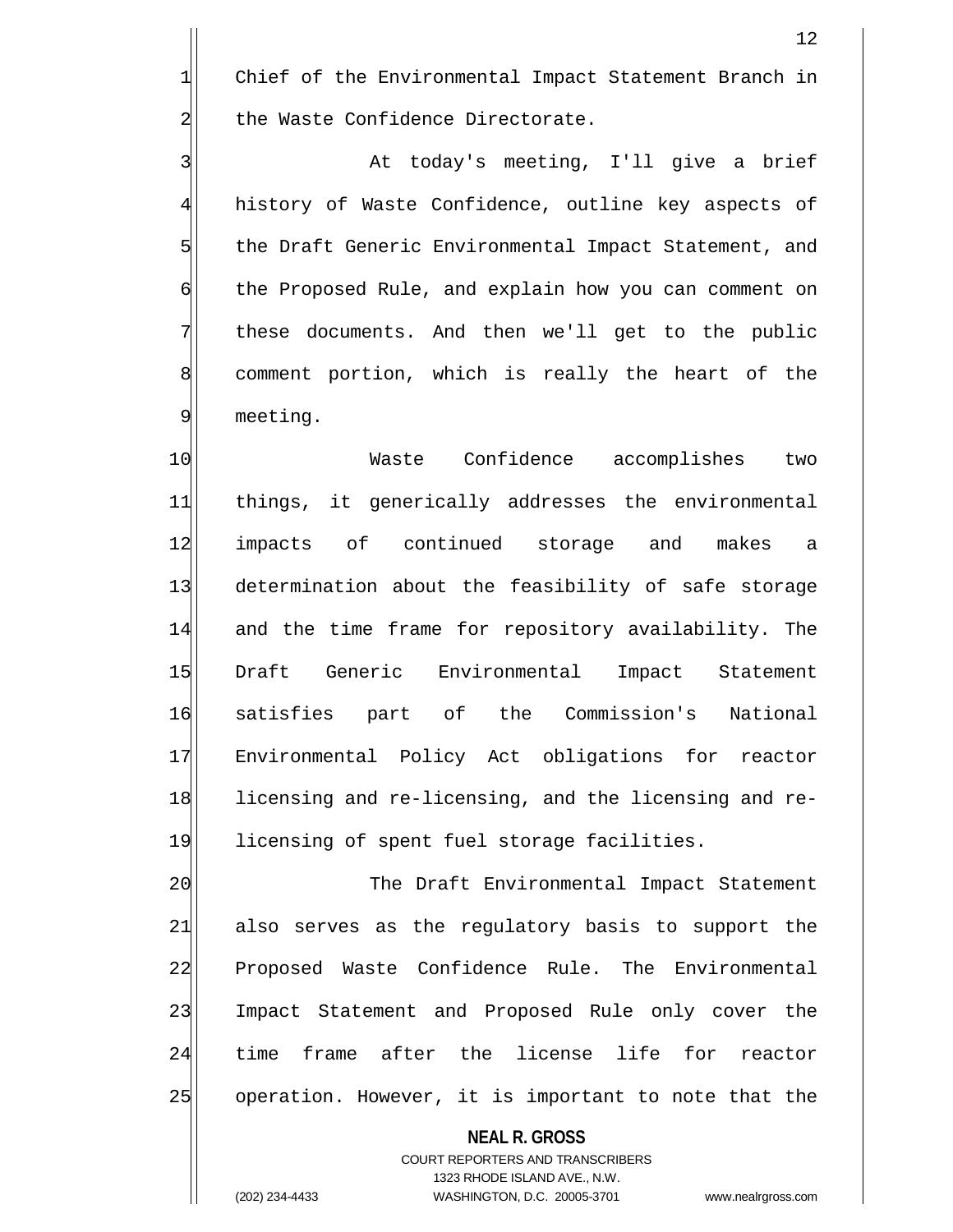Chief of the Environmental Impact Statement Branch in the Waste Confidence Directorate.

At today's meeting, I'll give a brief history of Waste Confidence, outline key aspects of the Draft Generic Environmental Impact Statement, and the Proposed Rule, and explain how you can comment on these documents. And then we'll get to the public comment portion, which is really the heart of the meeting.

Waste Confidence accomplishes two things, it generically addresses the environmental impacts of continued storage and makes a determination about the feasibility of safe storage and the time frame for repository availability. The Draft Generic Environmental Impact Statement satisfies part of the Commission's National Environmental Policy Act obligations for reactor licensing and re-licensing, and the licensing and re-licensing of spent fuel storage facilities.

The Draft Environmental Impact Statement also serves as the regulatory basis to support the Proposed Waste Confidence Rule. The Environmental Impact Statement and Proposed Rule only cover the time frame after the license life for reactor operation. However, it is important to note that the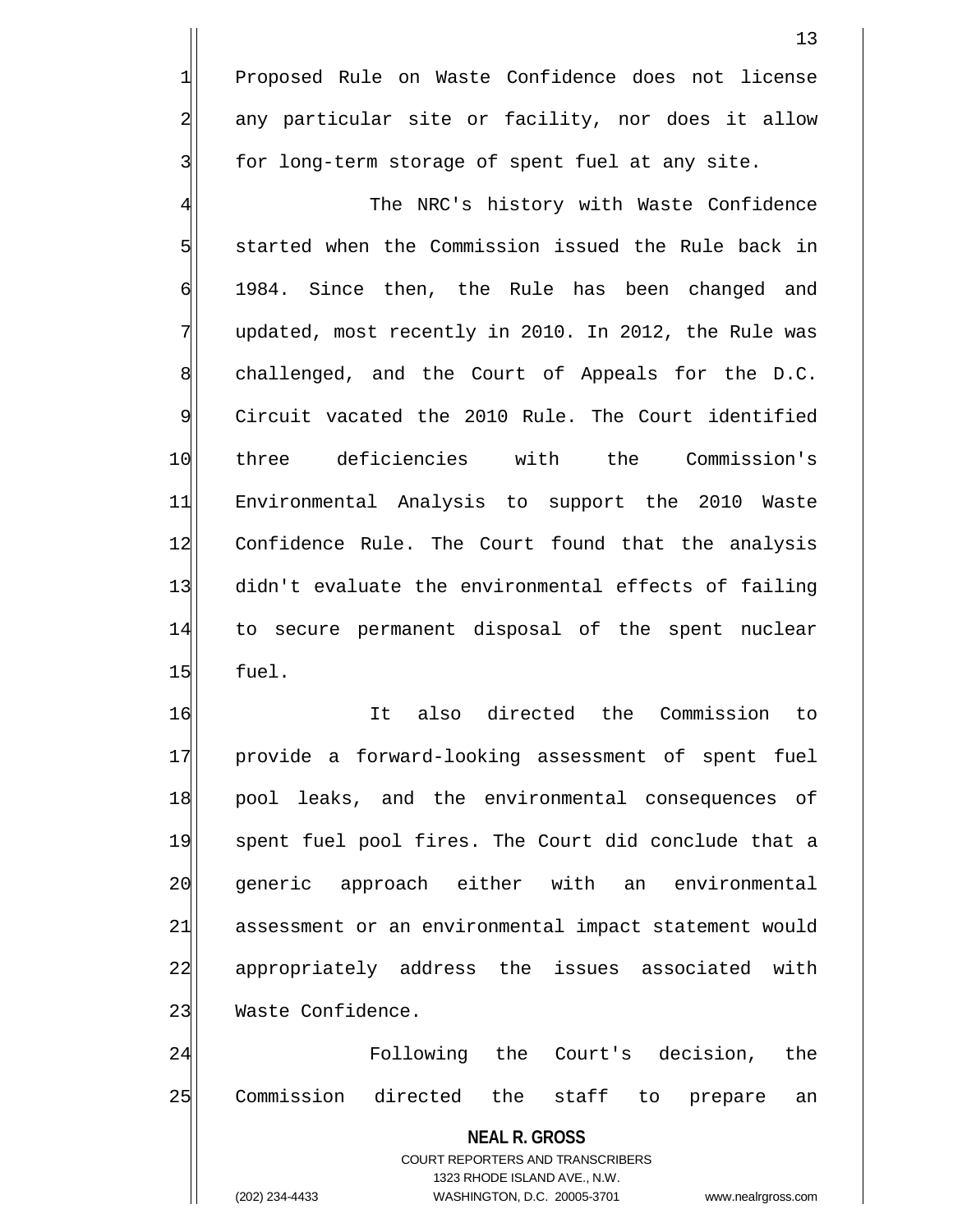Proposed Rule on Waste Confidence does not license any particular site or facility, nor does it allow for long-term storage of spent fuel at any site.

The NRC's history with Waste Confidence started when the Commission issued the Rule back in 1984. Since then, the Rule has been changed and updated, most recently in 2010. In 2012, the Rule was challenged, and the Court of Appeals for the D.C. Circuit vacated the 2010 Rule. The Court identified three deficiencies with the Commission's Environmental Analysis to support the 2010 Waste Confidence Rule. The Court found that the analysis didn't evaluate the environmental effects of failing to secure permanent disposal of the spent nuclear fuel.

It also directed the Commission to provide a forward-looking assessment of spent fuel pool leaks, and the environmental consequences of spent fuel pool fires. The Court did conclude that a generic approach either with an environmental assessment or an environmental impact statement would appropriately address the issues associated with Waste Confidence.

Following the Court's decision, the Commission directed the staff to prepare an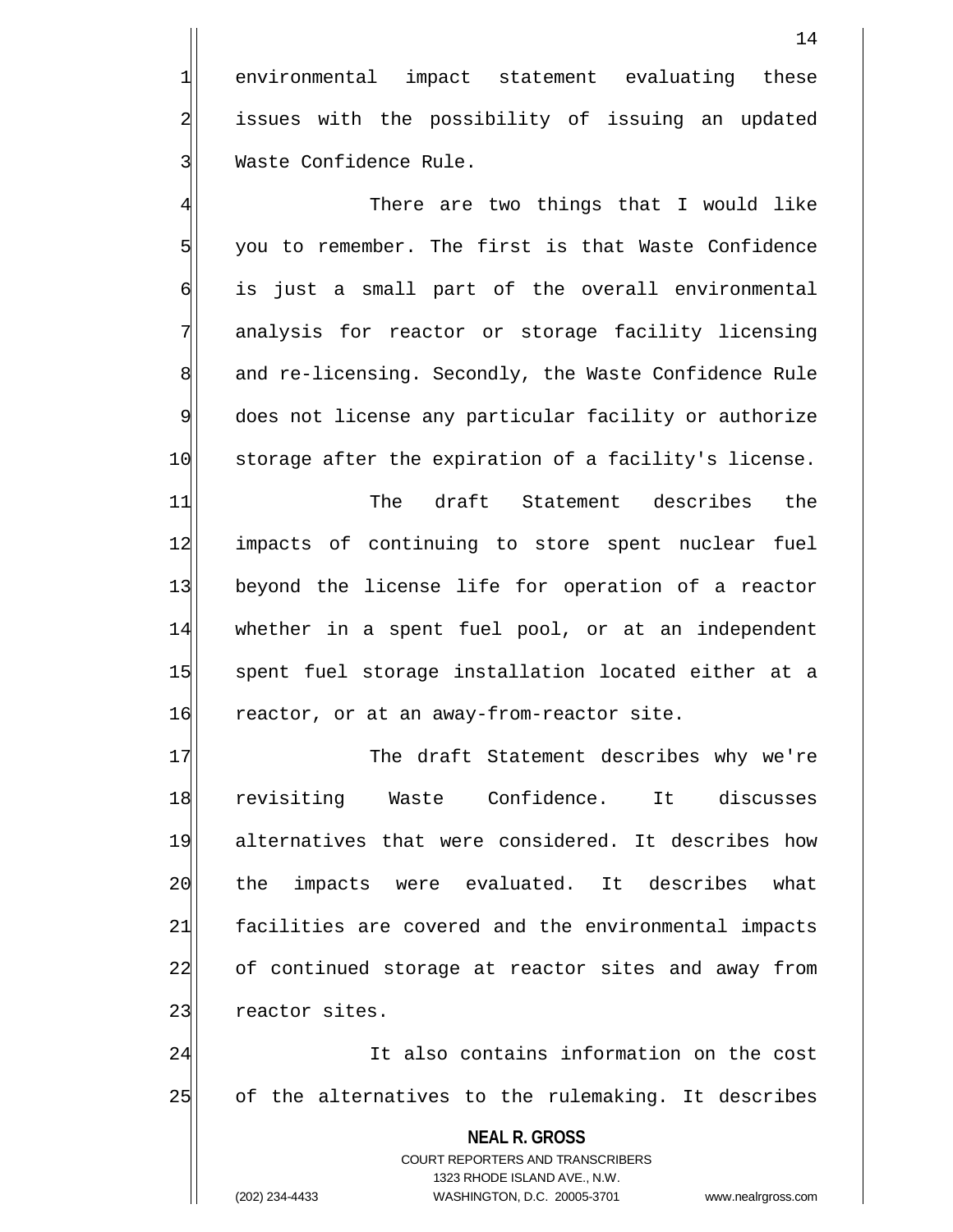environmental impact statement evaluating these issues with the possibility of issuing an updated Waste Confidence Rule.

There are two things that I would like you to remember. The first is that Waste Confidence is just a small part of the overall environmental analysis for reactor or storage facility licensing and re-licensing. Secondly, the Waste Confidence Rule does not license any particular facility or authorize storage after the expiration of a facility's license.

The draft Statement describes the impacts of continuing to store spent nuclear fuel beyond the license life for operation of a reactor whether in a spent fuel pool, or at an independent spent fuel storage installation located either at a reactor, or at an away-from-reactor site.

The draft Statement describes why we're revisiting Waste Confidence. It discusses alternatives that were considered. It describes how the impacts were evaluated. It describes what facilities are covered and the environmental impacts of continued storage at reactor sites and away from reactor sites.

It also contains information on the cost of the alternatives to the rulemaking. It describes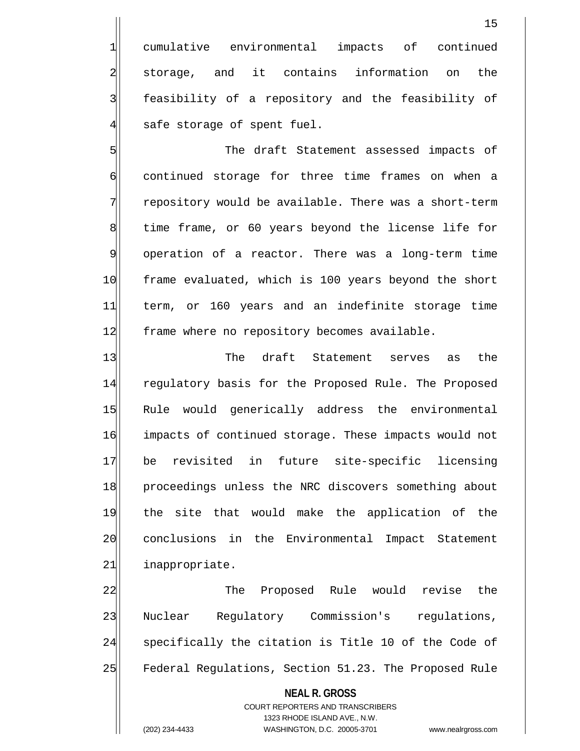cumulative environmental impacts of continued storage, and it contains information on the feasibility of a repository and the feasibility of safe storage of spent fuel.

The draft Statement assessed impacts of continued storage for three time frames on when a repository would be available. There was a short-term time frame, or 60 years beyond the license life for operation of a reactor. There was a long-term time frame evaluated, which is 100 years beyond the short term, or 160 years and an indefinite storage time frame where no repository becomes available.

The draft Statement serves as the regulatory basis for the Proposed Rule. The Proposed Rule would generically address the environmental impacts of continued storage. These impacts would not be revisited in future site-specific licensing proceedings unless the NRC discovers something about the site that would make the application of the conclusions in the Environmental Impact Statement inappropriate.

The Proposed Rule would revise the Nuclear Regulatory Commission's regulations, specifically the citation is Title 10 of the Code of Federal Regulations, Section 51.23. The Proposed Rule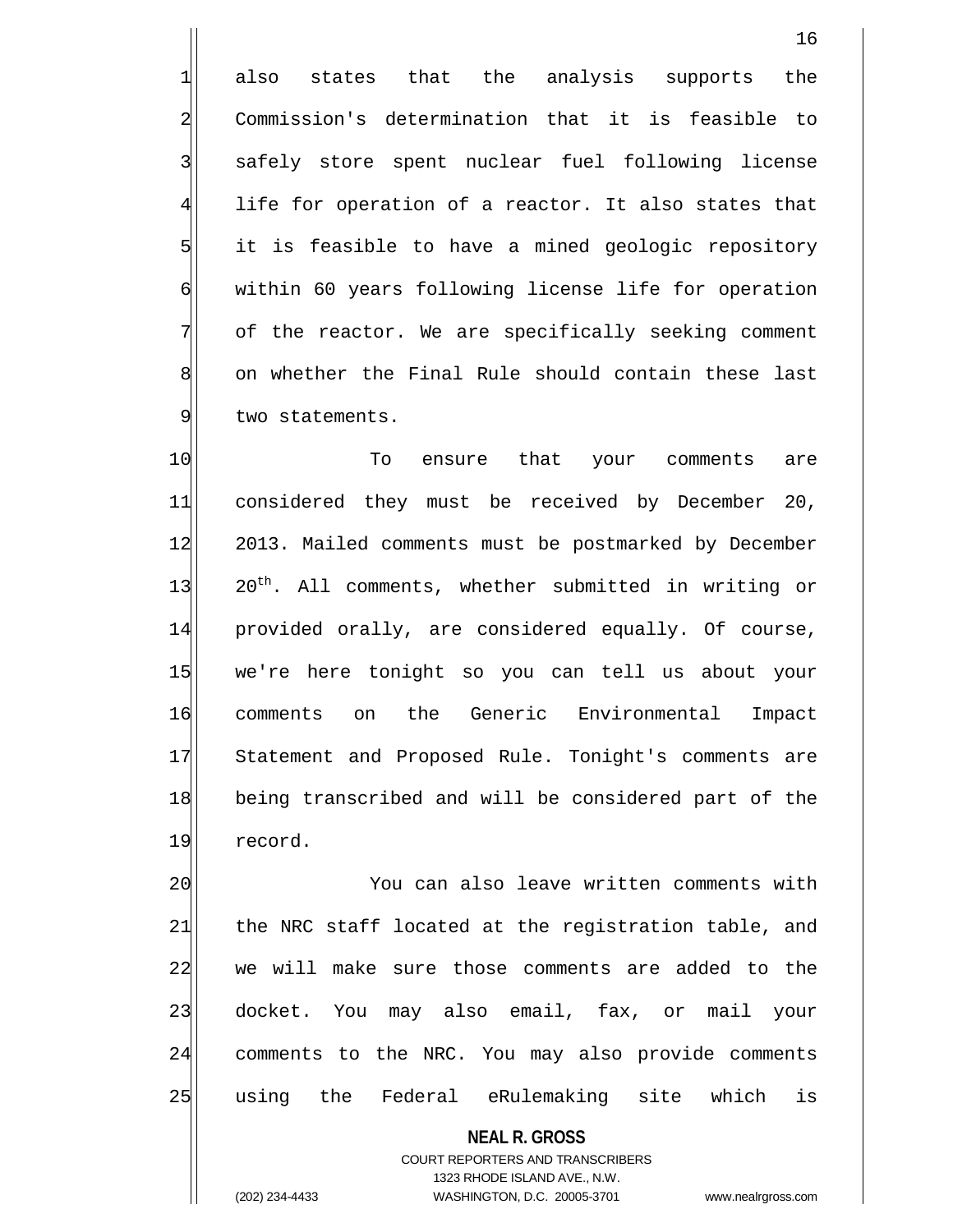also states that the analysis supports the Commission's determination that it is feasible to safely store spent nuclear fuel following license life for operation of a reactor. It also states that it is feasible to have a mined geologic repository within 60 years following license life for operation of the reactor. We are specifically seeking comment on whether the Final Rule should contain these last two statements.

To ensure that your comments are considered they must be received by December 20, 2013. Mailed comments must be postmarked by December 20th. All comments, whether submitted in writing or provided orally, are considered equally. Of course, we're here tonight so you can tell us about your comments on the Generic Environmental Impact Statement and Proposed Rule. Tonight's comments are being transcribed and will be considered part of the record.

You can also leave written comments with the NRC staff located at the registration table, and we will make sure those comments are added to the docket. You may also email, fax, or mail your comments to the NRC. You may also provide comments using the Federal eRulemaking site which is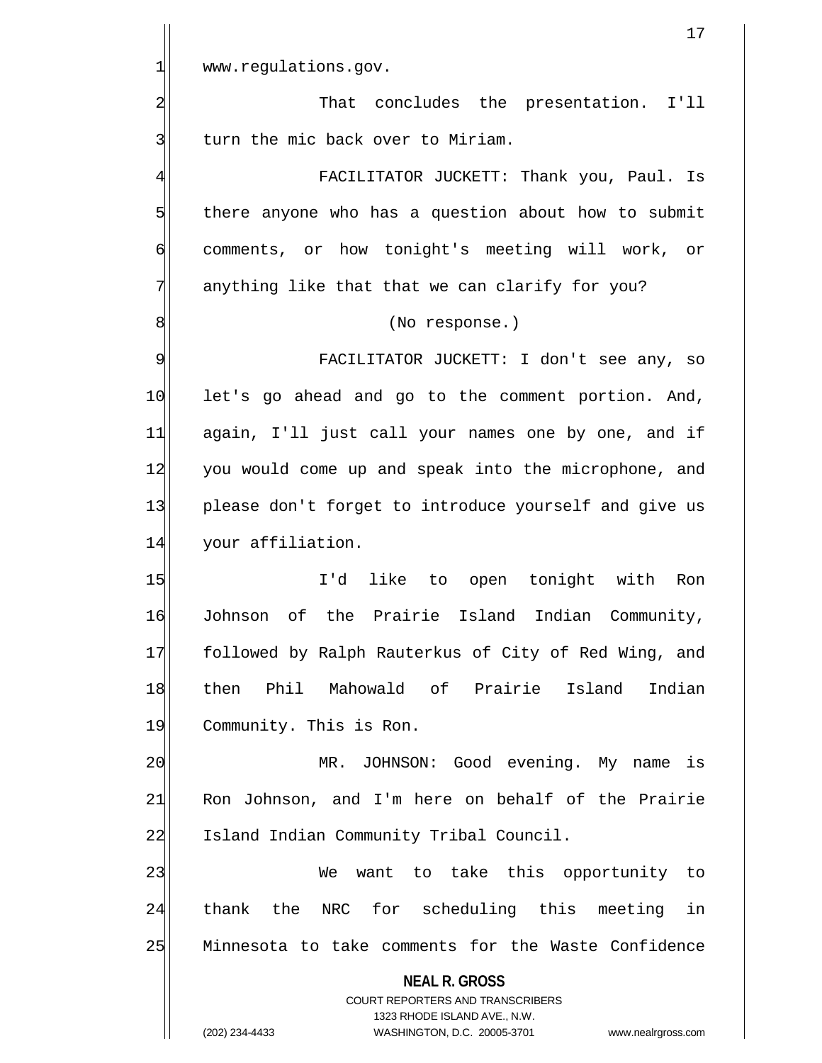www.regulations.gov.

That concludes the presentation. I'll turn the mic back over to Miriam.

FACILITATOR JUCKETT: Thank you, Paul. Is there anyone who has a question about how to submit comments, or how tonight's meeting will work, or anything like that that we can clarify for you?

(No response.)

FACILITATOR JUCKETT: I don't see any, so let's go ahead and go to the comment portion. And, again, I'll just call your names one by one, and if you would come up and speak into the microphone, and please don't forget to introduce yourself and give us your affiliation.

I'd like to open tonight with Ron Johnson of the Prairie Island Indian Community, followed by Ralph Rauterkus of City of Red Wing, and then Phil Mahowald of Prairie Island Indian Community. This is Ron.

MR. JOHNSON: Good evening. My name is Ron Johnson, and I'm here on behalf of the Prairie Island Indian Community Tribal Council.

We want to take this opportunity to thank the NRC for scheduling this meeting in Minnesota to take comments for the Waste Confidence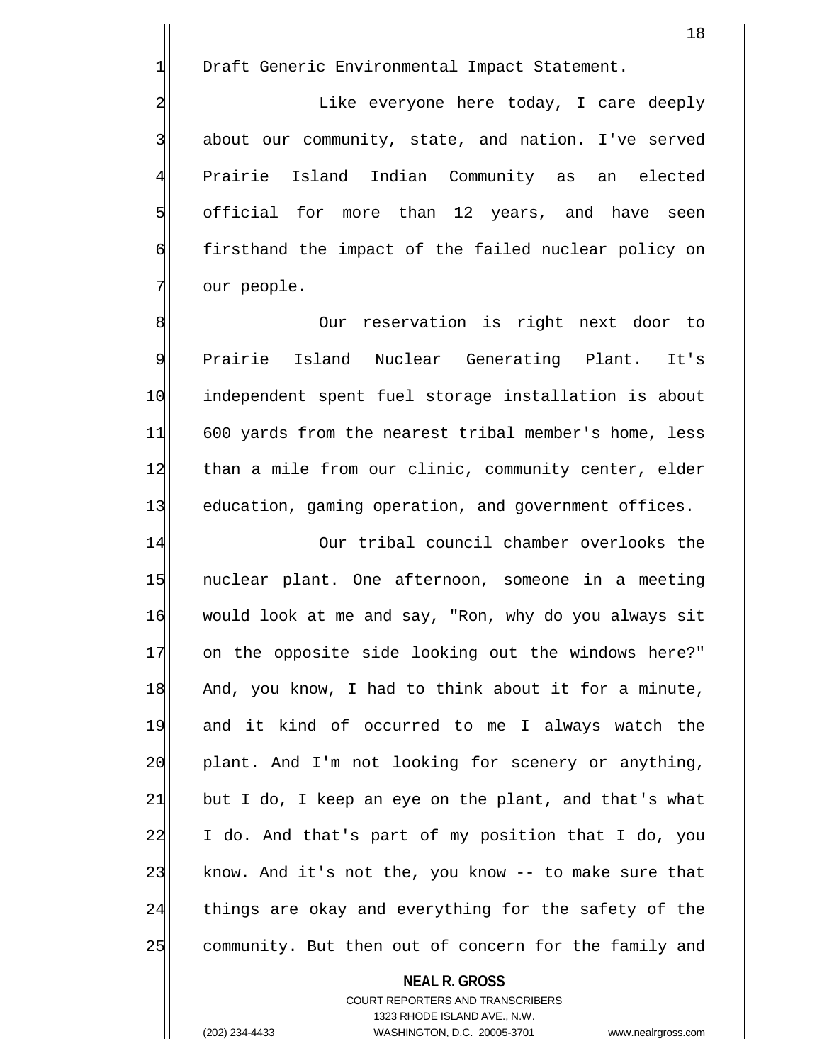Draft Generic Environmental Impact Statement.

Like everyone here today, I care deeply about our community, state, and nation. I've served Prairie Island Indian Community as an elected official for more than 12 years, and have seen firsthand the impact of the failed nuclear policy on our people.

Our reservation is right next door to Prairie Island Nuclear Generating Plant. It's independent spent fuel storage installation is about 600 yards from the nearest tribal member's home, less than a mile from our clinic, community center, elder education, gaming operation, and government offices.

Our tribal council chamber overlooks the nuclear plant. One afternoon, someone in a meeting would look at me and say, "Ron, why do you always sit on the opposite side looking out the windows here?" And, you know, I had to think about it for a minute, and it kind of occurred to me I always watch the plant. And I'm not looking for scenery or anything, but I do, I keep an eye on the plant, and that's what I do. And that's part of my position that I do, you know. And it's not the, you know -- to make sure that things are okay and everything for the safety of the community. But then out of concern for the family and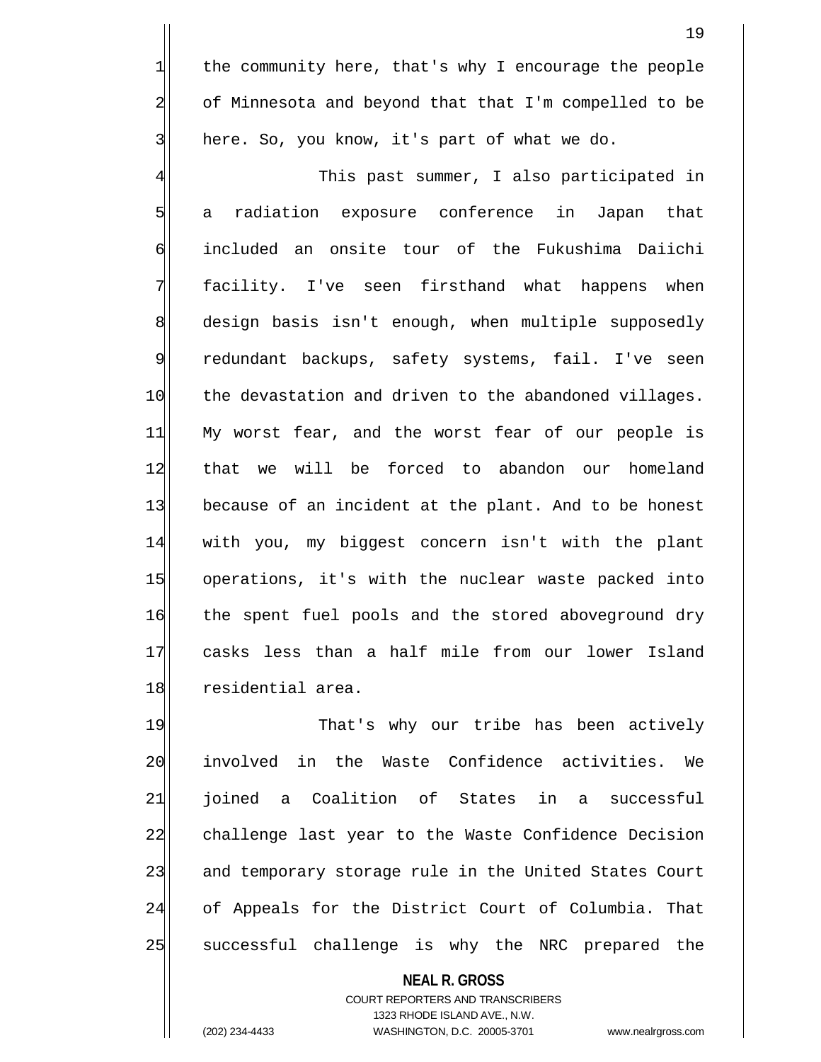the community here, that's why I encourage the people of Minnesota and beyond that that I'm compelled to be here. So, you know, it's part of what we do.

This past summer, I also participated in a radiation exposure conference in Japan that included an onsite tour of the Fukushima Daiichi facility. I've seen firsthand what happens when design basis isn't enough, when multiple supposedly redundant backups, safety systems, fail. I've seen the devastation and driven to the abandoned villages. My worst fear, and the worst fear of our people is that we will be forced to abandon our homeland because of an incident at the plant. And to be honest with you, my biggest concern isn't with the plant operations, it's with the nuclear waste packed into the spent fuel pools and the stored aboveground dry casks less than a half mile from our lower Island residential area.

That's why our tribe has been actively involved in the Waste Confidence activities. We joined a Coalition of States in a successful challenge last year to the Waste Confidence Decision and temporary storage rule in the United States Court of Appeals for the District Court of Columbia. That successful challenge is why the NRC prepared the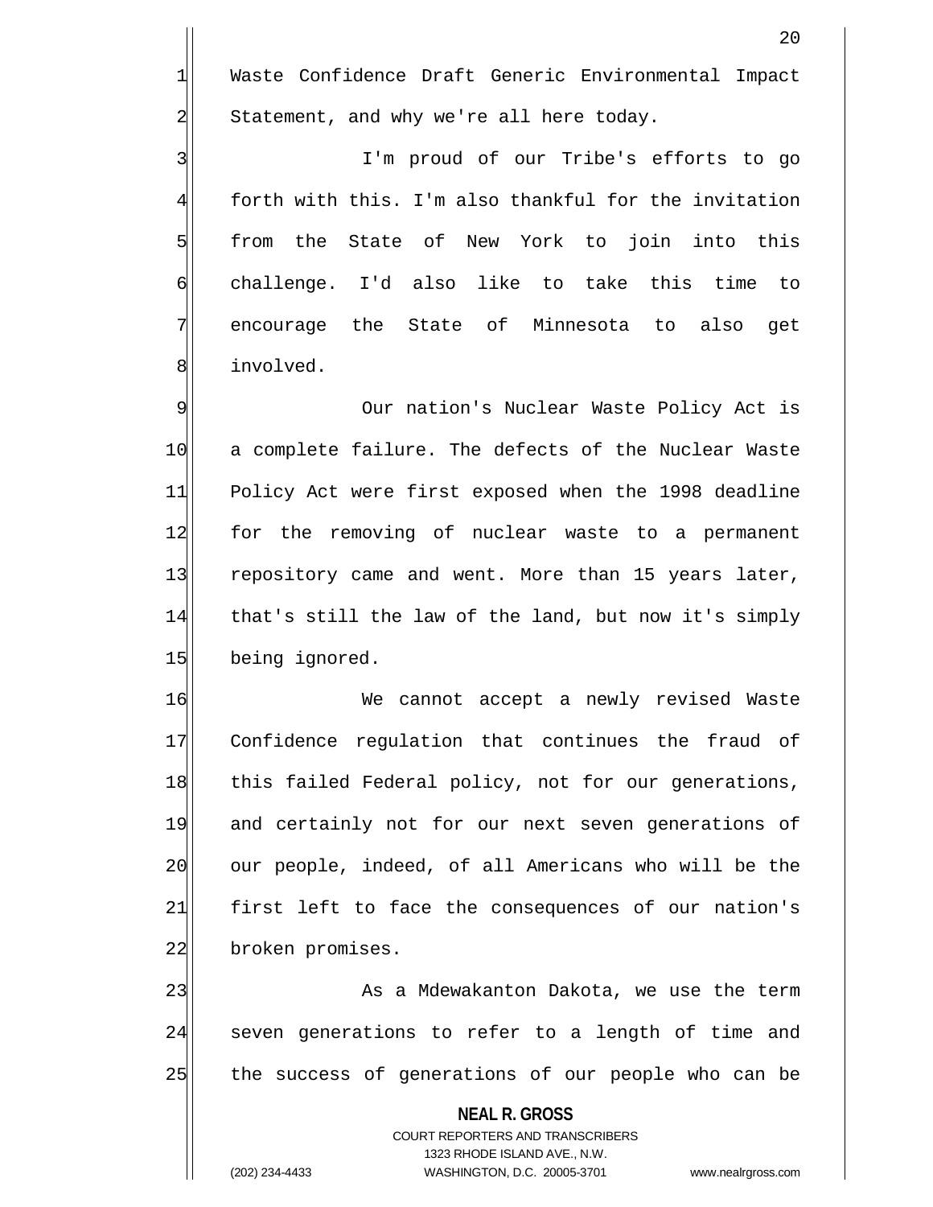Waste Confidence Draft Generic Environmental Impact Statement, and why we're all here today.

I'm proud of our Tribe's efforts to go forth with this. I'm also thankful for the invitation from the State of New York to join into this challenge. I'd also like to take this time to encourage the State of Minnesota to also get involved.

Our nation's Nuclear Waste Policy Act is a complete failure. The defects of the Nuclear Waste Policy Act were first exposed when the 1998 deadline for the removing of nuclear waste to a permanent repository came and went. More than 15 years later, that's still the law of the land, but now it's simply being ignored.

We cannot accept a newly revised Waste Confidence regulation that continues the fraud of this failed Federal policy, not for our generations, and certainly not for our next seven generations of our people, indeed, of all Americans who will be the first left to face the consequences of our nation's broken promises.

As a Mdewakanton Dakota, we use the term seven generations to refer to a length of time and the success of generations of our people who can be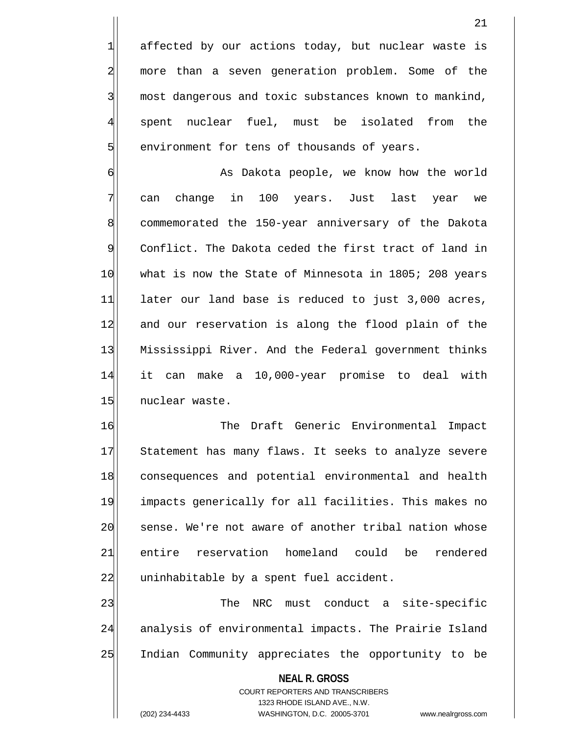affected by our actions today, but nuclear waste is more than a seven generation problem. Some of the most dangerous and toxic substances known to mankind, spent nuclear fuel, must be isolated from the environment for tens of thousands of years.

As Dakota people, we know how the world can change in 100 years. Just last year we commemorated the 150-year anniversary of the Dakota Conflict. The Dakota ceded the first tract of land in what is now the State of Minnesota in 1805; 208 years later our land base is reduced to just 3,000 acres, and our reservation is along the flood plain of the Mississippi River. And the Federal government thinks it can make a 10,000-year promise to deal with nuclear waste.

The Draft Generic Environmental Impact Statement has many flaws. It seeks to analyze severe consequences and potential environmental and health impacts generically for all facilities. This makes no sense. We're not aware of another tribal nation whose entire reservation homeland could be rendered uninhabitable by a spent fuel accident.

The NRC must conduct a site-specific analysis of environmental impacts. The Prairie Island Indian Community appreciates the opportunity to be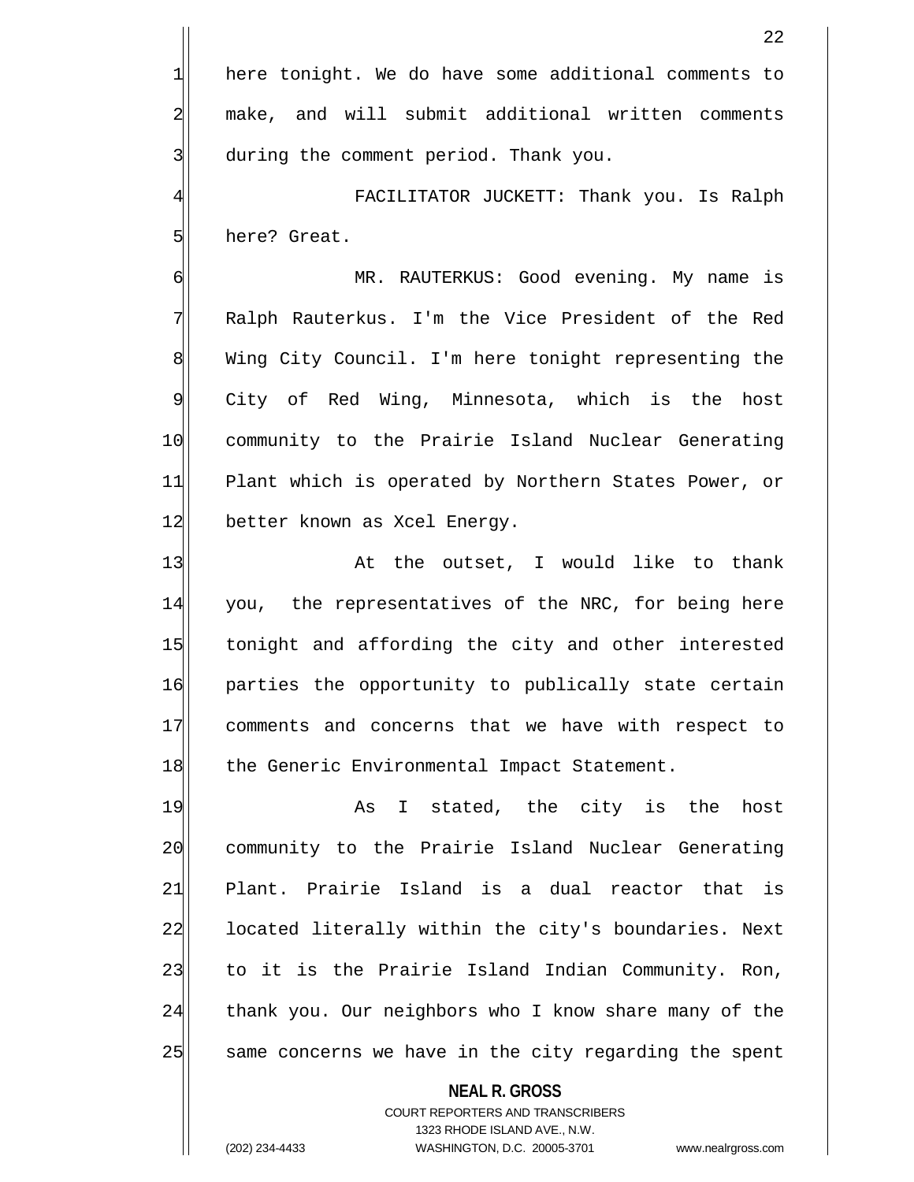here tonight. We do have some additional comments to make, and will submit additional written comments during the comment period. Thank you.

FACILITATOR JUCKETT: Thank you. Is Ralph here? Great.

MR. RAUTERKUS: Good evening. My name is Ralph Rauterkus. I'm the Vice President of the Red Wing City Council. I'm here tonight representing the City of Red Wing, Minnesota, which is the host community to the Prairie Island Nuclear Generating Plant which is operated by Northern States Power, or better known as Xcel Energy.

At the outset, I would like to thank you, the representatives of the NRC, for being here tonight and affording the city and other interested parties the opportunity to publically state certain comments and concerns that we have with respect to the Generic Environmental Impact Statement.

As I stated, the city is the host community to the Prairie Island Nuclear Generating Plant. Prairie Island is a dual reactor that is located literally within the city's boundaries. Next to it is the Prairie Island Indian Community. Ron, thank you. Our neighbors who I know share many of the same concerns we have in the city regarding the spent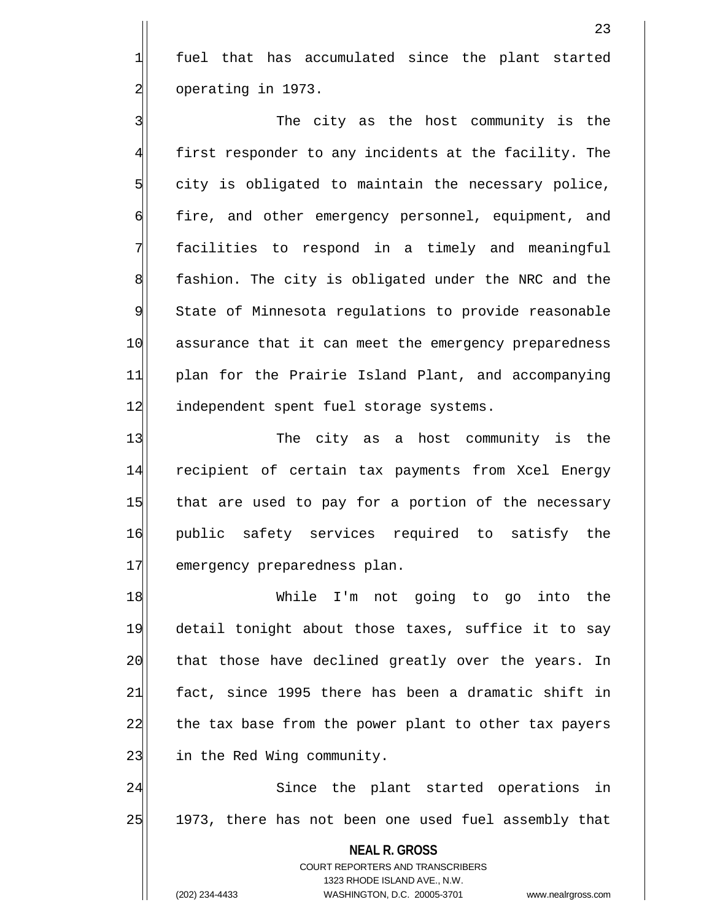fuel that has accumulated since the plant started operating in 1973.

The city as the host community is the first responder to any incidents at the facility. The city is obligated to maintain the necessary police, fire, and other emergency personnel, equipment, and facilities to respond in a timely and meaningful fashion. The city is obligated under the NRC and the State of Minnesota regulations to provide reasonable assurance that it can meet the emergency preparedness plan for the Prairie Island Plant, and accompanying independent spent fuel storage systems.

The city as a host community is the recipient of certain tax payments from Xcel Energy that are used to pay for a portion of the necessary public safety services required to satisfy the emergency preparedness plan.

While I'm not going to go into the detail tonight about those taxes, suffice it to say that those have declined greatly over the years. In fact, since 1995 there has been a dramatic shift in the tax base from the power plant to other tax payers in the Red Wing community.

Since the plant started operations in 1973, there has not been one used fuel assembly that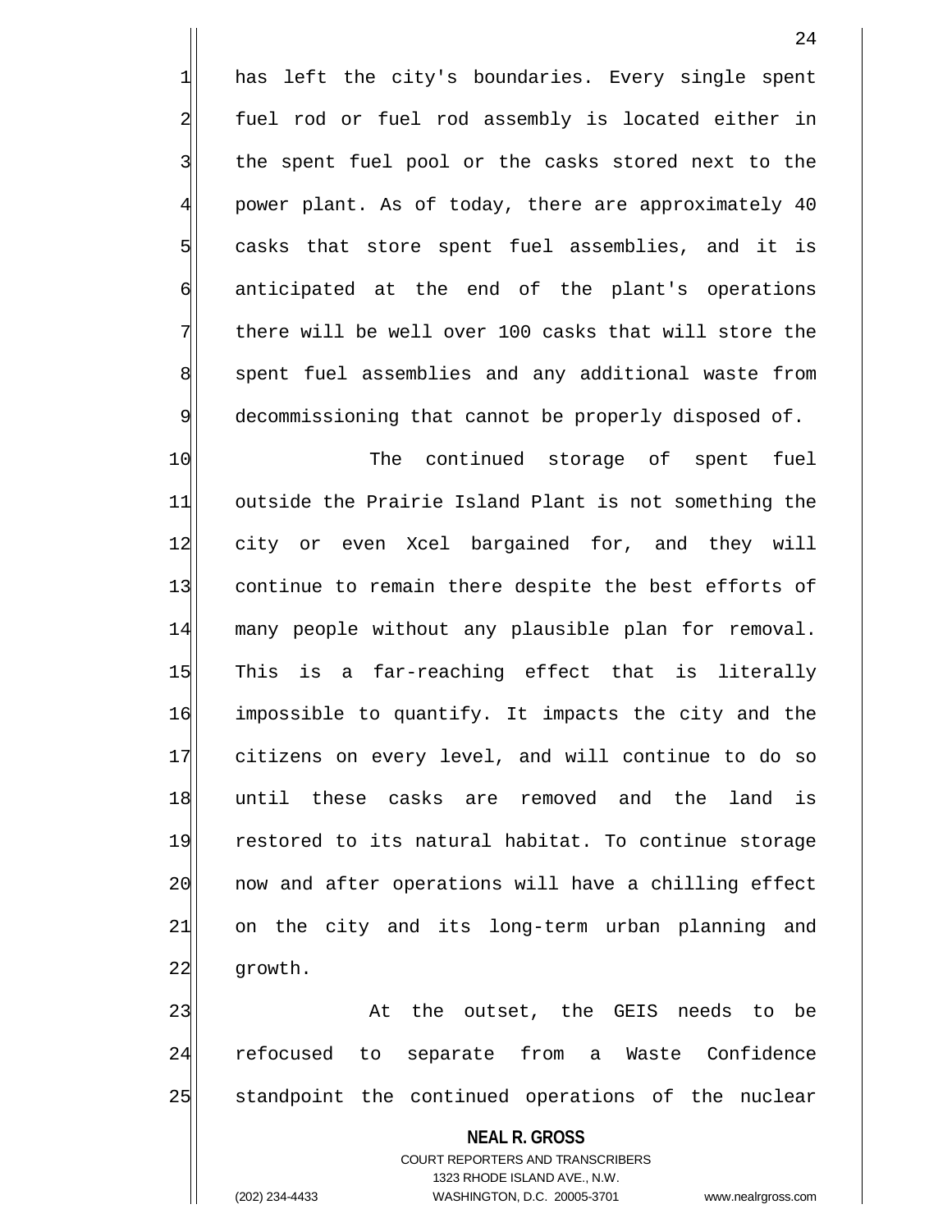has left the city's boundaries. Every single spent fuel rod or fuel rod assembly is located either in the spent fuel pool or the casks stored next to the power plant. As of today, there are approximately 40 casks that store spent fuel assemblies, and it is anticipated at the end of the plant's operations there will be well over 100 casks that will store the spent fuel assemblies and any additional waste from decommissioning that cannot be properly disposed of.

The continued storage of spent fuel outside the Prairie Island Plant is not something the city or even Xcel bargained for, and they will continue to remain there despite the best efforts of many people without any plausible plan for removal. This is a far-reaching effect that is literally impossible to quantify. It impacts the city and the citizens on every level, and will continue to do so until these casks are removed and the land is restored to its natural habitat. To continue storage now and after operations will have a chilling effect on the city and its long-term urban planning and growth.

At the outset, the GEIS needs to be refocused to separate from a Waste Confidence standpoint the continued operations of the nuclear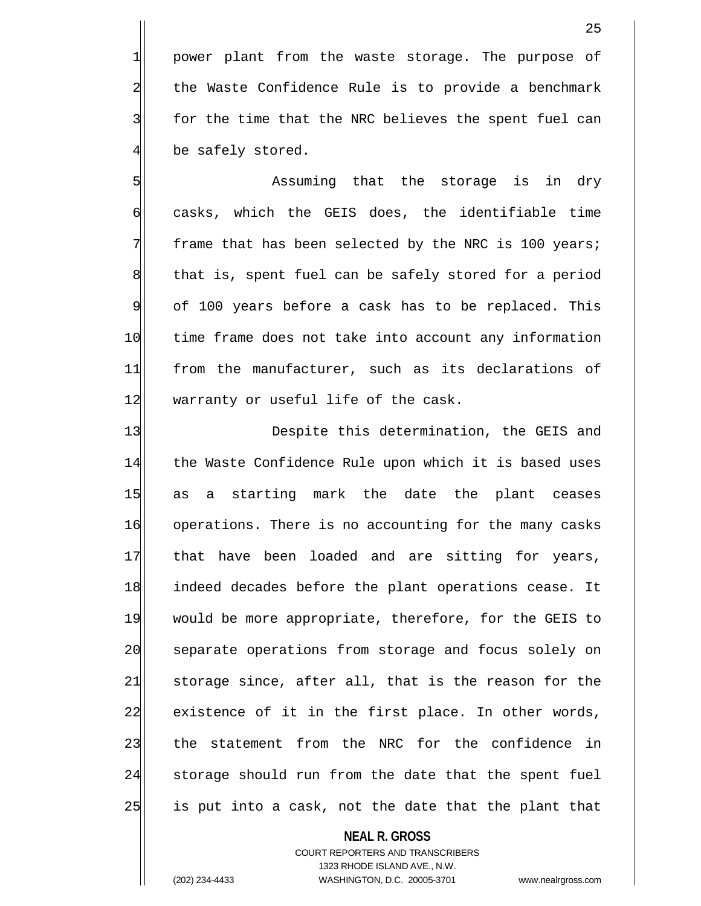power plant from the waste storage. The purpose of the Waste Confidence Rule is to provide a benchmark for the time that the NRC believes the spent fuel can be safely stored.

Assuming that the storage is in dry casks, which the GEIS does, the identifiable time frame that has been selected by the NRC is 100 years; that is, spent fuel can be safely stored for a period of 100 years before a cask has to be replaced. This time frame does not take into account any information from the manufacturer, such as its declarations of warranty or useful life of the cask.

Despite this determination, the GEIS and the Waste Confidence Rule upon which it is based uses as a starting mark the date the plant ceases operations. There is no accounting for the many casks that have been loaded and are sitting for years, indeed decades before the plant operations cease. It would be more appropriate, therefore, for the GEIS to separate operations from storage and focus solely on storage since, after all, that is the reason for the existence of it in the first place. In other words, the statement from the NRC for the confidence in storage should run from the date that the spent fuel is put into a cask, not the date that the plant that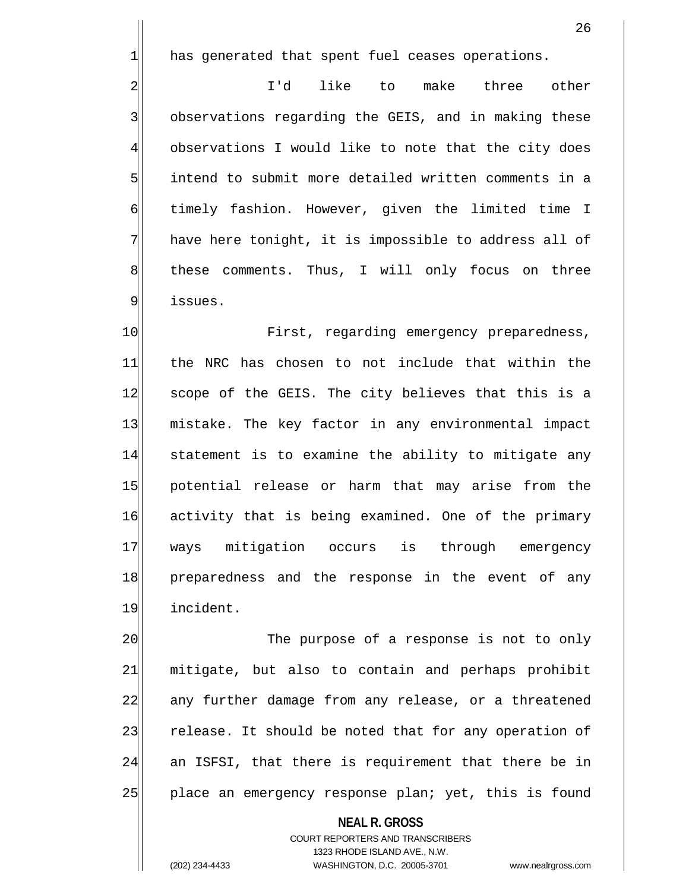has generated that spent fuel ceases operations.

I'd like to make three other observations regarding the GEIS, and in making these observations I would like to note that the city does intend to submit more detailed written comments in a timely fashion. However, given the limited time I have here tonight, it is impossible to address all of these comments. Thus, I will only focus on three issues.

First, regarding emergency preparedness, the NRC has chosen to not include that within the scope of the GEIS. The city believes that this is a mistake. The key factor in any environmental impact statement is to examine the ability to mitigate any potential release or harm that may arise from the activity that is being examined. One of the primary ways mitigation occurs is through emergency preparedness and the response in the event of any incident.

The purpose of a response is not to only mitigate, but also to contain and perhaps prohibit any further damage from any release, or a threatened release. It should be noted that for any operation of an ISFSI, that there is requirement that there be in place an emergency response plan; yet, this is found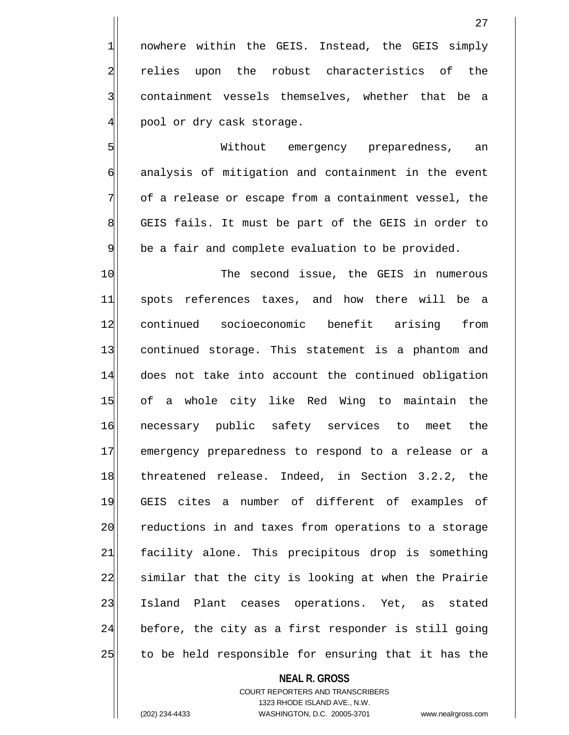nowhere within the GEIS. Instead, the GEIS simply relies upon the robust characteristics of the containment vessels themselves, whether that be a pool or dry cask storage.

Without emergency preparedness, an analysis of mitigation and containment in the event of a release or escape from a containment vessel, the GEIS fails. It must be part of the GEIS in order to be a fair and complete evaluation to be provided.

The second issue, the GEIS in numerous spots references taxes, and how there will be a continued socioeconomic benefit arising from continued storage. This statement is a phantom and does not take into account the continued obligation of a whole city like Red Wing to maintain the necessary public safety services to meet the emergency preparedness to respond to a release or a threatened release. Indeed, in Section 3.2.2, the GEIS cites a number of different of examples of reductions in and taxes from operations to a storage facility alone. This precipitous drop is something similar that the city is looking at when the Prairie Island Plant ceases operations. Yet, as stated before, the city as a first responder is still going to be held responsible for ensuring that it has the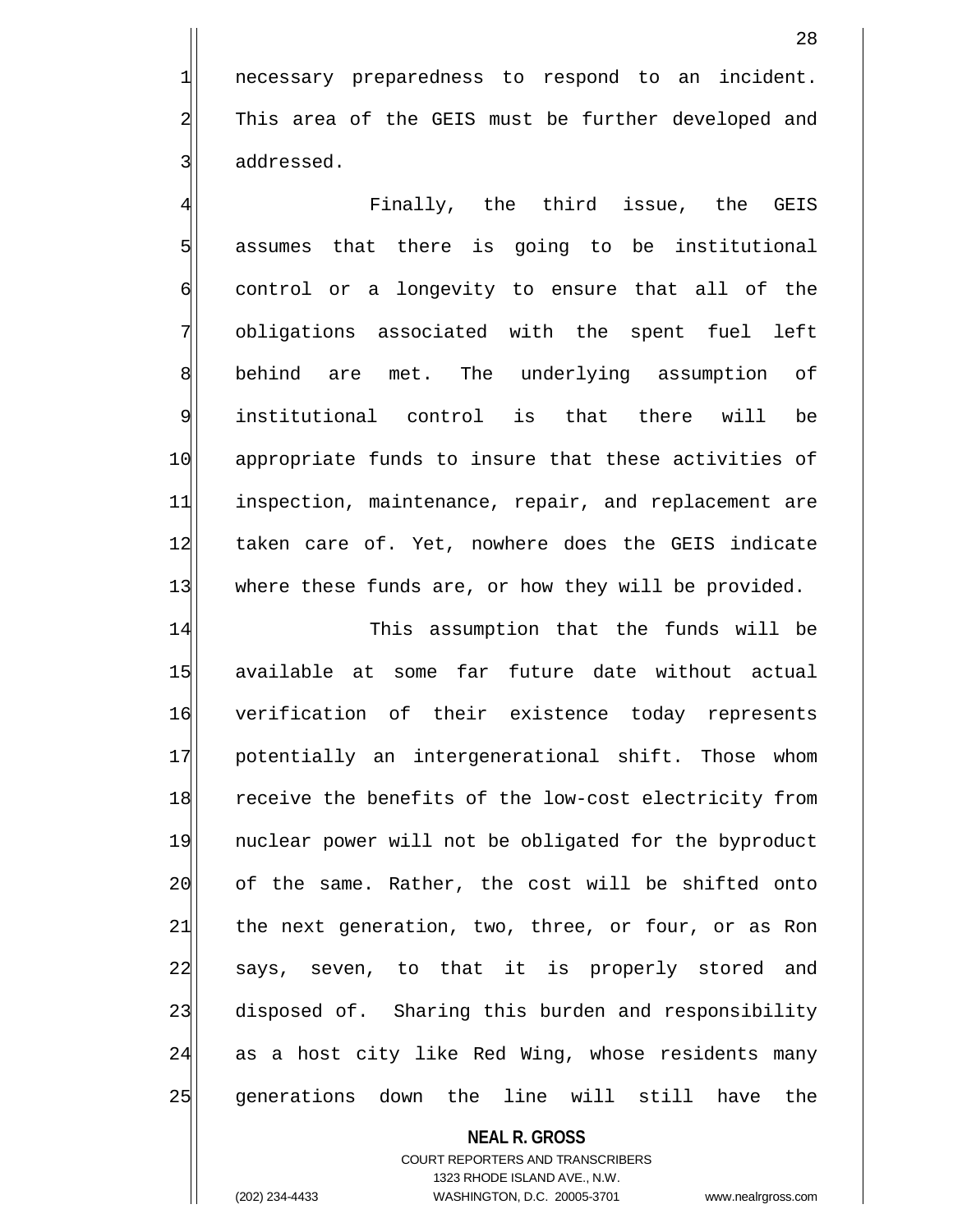necessary preparedness to respond to an incident. This area of the GEIS must be further developed and addressed.

Finally, the third issue, the GEIS assumes that there is going to be institutional control or a longevity to ensure that all of the obligations associated with the spent fuel left behind are met. The underlying assumption of institutional control is that there will be appropriate funds to insure that these activities of inspection, maintenance, repair, and replacement are taken care of. Yet, nowhere does the GEIS indicate where these funds are, or how they will be provided.

This assumption that the funds will be available at some far future date without actual verification of their existence today represents potentially an intergenerational shift. Those whom receive the benefits of the low-cost electricity from nuclear power will not be obligated for the byproduct of the same. Rather, the cost will be shifted onto the next generation, two, three, or four, or as Ron says, seven, to that it is properly stored and disposed of. Sharing this burden and responsibility as a host city like Red Wing, whose residents many generations down the line will still have the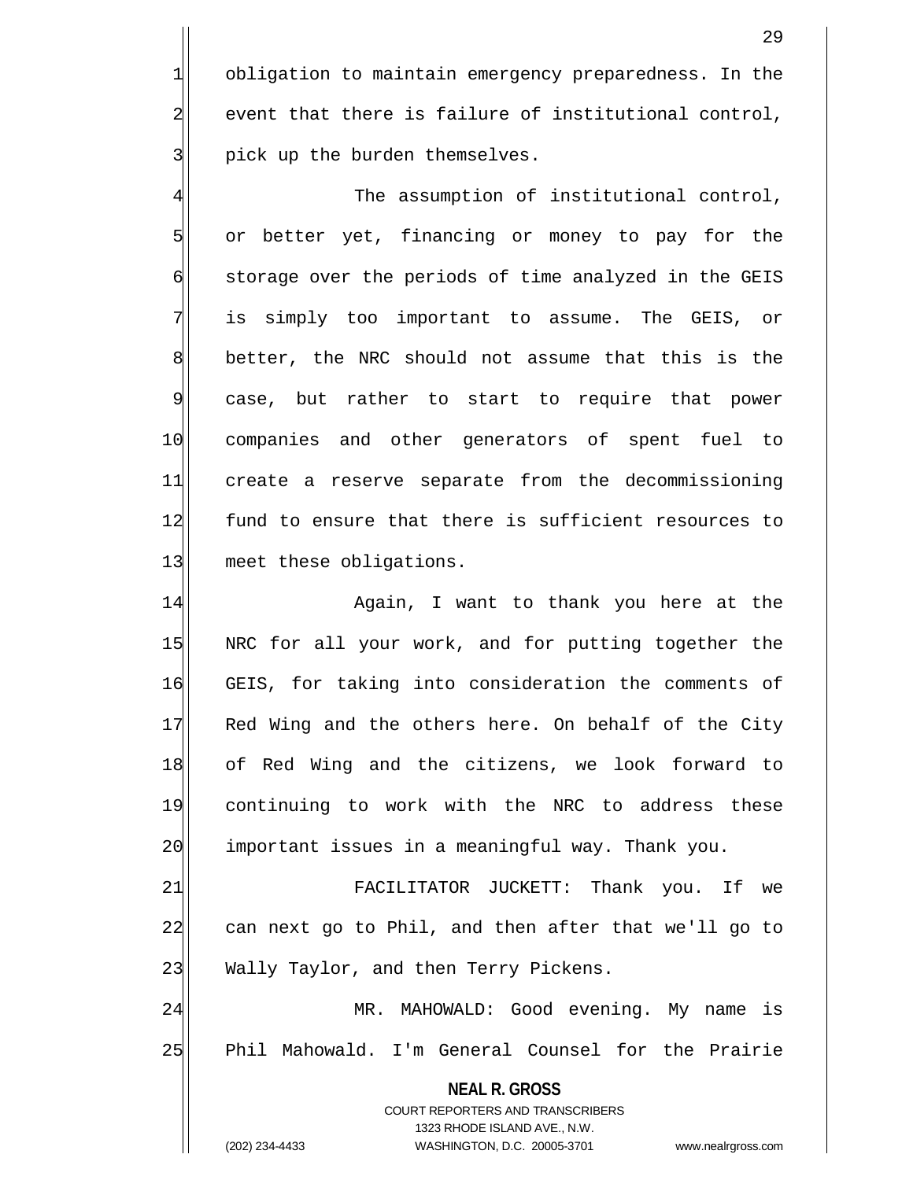obligation to maintain emergency preparedness. In the event that there is failure of institutional control, pick up the burden themselves.

The assumption of institutional control, or better yet, financing or money to pay for the storage over the periods of time analyzed in the GEIS is simply too important to assume. The GEIS, or better, the NRC should not assume that this is the case, but rather to start to require that power companies and other generators of spent fuel to create a reserve separate from the decommissioning fund to ensure that there is sufficient resources to meet these obligations.

Again, I want to thank you here at the NRC for all your work, and for putting together the GEIS, for taking into consideration the comments of Red Wing and the others here. On behalf of the City of Red Wing and the citizens, we look forward to continuing to work with the NRC to address these important issues in a meaningful way. Thank you.

FACILITATOR JUCKETT: Thank you. If we can next go to Phil, and then after that we'll go to Wally Taylor, and then Terry Pickens.

MR. MAHOWALD: Good evening. My name is Phil Mahowald. I'm General Counsel for the Prairie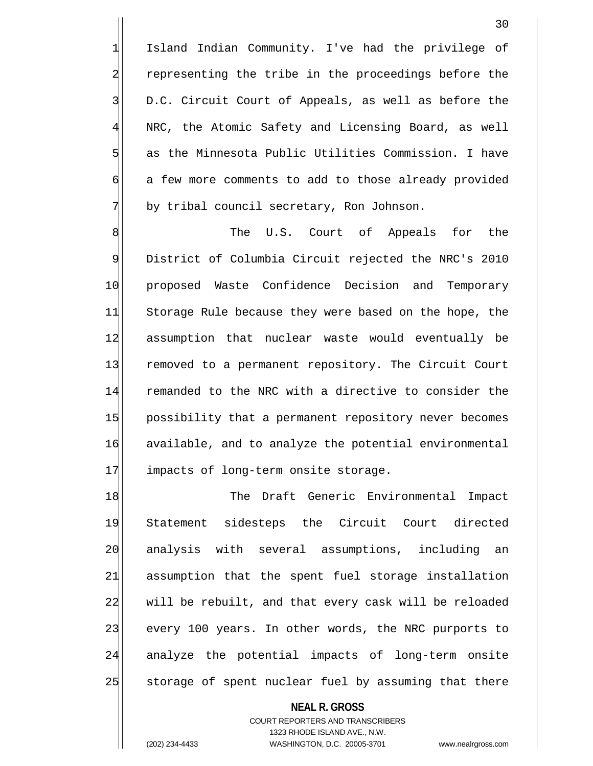Island Indian Community. I've had the privilege of representing the tribe in the proceedings before the D.C. Circuit Court of Appeals, as well as before the NRC, the Atomic Safety and Licensing Board, as well as the Minnesota Public Utilities Commission. I have a few more comments to add to those already provided by tribal council secretary, Ron Johnson.

The U.S. Court of Appeals for the District of Columbia Circuit rejected the NRC's 2010 proposed Waste Confidence Decision and Temporary Storage Rule because they were based on the hope, the assumption that nuclear waste would eventually be removed to a permanent repository. The Circuit Court remanded to the NRC with a directive to consider the possibility that a permanent repository never becomes available, and to analyze the potential environmental impacts of long-term onsite storage.

The Draft Generic Environmental Impact Statement sidesteps the Circuit Court directed analysis with several assumptions, including an assumption that the spent fuel storage installation will be rebuilt, and that every cask will be reloaded every 100 years. In other words, the NRC purports to analyze the potential impacts of long-term onsite storage of spent nuclear fuel by assuming that there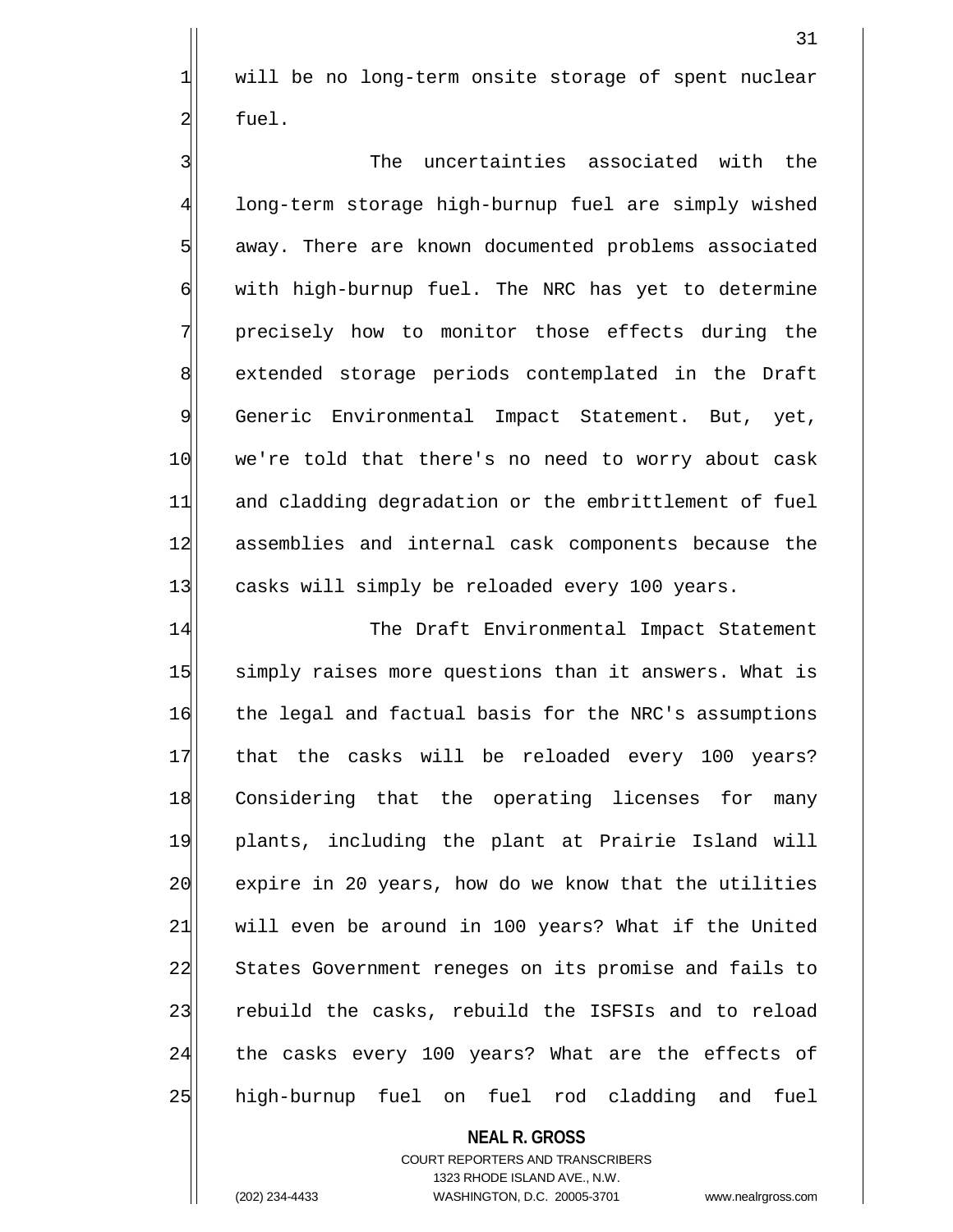will be no long-term onsite storage of spent nuclear fuel.

The uncertainties associated with the long-term storage high-burnup fuel are simply wished away. There are known documented problems associated with high-burnup fuel. The NRC has yet to determine precisely how to monitor those effects during the extended storage periods contemplated in the Draft Generic Environmental Impact Statement. But, yet, we're told that there's no need to worry about cask and cladding degradation or the embrittlement of fuel assemblies and internal cask components because the casks will simply be reloaded every 100 years.

The Draft Environmental Impact Statement simply raises more questions than it answers. What is the legal and factual basis for the NRC's assumptions that the casks will be reloaded every 100 years? Considering that the operating licenses for many plants, including the plant at Prairie Island will expire in 20 years, how do we know that the utilities will even be around in 100 years? What if the United States Government reneges on its promise and fails to rebuild the casks, rebuild the ISFSIs and to reload the casks every 100 years? What are the effects of high-burnup fuel on fuel rod cladding and fuel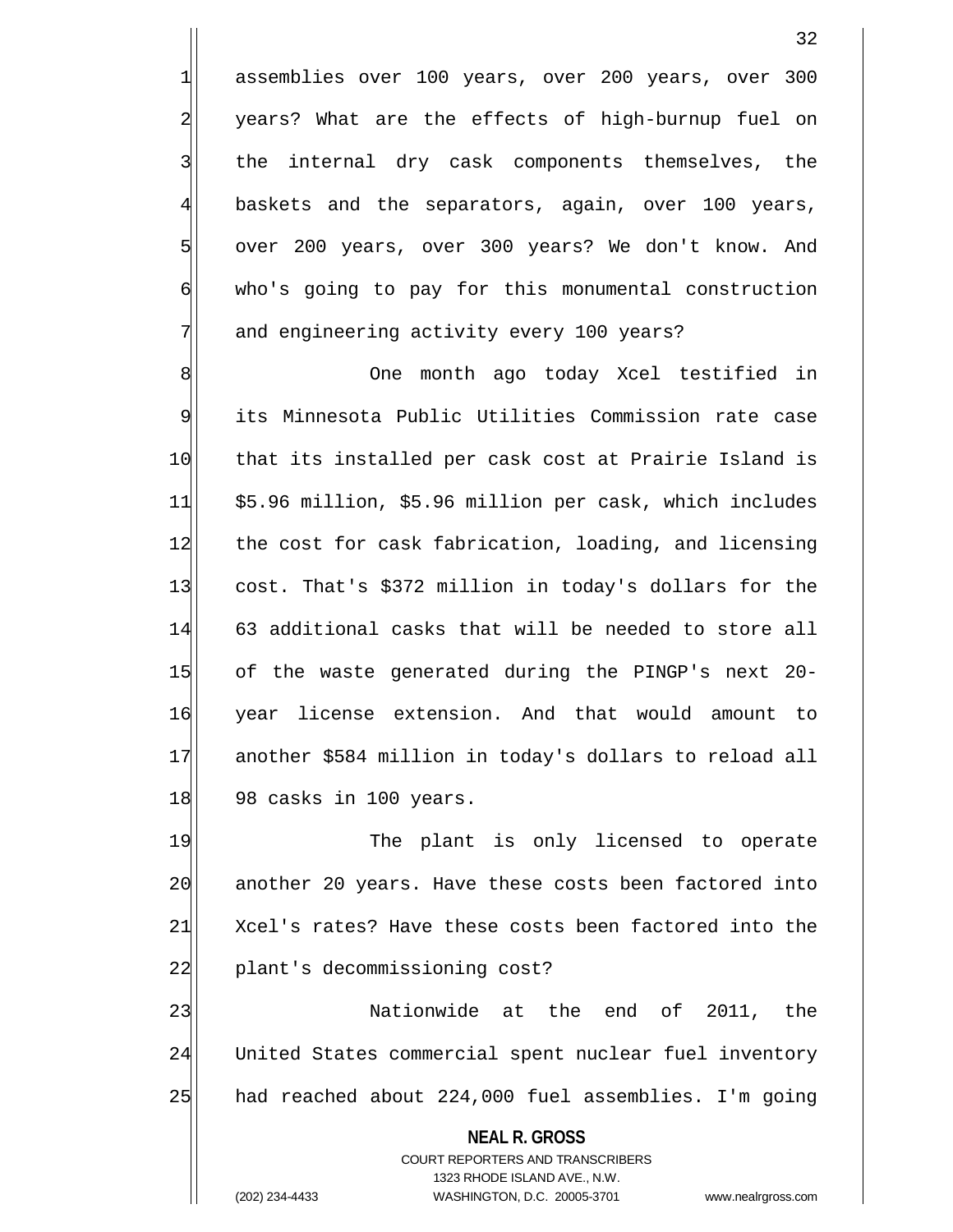assemblies over 100 years, over 200 years, over 300 years? What are the effects of high-burnup fuel on the internal dry cask components themselves, the baskets and the separators, again, over 100 years, over 200 years, over 300 years? We don't know. And who's going to pay for this monumental construction and engineering activity every 100 years?

One month ago today Xcel testified in its Minnesota Public Utilities Commission rate case that its installed per cask cost at Prairie Island is $5.96 million, $5.96 million per cask, which includes the cost for cask fabrication, loading, and licensing cost. That's $372 million in today's dollars for the 63 additional casks that will be needed to store all of the waste generated during the PINGP's next 20-year license extension. And that would amount to another $584 million in today's dollars to reload all 98 casks in 100 years.

The plant is only licensed to operate another 20 years. Have these costs been factored into Xcel's rates? Have these costs been factored into the plant's decommissioning cost?

Nationwide at the end of 2011, the United States commercial spent nuclear fuel inventory had reached about 224,000 fuel assemblies. I'm going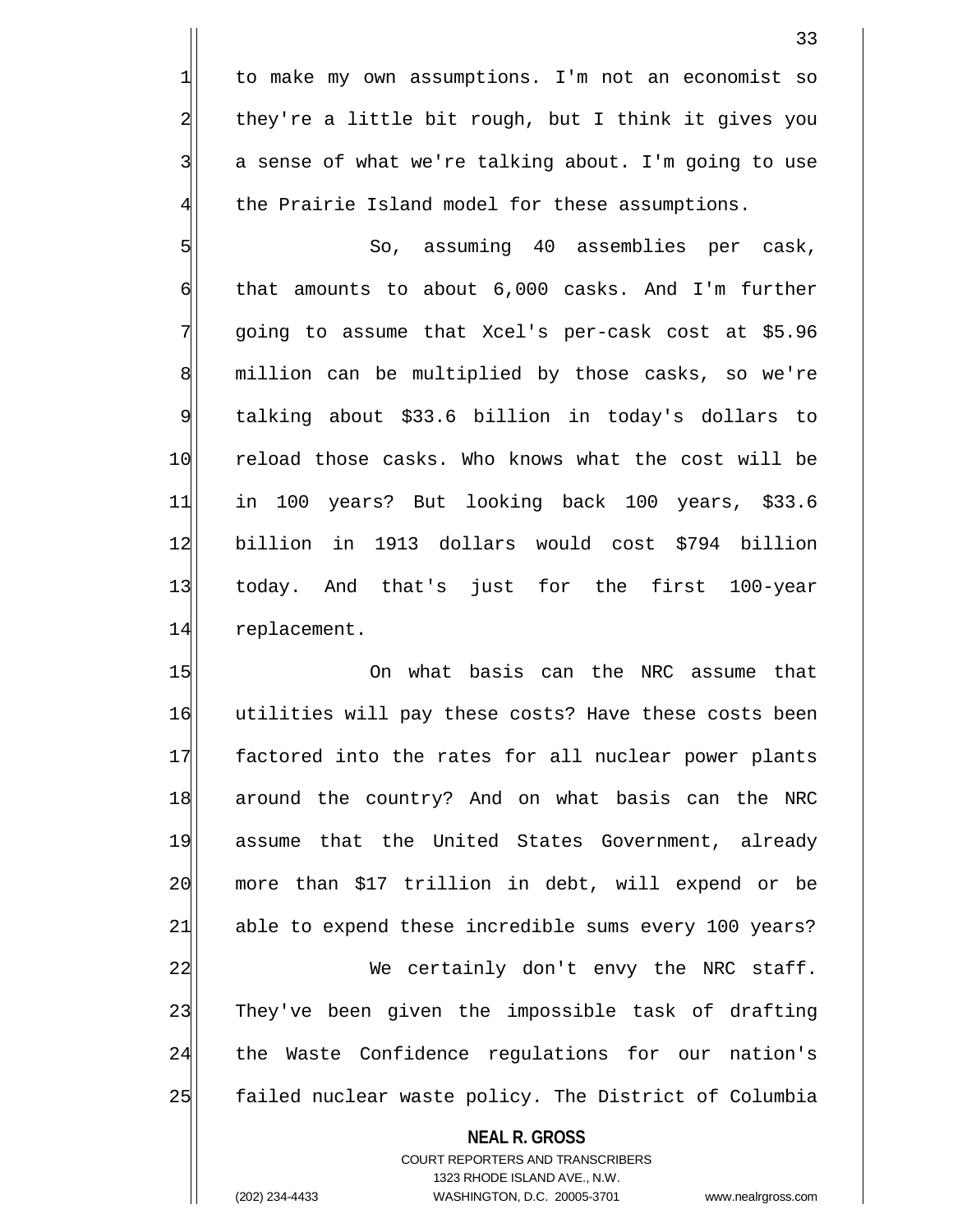to make my own assumptions. I'm not an economist so they're a little bit rough, but I think it gives you a sense of what we're talking about. I'm going to use the Prairie Island model for these assumptions.

So, assuming 40 assemblies per cask, that amounts to about 6,000 casks. And I'm further going to assume that Xcel's per-cask cost at $5.96 million can be multiplied by those casks, so we're talking about $33.6 billion in today's dollars to reload those casks. Who knows what the cost will be in 100 years? But looking back 100 years, $33.6 billion in 1913 dollars would cost $794 billion today. And that's just for the first 100-year replacement.

On what basis can the NRC assume that utilities will pay these costs? Have these costs been factored into the rates for all nuclear power plants around the country? And on what basis can the NRC assume that the United States Government, already more than $17 trillion in debt, will expend or be able to expend these incredible sums every 100 years?

We certainly don't envy the NRC staff. They've been given the impossible task of drafting the Waste Confidence regulations for our nation's failed nuclear waste policy. The District of Columbia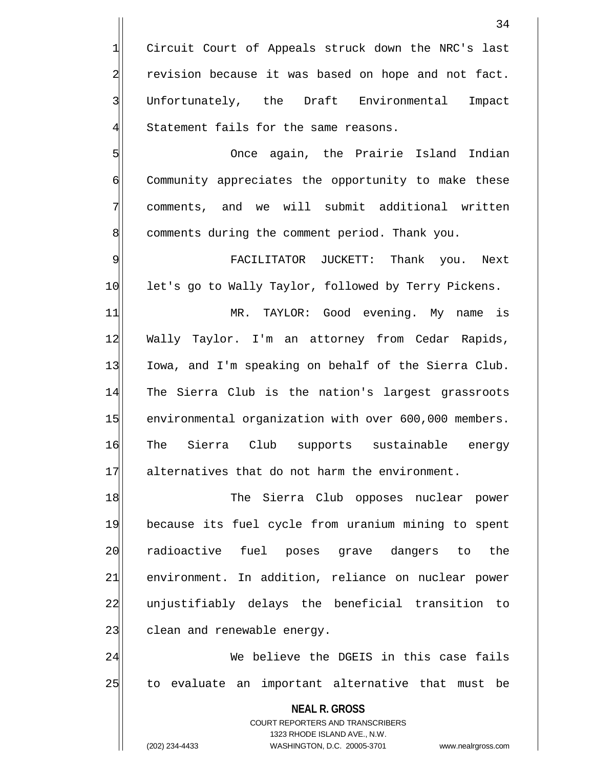Circuit Court of Appeals struck down the NRC's last revision because it was based on hope and not fact. Unfortunately, the Draft Environmental Impact Statement fails for the same reasons.

Once again, the Prairie Island Indian Community appreciates the opportunity to make these comments, and we will submit additional written comments during the comment period. Thank you.

FACILITATOR JUCKETT: Thank you. Next let's go to Wally Taylor, followed by Terry Pickens.

MR. TAYLOR: Good evening. My name is Wally Taylor. I'm an attorney from Cedar Rapids, Iowa, and I'm speaking on behalf of the Sierra Club. The Sierra Club is the nation's largest grassroots environmental organization with over 600,000 members. The Sierra Club supports sustainable energy alternatives that do not harm the environment.

The Sierra Club opposes nuclear power because its fuel cycle from uranium mining to spent radioactive fuel poses grave dangers to the environment. In addition, reliance on nuclear power unjustifiably delays the beneficial transition to clean and renewable energy.

We believe the DGEIS in this case fails to evaluate an important alternative that must be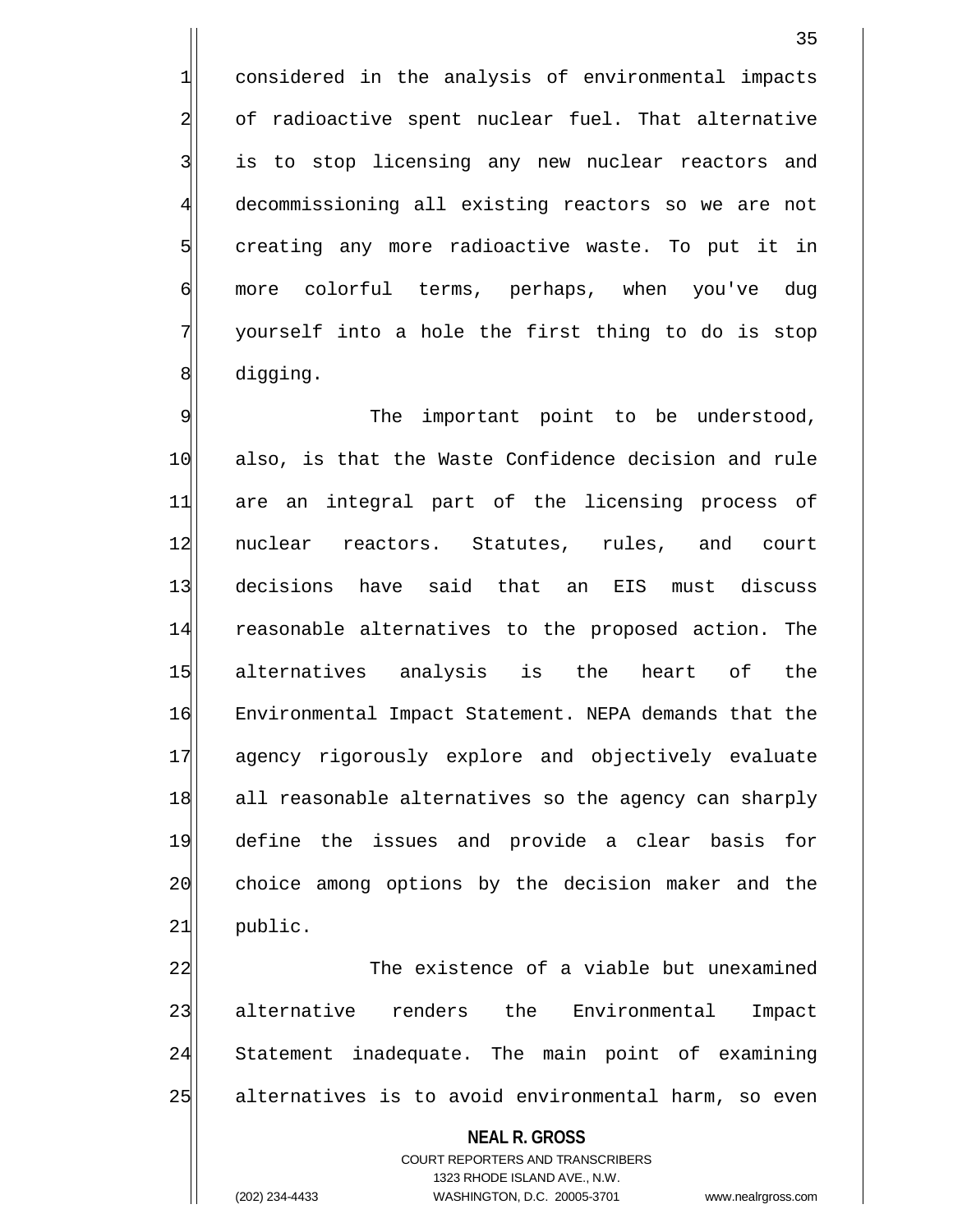considered in the analysis of environmental impacts of radioactive spent nuclear fuel. That alternative is to stop licensing any new nuclear reactors and decommissioning all existing reactors so we are not creating any more radioactive waste. To put it in more colorful terms, perhaps, when you've dug yourself into a hole the first thing to do is stop digging.

The important point to be understood, also, is that the Waste Confidence decision and rule are an integral part of the licensing process of nuclear reactors. Statutes, rules, and court decisions have said that an EIS must discuss reasonable alternatives to the proposed action. The alternatives analysis is the heart of the Environmental Impact Statement. NEPA demands that the agency rigorously explore and objectively evaluate all reasonable alternatives so the agency can sharply define the issues and provide a clear basis for choice among options by the decision maker and the public.

The existence of a viable but unexamined alternative renders the Environmental Impact Statement inadequate. The main point of examining alternatives is to avoid environmental harm, so even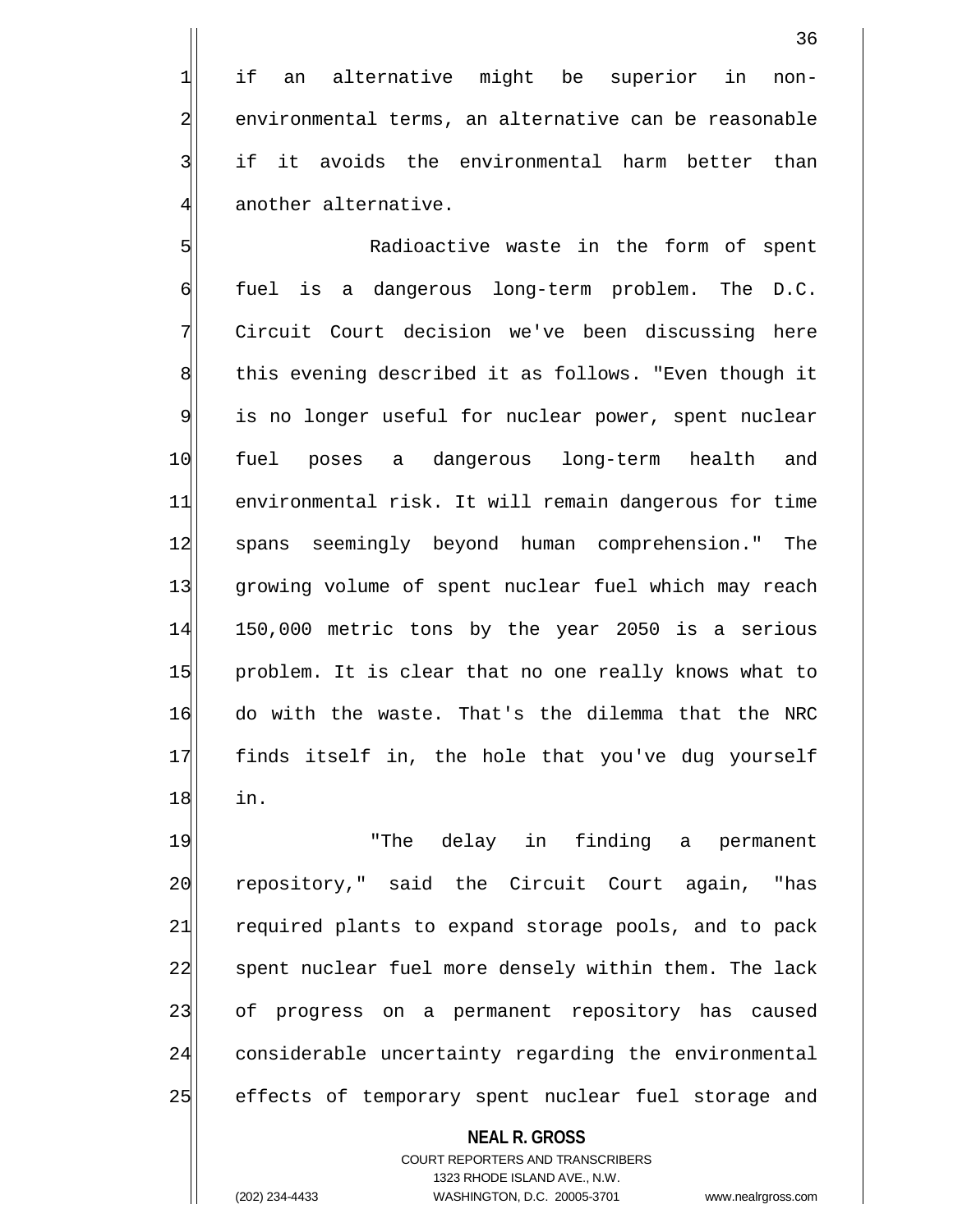if an alternative might be superior in non-environmental terms, an alternative can be reasonable if it avoids the environmental harm better than another alternative.

Radioactive waste in the form of spent fuel is a dangerous long-term problem. The D.C. Circuit Court decision we've been discussing here this evening described it as follows. "Even though it is no longer useful for nuclear power, spent nuclear fuel poses a dangerous long-term health and environmental risk. It will remain dangerous for time spans seemingly beyond human comprehension." The growing volume of spent nuclear fuel which may reach 150,000 metric tons by the year 2050 is a serious problem. It is clear that no one really knows what to do with the waste. That's the dilemma that the NRC finds itself in, the hole that you've dug yourself in.

"The delay in finding a permanent repository," said the Circuit Court again, "has required plants to expand storage pools, and to pack spent nuclear fuel more densely within them. The lack of progress on a permanent repository has caused considerable uncertainty regarding the environmental effects of temporary spent nuclear fuel storage and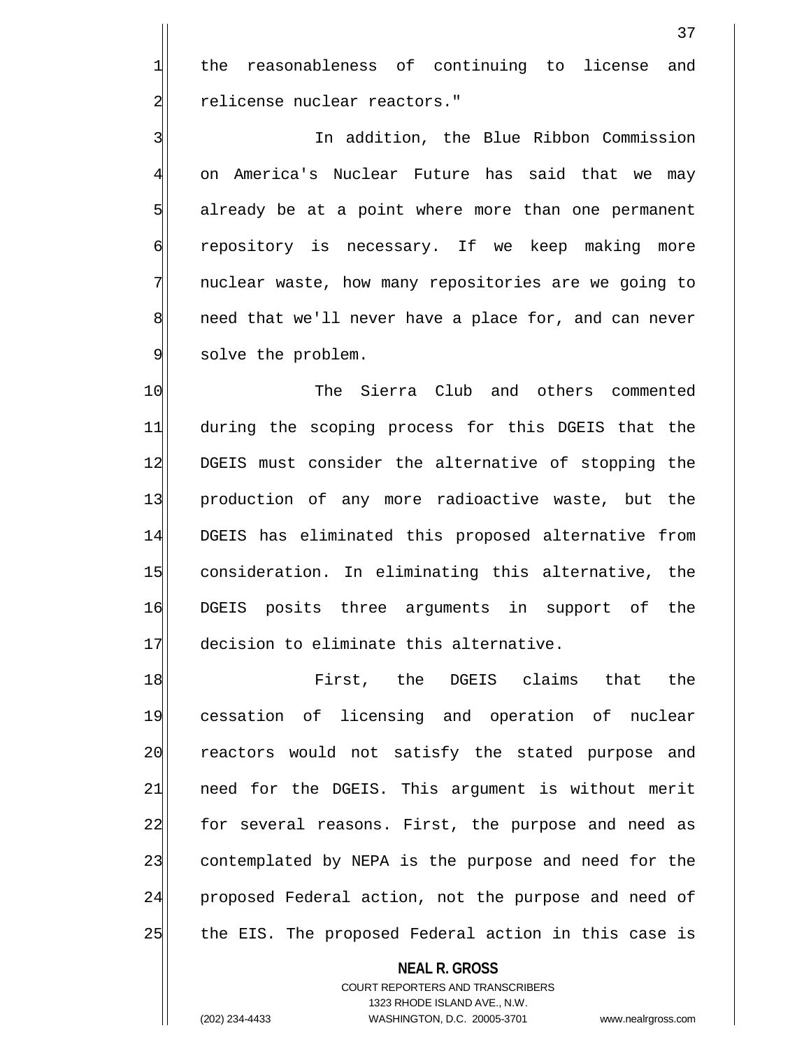the reasonableness of continuing to license and relicense nuclear reactors."

In addition, the Blue Ribbon Commission on America's Nuclear Future has said that we may already be at a point where more than one permanent repository is necessary. If we keep making more nuclear waste, how many repositories are we going to need that we'll never have a place for, and can never solve the problem.

The Sierra Club and others commented during the scoping process for this DGEIS that the DGEIS must consider the alternative of stopping the production of any more radioactive waste, but the DGEIS has eliminated this proposed alternative from consideration. In eliminating this alternative, the DGEIS posits three arguments in support of the decision to eliminate this alternative.

First, the DGEIS claims that the cessation of licensing and operation of nuclear reactors would not satisfy the stated purpose and need for the DGEIS. This argument is without merit for several reasons. First, the purpose and need as contemplated by NEPA is the purpose and need for the proposed Federal action, not the purpose and need of the EIS. The proposed Federal action in this case is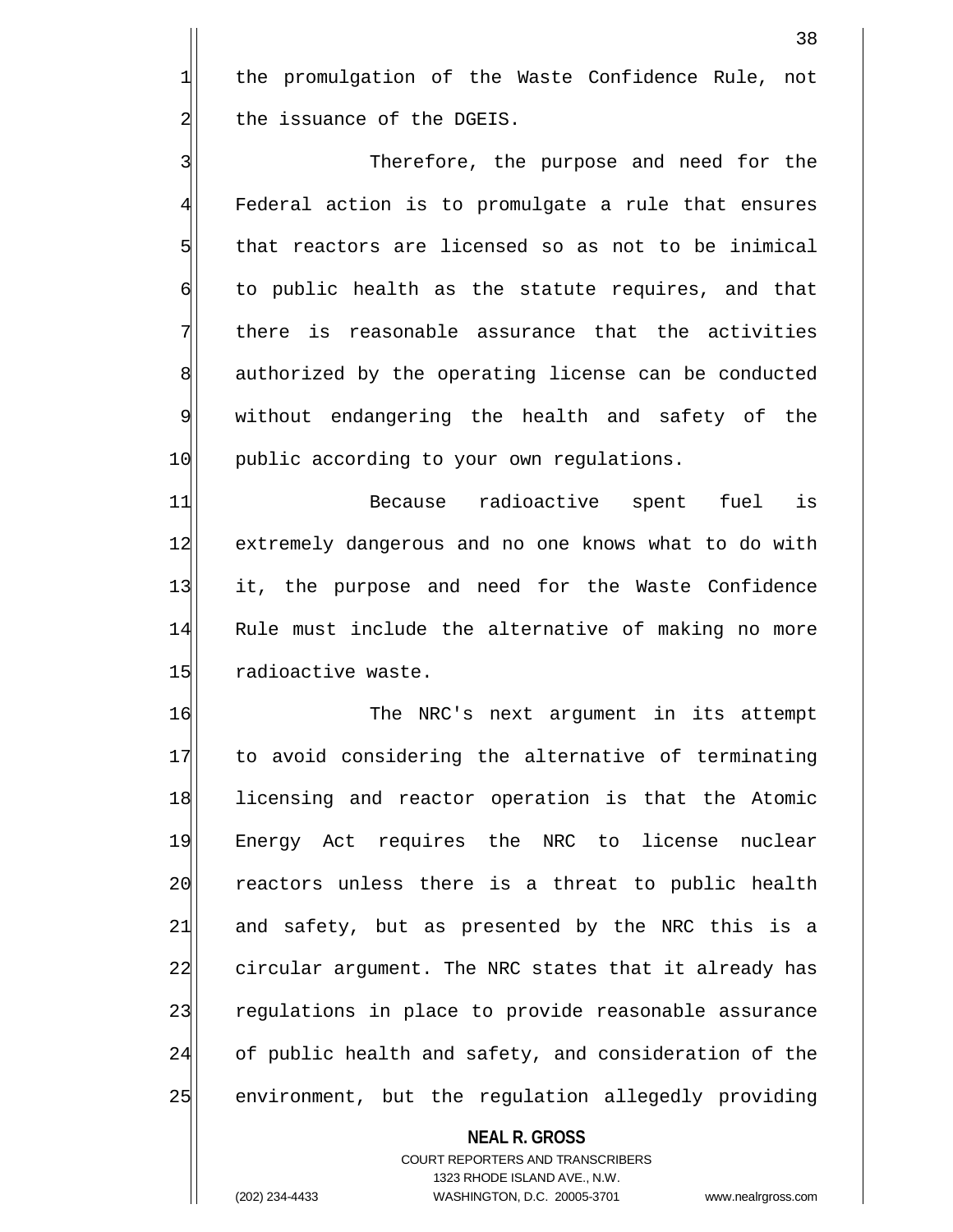the promulgation of the Waste Confidence Rule, not the issuance of the DGEIS.

Therefore, the purpose and need for the Federal action is to promulgate a rule that ensures that reactors are licensed so as not to be inimical to public health as the statute requires, and that there is reasonable assurance that the activities authorized by the operating license can be conducted without endangering the health and safety of the public according to your own regulations.

Because radioactive spent fuel is extremely dangerous and no one knows what to do with it, the purpose and need for the Waste Confidence Rule must include the alternative of making no more radioactive waste.

The NRC's next argument in its attempt to avoid considering the alternative of terminating licensing and reactor operation is that the Atomic Energy Act requires the NRC to license nuclear reactors unless there is a threat to public health and safety, but as presented by the NRC this is a circular argument. The NRC states that it already has regulations in place to provide reasonable assurance of public health and safety, and consideration of the environment, but the regulation allegedly providing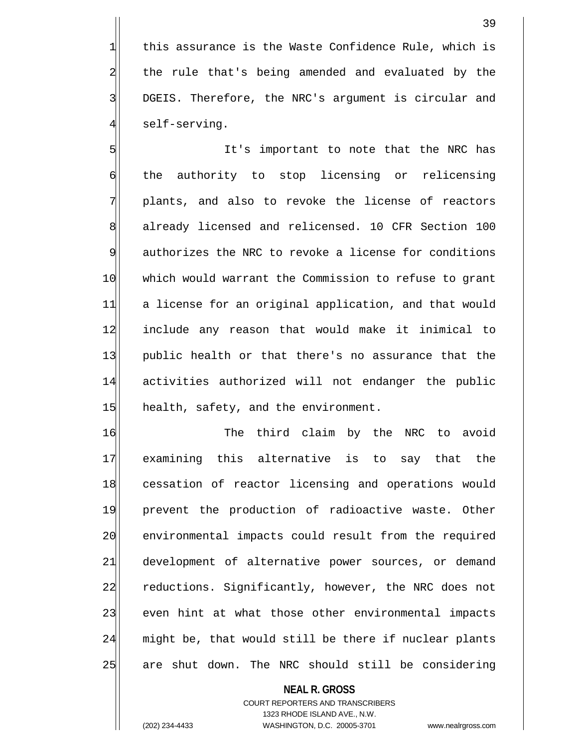this assurance is the Waste Confidence Rule, which is the rule that's being amended and evaluated by the DGEIS. Therefore, the NRC's argument is circular and self-serving.

It's important to note that the NRC has the authority to stop licensing or relicensing plants, and also to revoke the license of reactors already licensed and relicensed. 10 CFR Section 100 authorizes the NRC to revoke a license for conditions which would warrant the Commission to refuse to grant a license for an original application, and that would include any reason that would make it inimical to public health or that there's no assurance that the activities authorized will not endanger the public health, safety, and the environment.

The third claim by the NRC to avoid examining this alternative is to say that the cessation of reactor licensing and operations would prevent the production of radioactive waste. Other environmental impacts could result from the required development of alternative power sources, or demand reductions. Significantly, however, the NRC does not even hint at what those other environmental impacts might be, that would still be there if nuclear plants are shut down. The NRC should still be considering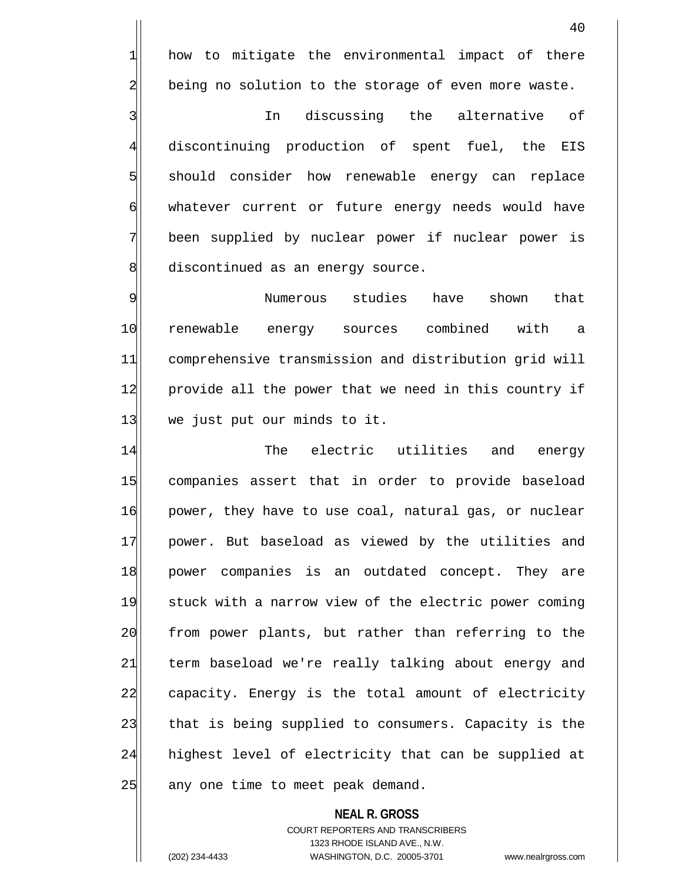how to mitigate the environmental impact of there being no solution to the storage of even more waste.

In discussing the alternative of discontinuing production of spent fuel, the EIS should consider how renewable energy can replace whatever current or future energy needs would have been supplied by nuclear power if nuclear power is discontinued as an energy source.

Numerous studies have shown that renewable energy sources combined with a comprehensive transmission and distribution grid will provide all the power that we need in this country if we just put our minds to it.

The electric utilities and energy companies assert that in order to provide baseload power, they have to use coal, natural gas, or nuclear power. But baseload as viewed by the utilities and power companies is an outdated concept. They are stuck with a narrow view of the electric power coming from power plants, but rather than referring to the term baseload we're really talking about energy and capacity. Energy is the total amount of electricity that is being supplied to consumers. Capacity is the highest level of electricity that can be supplied at any one time to meet peak demand.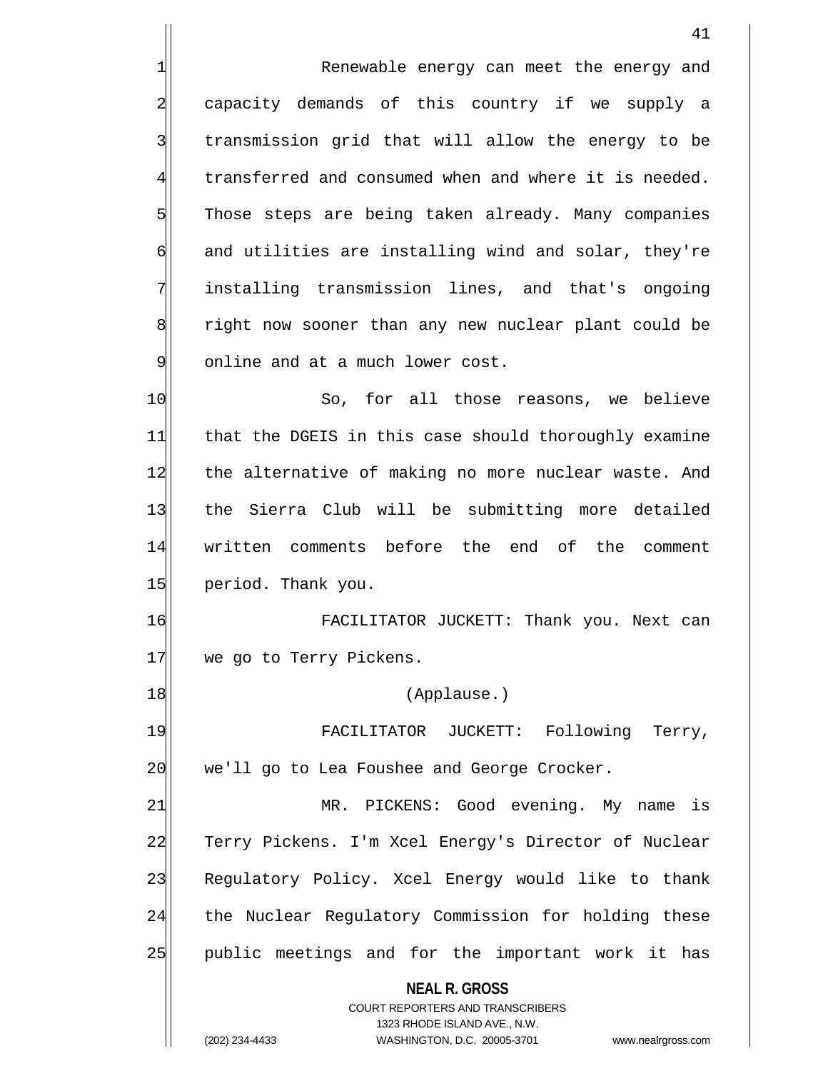Renewable energy can meet the energy and capacity demands of this country if we supply a transmission grid that will allow the energy to be transferred and consumed when and where it is needed. Those steps are being taken already. Many companies and utilities are installing wind and solar, they're installing transmission lines, and that's ongoing right now sooner than any new nuclear plant could be online and at a much lower cost.

So, for all those reasons, we believe that the DGEIS in this case should thoroughly examine the alternative of making no more nuclear waste. And the Sierra Club will be submitting more detailed written comments before the end of the comment period. Thank you.

FACILITATOR JUCKETT: Thank you. Next can we go to Terry Pickens.

(Applause.)

FACILITATOR JUCKETT: Following Terry, we'll go to Lea Foushee and George Crocker.

MR. PICKENS: Good evening. My name is Terry Pickens. I'm Xcel Energy's Director of Nuclear Regulatory Policy. Xcel Energy would like to thank the Nuclear Regulatory Commission for holding these public meetings and for the important work it has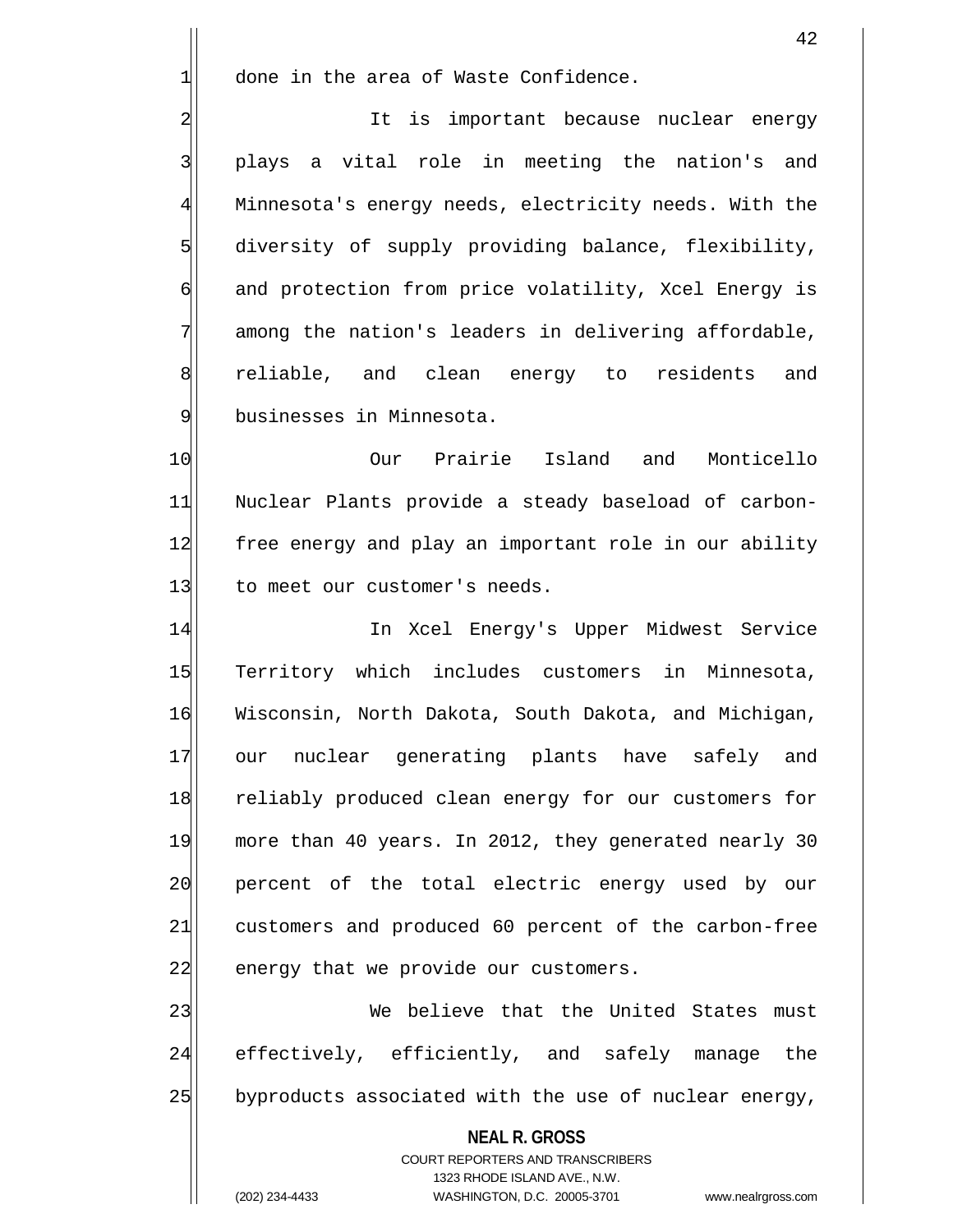done in the area of Waste Confidence.

It is important because nuclear energy plays a vital role in meeting the nation's and Minnesota's energy needs, electricity needs. With the diversity of supply providing balance, flexibility, and protection from price volatility, Xcel Energy is among the nation's leaders in delivering affordable, reliable, and clean energy to residents and businesses in Minnesota.

Our Prairie Island and Monticello Nuclear Plants provide a steady baseload of carbon-free energy and play an important role in our ability to meet our customer's needs.

In Xcel Energy's Upper Midwest Service Territory which includes customers in Minnesota, Wisconsin, North Dakota, South Dakota, and Michigan, our nuclear generating plants have safely and reliably produced clean energy for our customers for more than 40 years. In 2012, they generated nearly 30 percent of the total electric energy used by our customers and produced 60 percent of the carbon-free energy that we provide our customers.

We believe that the United States must effectively, efficiently, and safely manage the byproducts associated with the use of nuclear energy,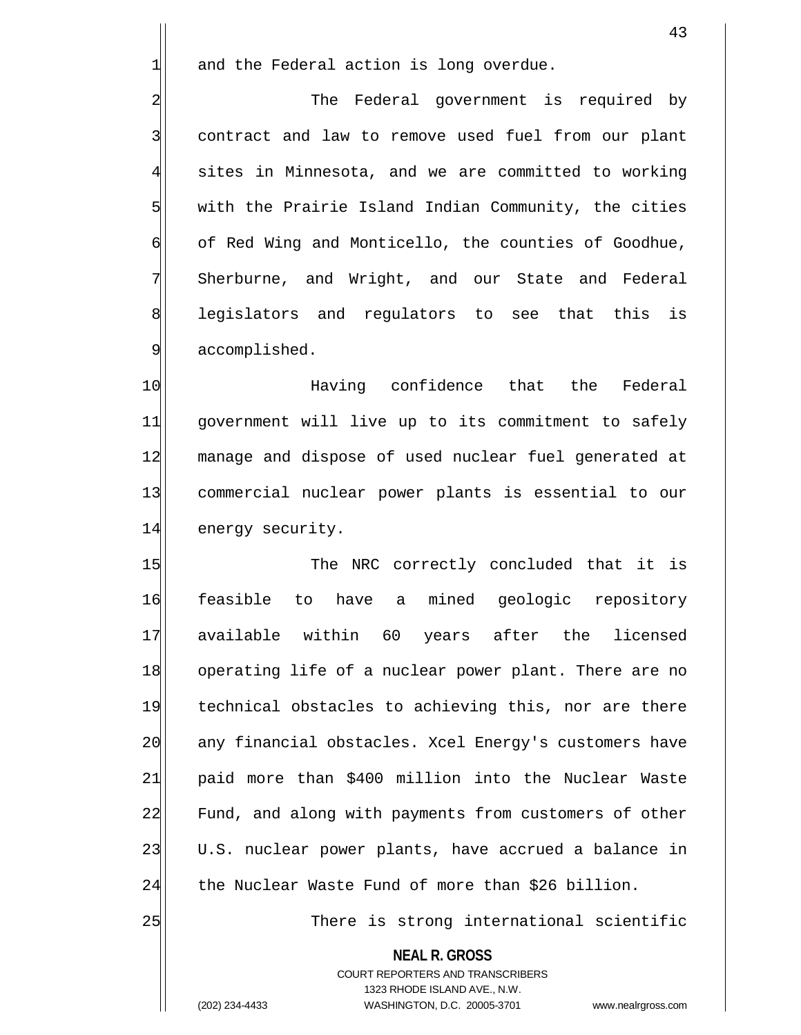and the Federal action is long overdue.

The Federal government is required by contract and law to remove used fuel from our plant sites in Minnesota, and we are committed to working with the Prairie Island Indian Community, the cities of Red Wing and Monticello, the counties of Goodhue, Sherburne, and Wright, and our State and Federal legislators and regulators to see that this is accomplished.

Having confidence that the Federal government will live up to its commitment to safely manage and dispose of used nuclear fuel generated at commercial nuclear power plants is essential to our energy security.

The NRC correctly concluded that it is feasible to have a mined geologic repository available within 60 years after the licensed operating life of a nuclear power plant. There are no technical obstacles to achieving this, nor are there any financial obstacles. Xcel Energy's customers have paid more than $400 million into the Nuclear Waste Fund, and along with payments from customers of other U.S. nuclear power plants, have accrued a balance in the Nuclear Waste Fund of more than $26 billion.

There is strong international scientific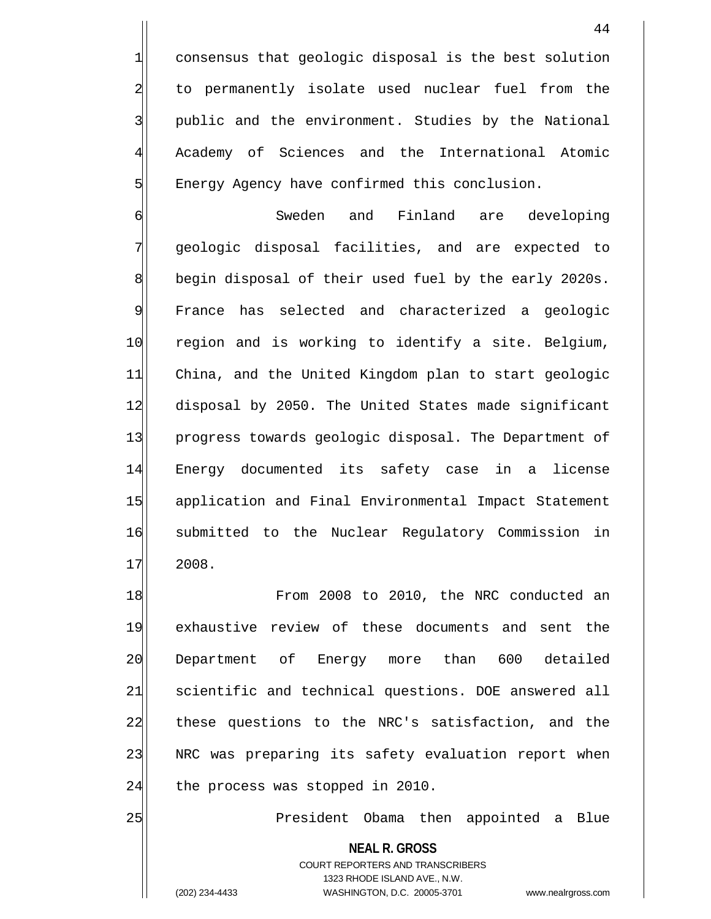consensus that geologic disposal is the best solution to permanently isolate used nuclear fuel from the public and the environment. Studies by the National Academy of Sciences and the International Atomic Energy Agency have confirmed this conclusion.

Sweden and Finland are developing geologic disposal facilities, and are expected to begin disposal of their used fuel by the early 2020s. France has selected and characterized a geologic region and is working to identify a site. Belgium, China, and the United Kingdom plan to start geologic disposal by 2050. The United States made significant progress towards geologic disposal. The Department of Energy documented its safety case in a license application and Final Environmental Impact Statement submitted to the Nuclear Regulatory Commission in 2008.

From 2008 to 2010, the NRC conducted an exhaustive review of these documents and sent the Department of Energy more than 600 detailed scientific and technical questions. DOE answered all these questions to the NRC's satisfaction, and the NRC was preparing its safety evaluation report when the process was stopped in 2010.

President Obama then appointed a Blue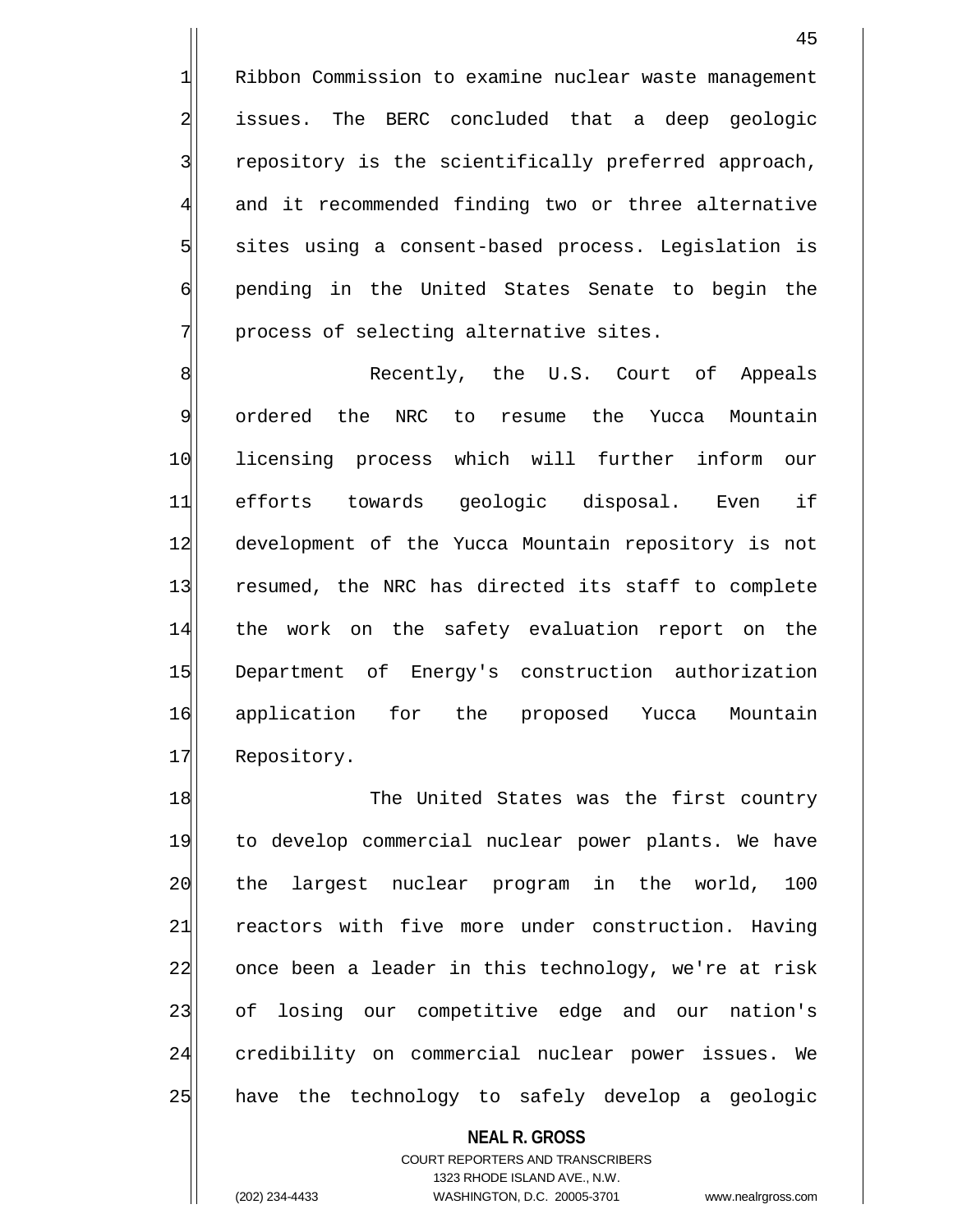Ribbon Commission to examine nuclear waste management issues. The BERC concluded that a deep geologic repository is the scientifically preferred approach, and it recommended finding two or three alternative sites using a consent-based process. Legislation is pending in the United States Senate to begin the process of selecting alternative sites.

Recently, the U.S. Court of Appeals ordered the NRC to resume the Yucca Mountain licensing process which will further inform our efforts towards geologic disposal. Even if development of the Yucca Mountain repository is not resumed, the NRC has directed its staff to complete the work on the safety evaluation report on the Department of Energy's construction authorization application for the proposed Yucca Mountain Repository.

The United States was the first country to develop commercial nuclear power plants. We have the largest nuclear program in the world, 100 reactors with five more under construction. Having once been a leader in this technology, we're at risk of losing our competitive edge and our nation's credibility on commercial nuclear power issues. We have the technology to safely develop a geologic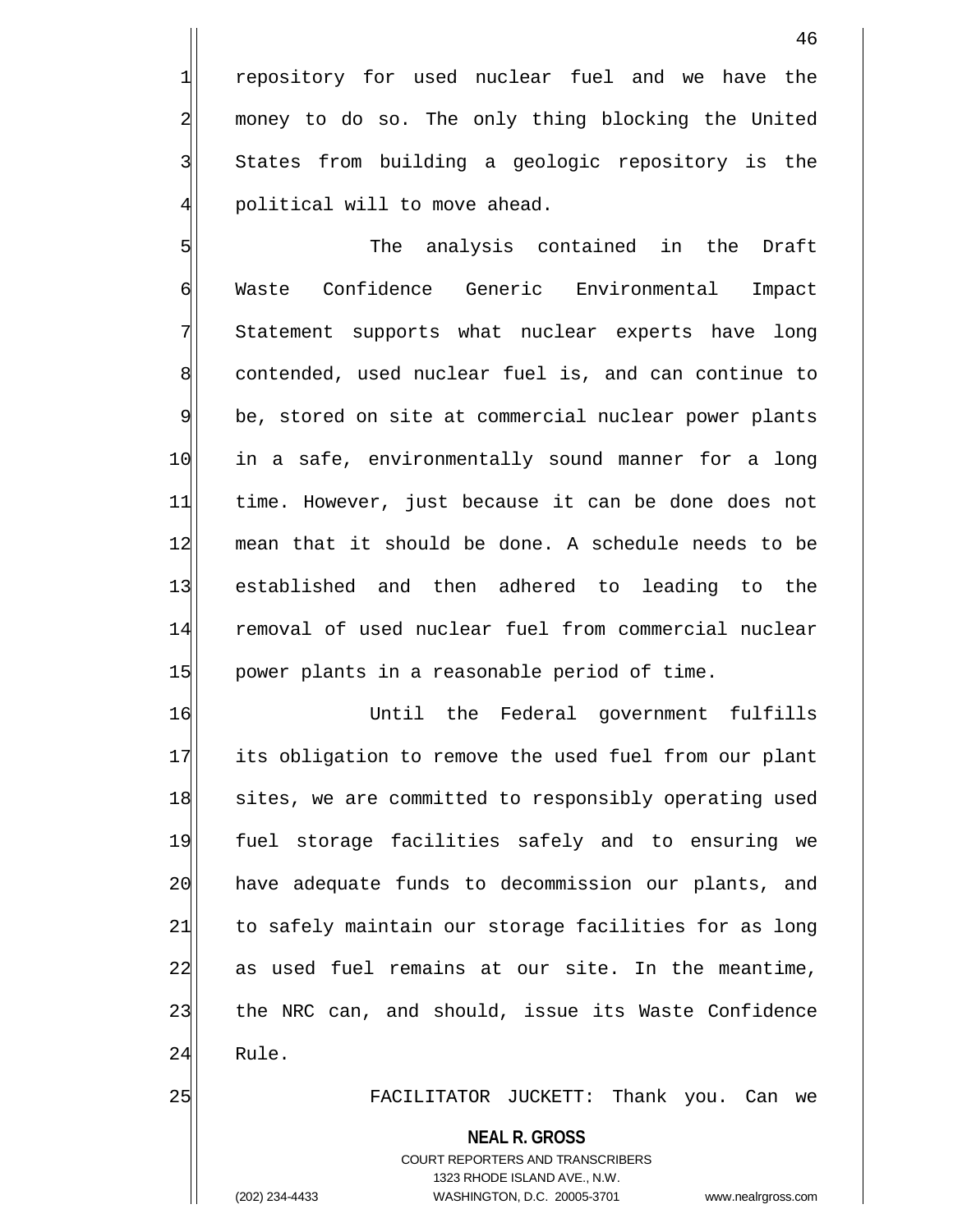repository for used nuclear fuel and we have the money to do so. The only thing blocking the United States from building a geologic repository is the political will to move ahead.

The analysis contained in the Draft Waste Confidence Generic Environmental Impact Statement supports what nuclear experts have long contended, used nuclear fuel is, and can continue to be, stored on site at commercial nuclear power plants in a safe, environmentally sound manner for a long time. However, just because it can be done does not mean that it should be done. A schedule needs to be established and then adhered to leading to the removal of used nuclear fuel from commercial nuclear power plants in a reasonable period of time.

Until the Federal government fulfills its obligation to remove the used fuel from our plant sites, we are committed to responsibly operating used fuel storage facilities safely and to ensuring we have adequate funds to decommission our plants, and to safely maintain our storage facilities for as long as used fuel remains at our site. In the meantime, the NRC can, and should, issue its Waste Confidence Rule.

FACILITATOR JUCKETT: Thank you. Can we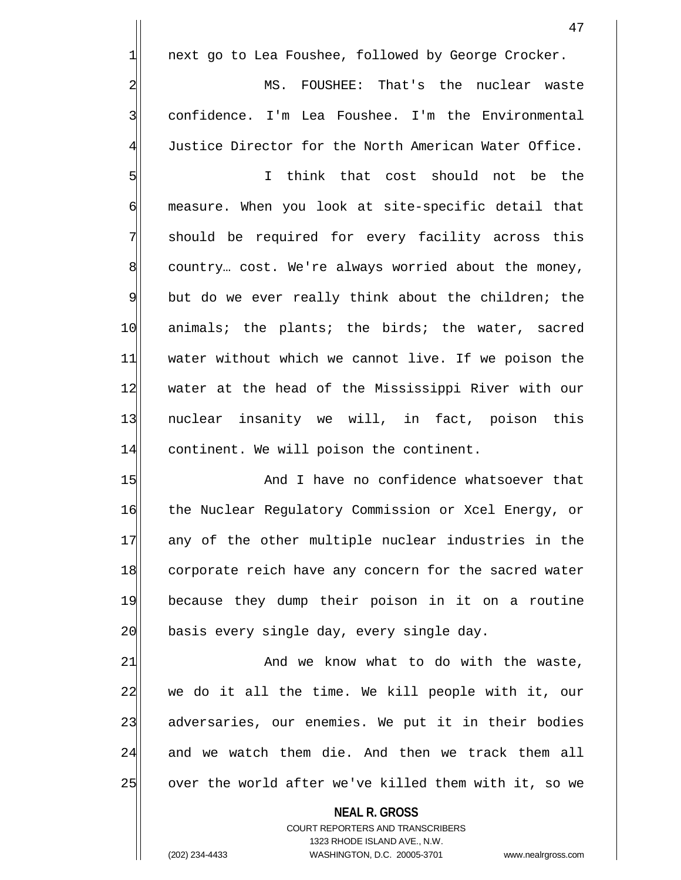next go to Lea Foushee, followed by George Crocker.

MS. FOUSHEE: That's the nuclear waste confidence. I'm Lea Foushee. I'm the Environmental Justice Director for the North American Water Office.

I think that cost should not be the measure. When you look at site-specific detail that should be required for every facility across this country… cost. We're always worried about the money, but do we ever really think about the children; the animals; the plants; the birds; the water, sacred water without which we cannot live. If we poison the water at the head of the Mississippi River with our nuclear insanity we will, in fact, poison this continent. We will poison the continent.

And I have no confidence whatsoever that the Nuclear Regulatory Commission or Xcel Energy, or any of the other multiple nuclear industries in the corporate reich have any concern for the sacred water because they dump their poison in it on a routine basis every single day, every single day.

And we know what to do with the waste, we do it all the time. We kill people with it, our adversaries, our enemies. We put it in their bodies and we watch them die. And then we track them all over the world after we've killed them with it, so we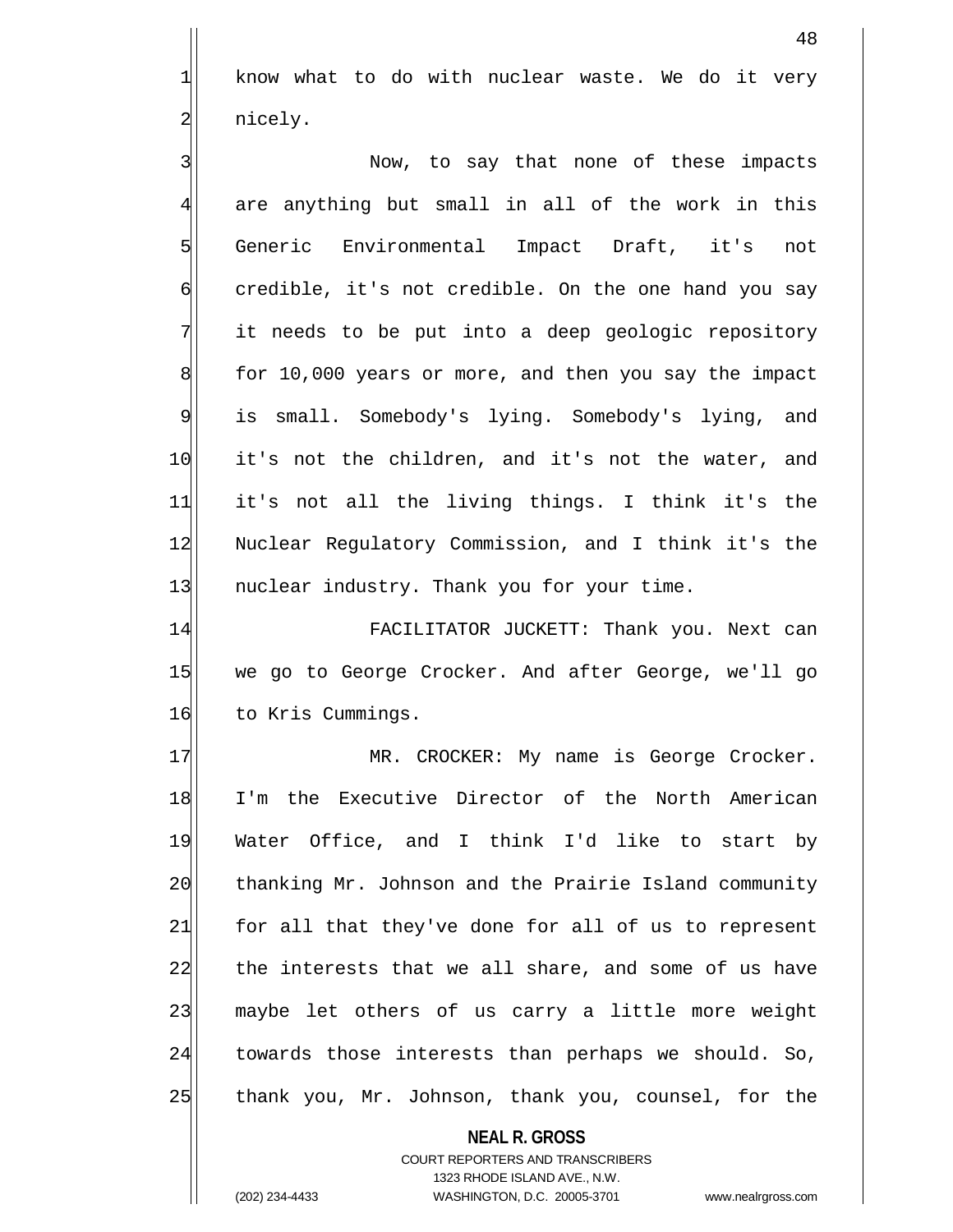know what to do with nuclear waste. We do it very nicely.

Now, to say that none of these impacts are anything but small in all of the work in this Generic Environmental Impact Draft, it's not credible, it's not credible. On the one hand you say it needs to be put into a deep geologic repository for 10,000 years or more, and then you say the impact is small. Somebody's lying. Somebody's lying, and it's not the children, and it's not the water, and it's not all the living things. I think it's the Nuclear Regulatory Commission, and I think it's the nuclear industry. Thank you for your time.

FACILITATOR JUCKETT: Thank you. Next can we go to George Crocker. And after George, we'll go to Kris Cummings.

MR. CROCKER: My name is George Crocker. I'm the Executive Director of the North American Water Office, and I think I'd like to start by thanking Mr. Johnson and the Prairie Island community for all that they've done for all of us to represent the interests that we all share, and some of us have maybe let others of us carry a little more weight towards those interests than perhaps we should. So, thank you, Mr. Johnson, thank you, counsel, for the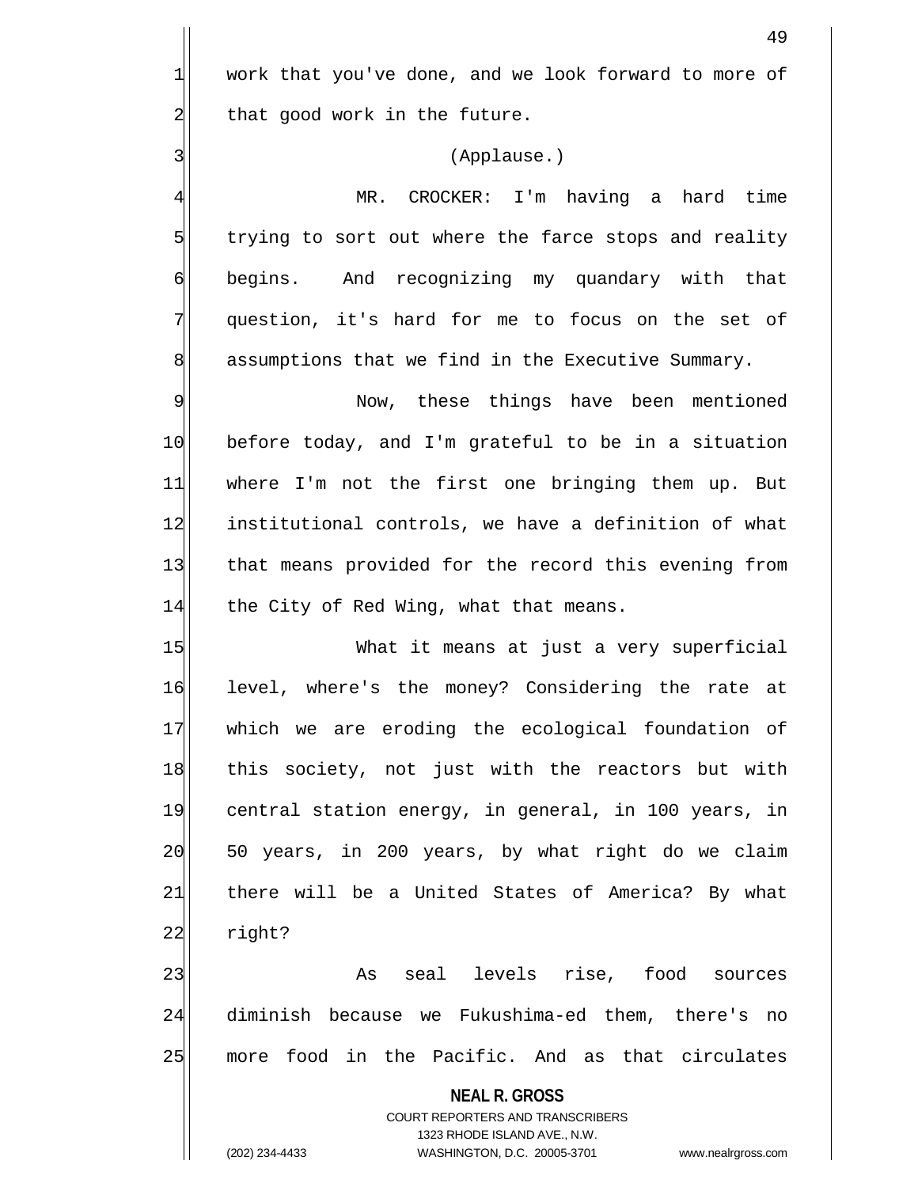work that you've done, and we look forward to more of that good work in the future.

(Applause.)

MR. CROCKER: I'm having a hard time trying to sort out where the farce stops and reality begins. And recognizing my quandary with that question, it's hard for me to focus on the set of assumptions that we find in the Executive Summary.

Now, these things have been mentioned before today, and I'm grateful to be in a situation where I'm not the first one bringing them up. But institutional controls, we have a definition of what that means provided for the record this evening from the City of Red Wing, what that means.

What it means at just a very superficial level, where's the money? Considering the rate at which we are eroding the ecological foundation of this society, not just with the reactors but with central station energy, in general, in 100 years, in 50 years, in 200 years, by what right do we claim there will be a United States of America? By what right?

As seal levels rise, food sources diminish because we Fukushima-ed them, there's no more food in the Pacific. And as that circulates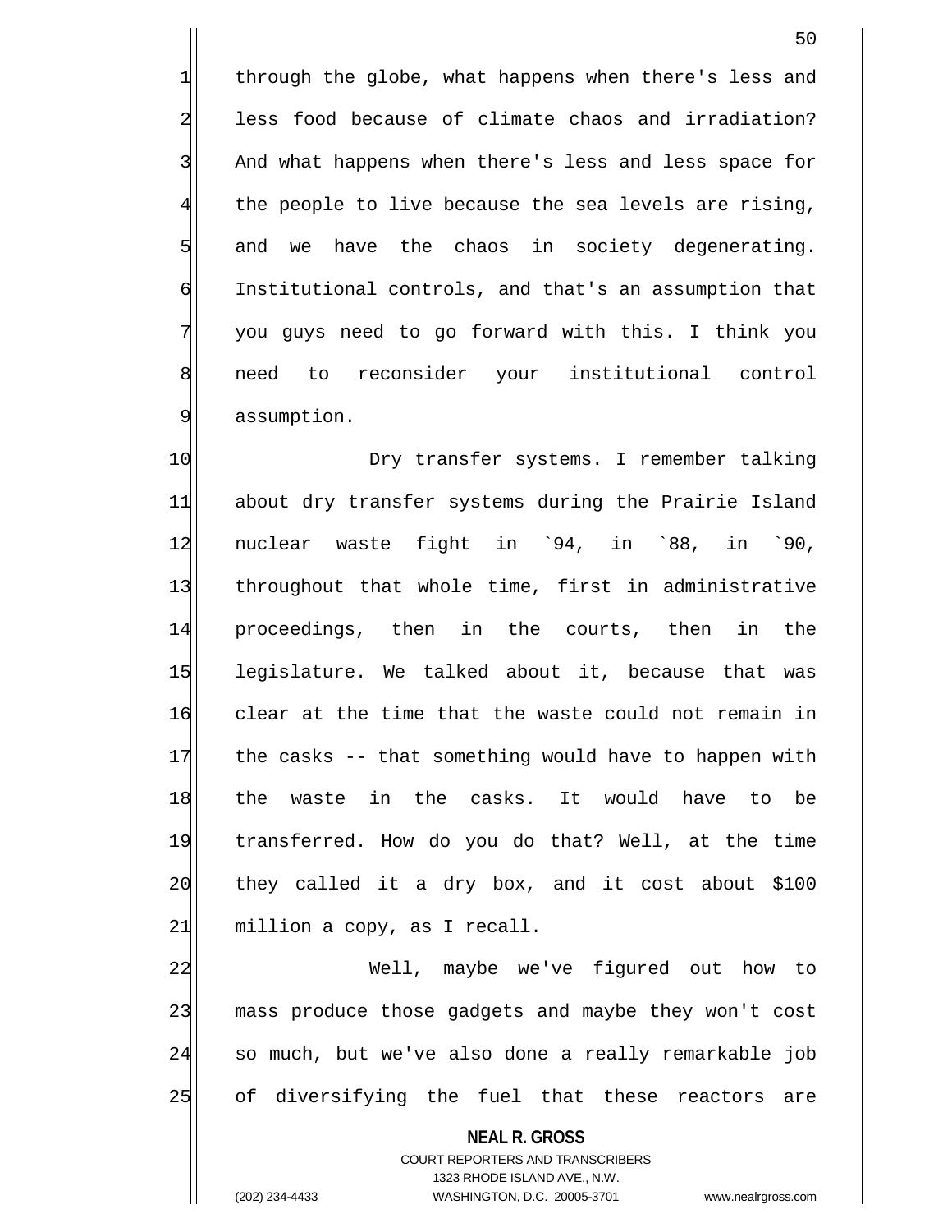through the globe, what happens when there's less and less food because of climate chaos and irradiation? And what happens when there's less and less space for the people to live because the sea levels are rising, and we have the chaos in society degenerating. Institutional controls, and that's an assumption that you guys need to go forward with this. I think you need to reconsider your institutional control assumption.

Dry transfer systems. I remember talking about dry transfer systems during the Prairie Island nuclear waste fight in `94, in `88, in `90, throughout that whole time, first in administrative proceedings, then in the courts, then in the legislature. We talked about it, because that was clear at the time that the waste could not remain in the casks -- that something would have to happen with the waste in the casks. It would have to be transferred. How do you do that? Well, at the time they called it a dry box, and it cost about $100 million a copy, as I recall.

Well, maybe we've figured out how to mass produce those gadgets and maybe they won't cost so much, but we've also done a really remarkable job of diversifying the fuel that these reactors are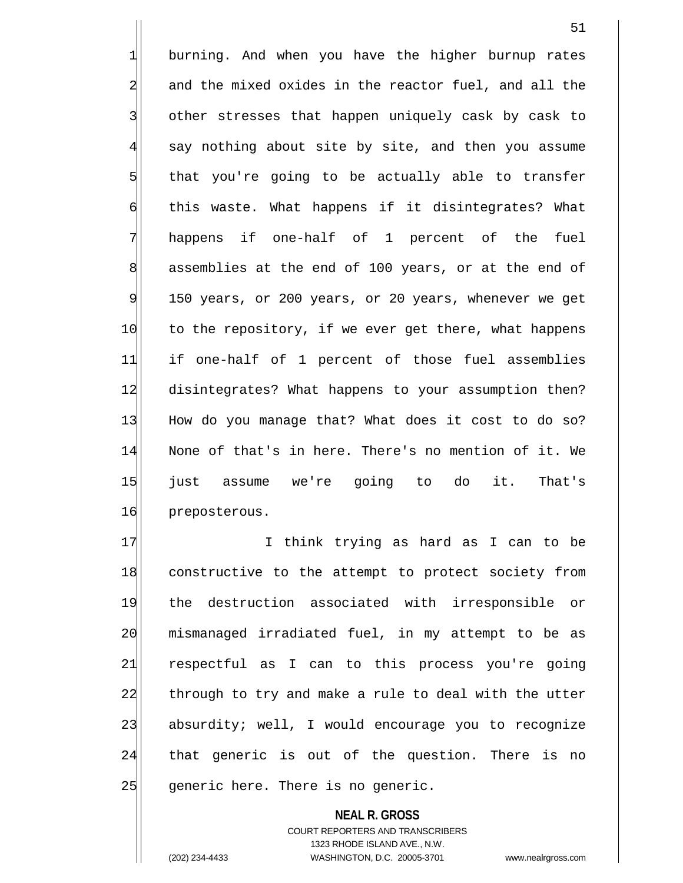burning. And when you have the higher burnup rates and the mixed oxides in the reactor fuel, and all the other stresses that happen uniquely cask by cask to say nothing about site by site, and then you assume that you're going to be actually able to transfer this waste. What happens if it disintegrates? What happens if one-half of 1 percent of the fuel assemblies at the end of 100 years, or at the end of 150 years, or 200 years, or 20 years, whenever we get to the repository, if we ever get there, what happens if one-half of 1 percent of those fuel assemblies disintegrates? What happens to your assumption then? How do you manage that? What does it cost to do so? None of that's in here. There's no mention of it. We just assume we're going to do it. That's preposterous.

I think trying as hard as I can to be constructive to the attempt to protect society from the destruction associated with irresponsible or mismanaged irradiated fuel, in my attempt to be as respectful as I can to this process you're going through to try and make a rule to deal with the utter absurdity; well, I would encourage you to recognize that generic is out of the question. There is no generic here. There is no generic.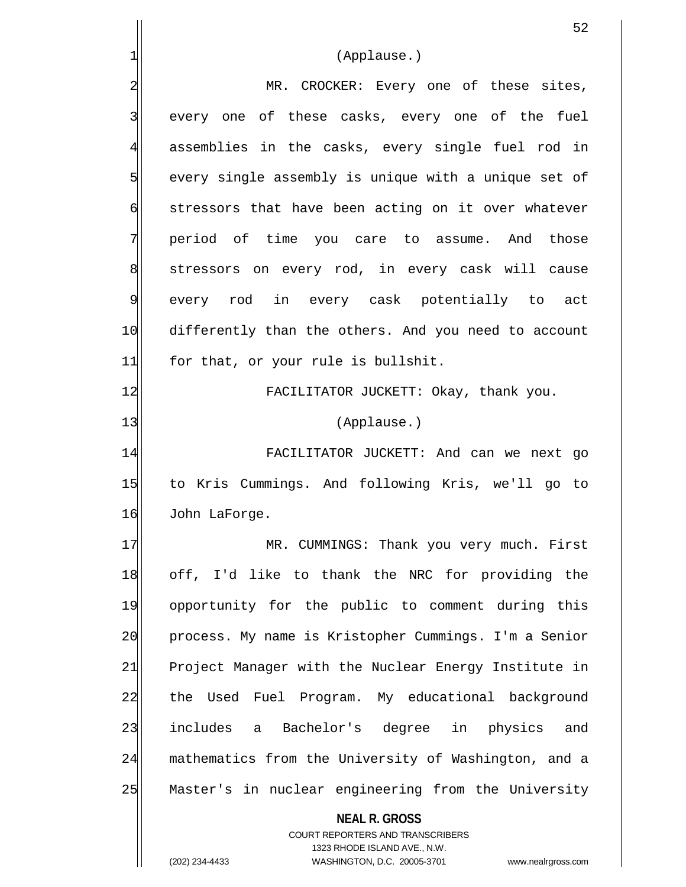(Applause.)

MR. CROCKER: Every one of these sites, every one of these casks, every one of the fuel assemblies in the casks, every single fuel rod in every single assembly is unique with a unique set of stressors that have been acting on it over whatever period of time you care to assume. And those stressors on every rod, in every cask will cause every rod in every cask potentially to act differently than the others. And you need to account for that, or your rule is bullshit.

FACILITATOR JUCKETT: Okay, thank you.

(Applause.)

FACILITATOR JUCKETT: And can we next go to Kris Cummings. And following Kris, we'll go to John LaForge.

MR. CUMMINGS: Thank you very much. First off, I'd like to thank the NRC for providing the opportunity for the public to comment during this process. My name is Kristopher Cummings. I'm a Senior Project Manager with the Nuclear Energy Institute in the Used Fuel Program. My educational background includes a Bachelor's degree in physics and mathematics from the University of Washington, and a Master's in nuclear engineering from the University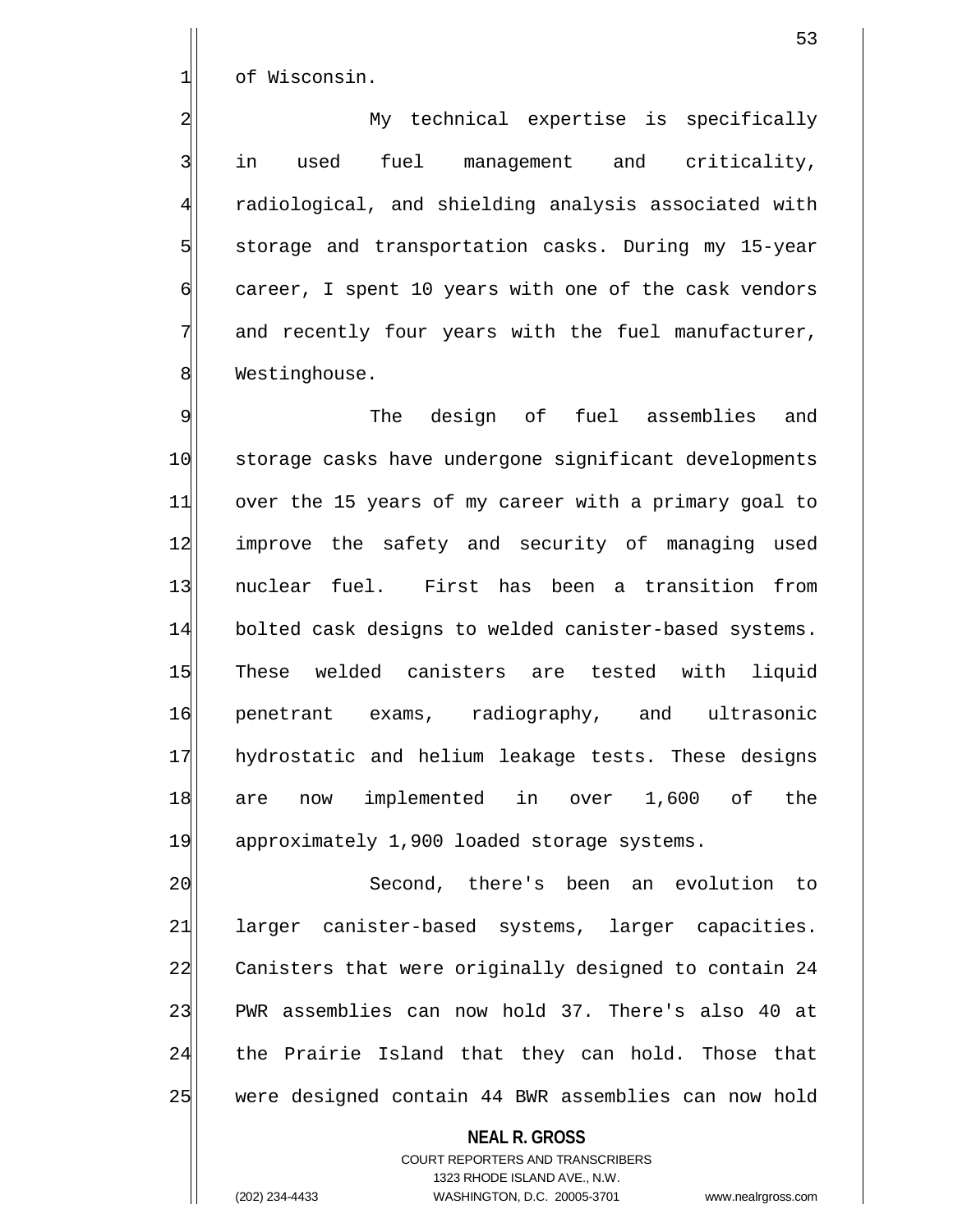of Wisconsin.

My technical expertise is specifically in used fuel management and criticality, radiological, and shielding analysis associated with storage and transportation casks. During my 15-year career, I spent 10 years with one of the cask vendors and recently four years with the fuel manufacturer, Westinghouse.

The design of fuel assemblies and storage casks have undergone significant developments over the 15 years of my career with a primary goal to improve the safety and security of managing used nuclear fuel. First has been a transition from bolted cask designs to welded canister-based systems. These welded canisters are tested with liquid penetrant exams, radiography, and ultrasonic hydrostatic and helium leakage tests. These designs are now implemented in over 1,600 of the approximately 1,900 loaded storage systems.

Second, there's been an evolution to larger canister-based systems, larger capacities. Canisters that were originally designed to contain 24 PWR assemblies can now hold 37. There's also 40 at the Prairie Island that they can hold. Those that were designed contain 44 BWR assemblies can now hold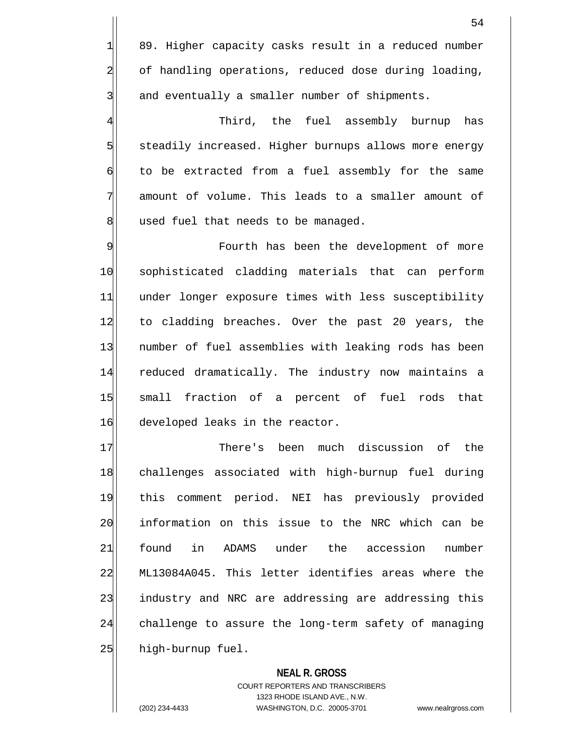89. Higher capacity casks result in a reduced number of handling operations, reduced dose during loading, and eventually a smaller number of shipments.

Third, the fuel assembly burnup has steadily increased. Higher burnups allows more energy to be extracted from a fuel assembly for the same amount of volume. This leads to a smaller amount of used fuel that needs to be managed.

Fourth has been the development of more sophisticated cladding materials that can perform under longer exposure times with less susceptibility to cladding breaches. Over the past 20 years, the number of fuel assemblies with leaking rods has been reduced dramatically. The industry now maintains a small fraction of a percent of fuel rods that developed leaks in the reactor.

There's been much discussion of the challenges associated with high-burnup fuel during this comment period. NEI has previously provided information on this issue to the NRC which can be found in ADAMS under the accession number ML13084A045. This letter identifies areas where the industry and NRC are addressing are addressing this challenge to assure the long-term safety of managing high-burnup fuel.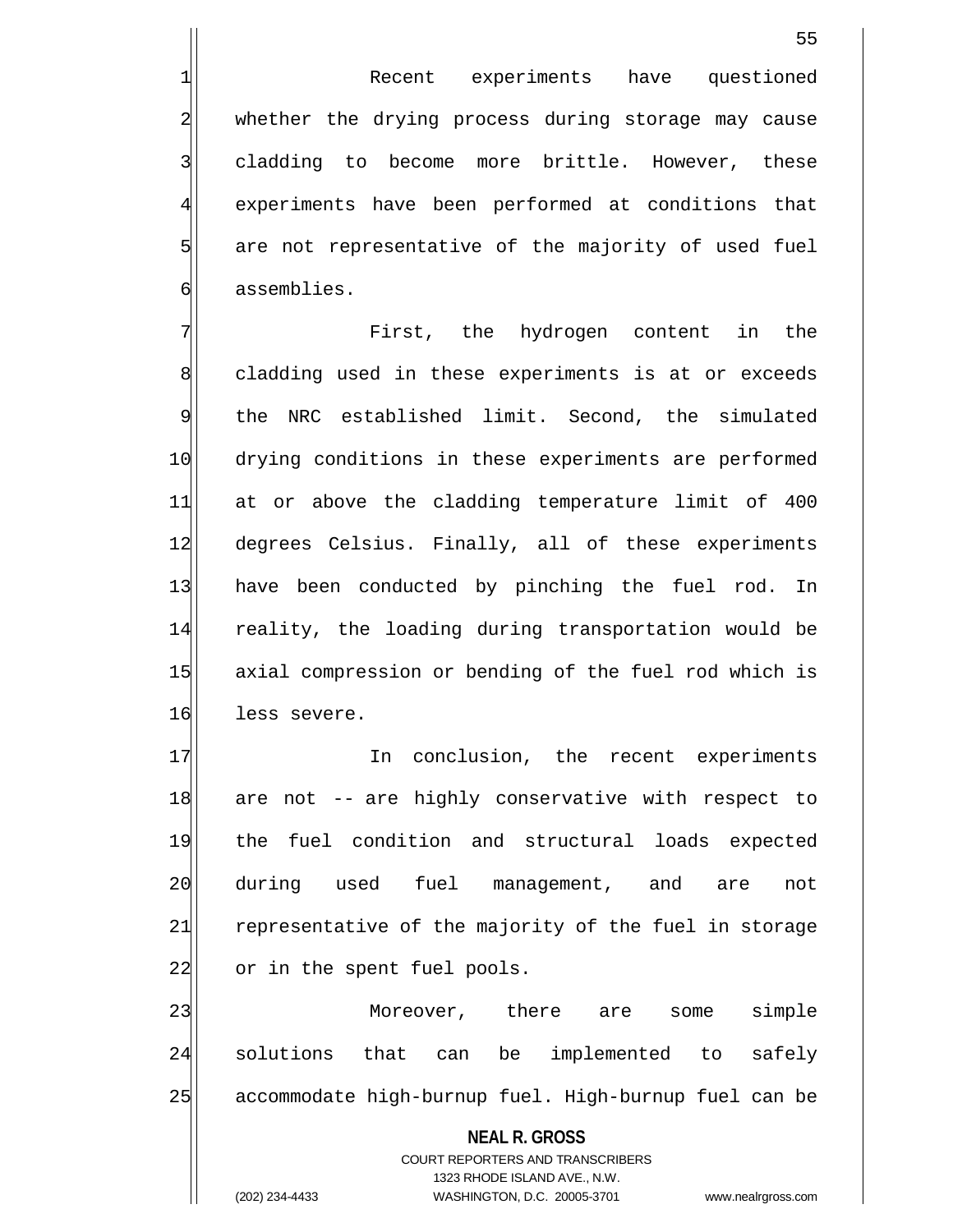Recent experiments have questioned whether the drying process during storage may cause cladding to become more brittle. However, these experiments have been performed at conditions that are not representative of the majority of used fuel assemblies.

First, the hydrogen content in the cladding used in these experiments is at or exceeds the NRC established limit. Second, the simulated drying conditions in these experiments are performed at or above the cladding temperature limit of 400 degrees Celsius. Finally, all of these experiments have been conducted by pinching the fuel rod. In reality, the loading during transportation would be axial compression or bending of the fuel rod which is less severe.

In conclusion, the recent experiments are not -- are highly conservative with respect to the fuel condition and structural loads expected during used fuel management, and are not representative of the majority of the fuel in storage or in the spent fuel pools.

Moreover, there are some simple solutions that can be implemented to safely accommodate high-burnup fuel. High-burnup fuel can be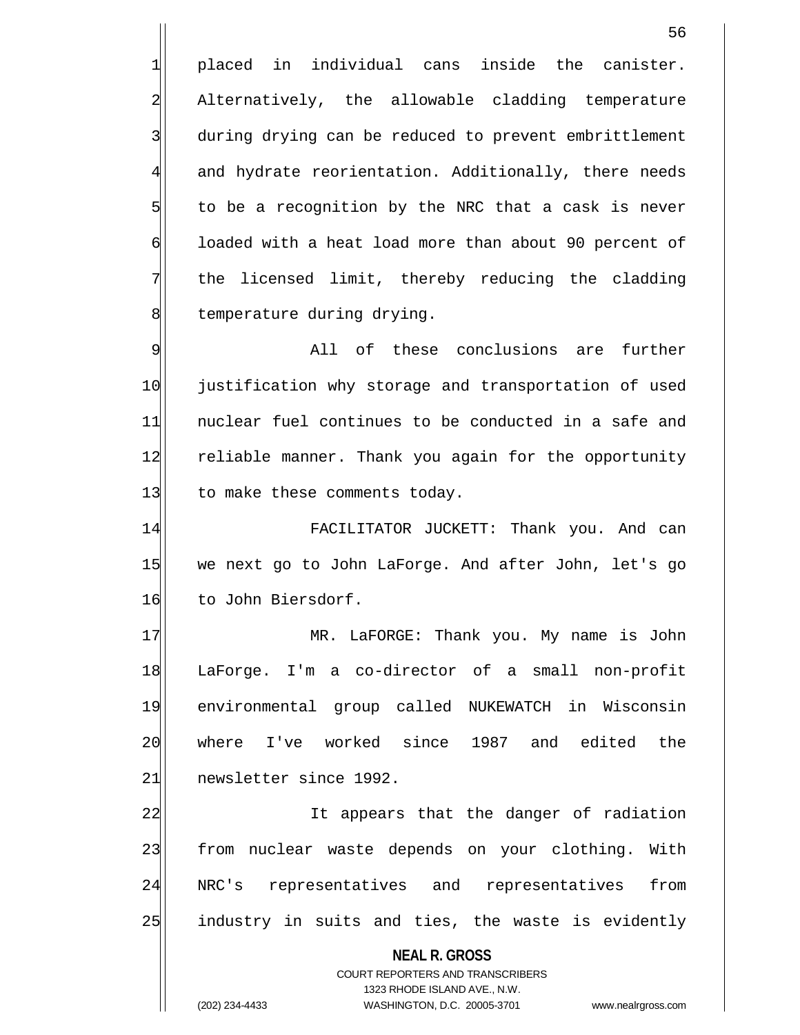placed in individual cans inside the canister. Alternatively, the allowable cladding temperature during drying can be reduced to prevent embrittlement and hydrate reorientation. Additionally, there needs to be a recognition by the NRC that a cask is never loaded with a heat load more than about 90 percent of the licensed limit, thereby reducing the cladding temperature during drying.

All of these conclusions are further justification why storage and transportation of used nuclear fuel continues to be conducted in a safe and reliable manner. Thank you again for the opportunity to make these comments today.

FACILITATOR JUCKETT: Thank you. And can we next go to John LaForge. And after John, let's go to John Biersdorf.

MR. LaFORGE: Thank you. My name is John LaForge. I'm a co-director of a small non-profit environmental group called NUKEWATCH in Wisconsin where I've worked since 1987 and edited the newsletter since 1992.

It appears that the danger of radiation from nuclear waste depends on your clothing. With NRC's representatives and representatives from industry in suits and ties, the waste is evidently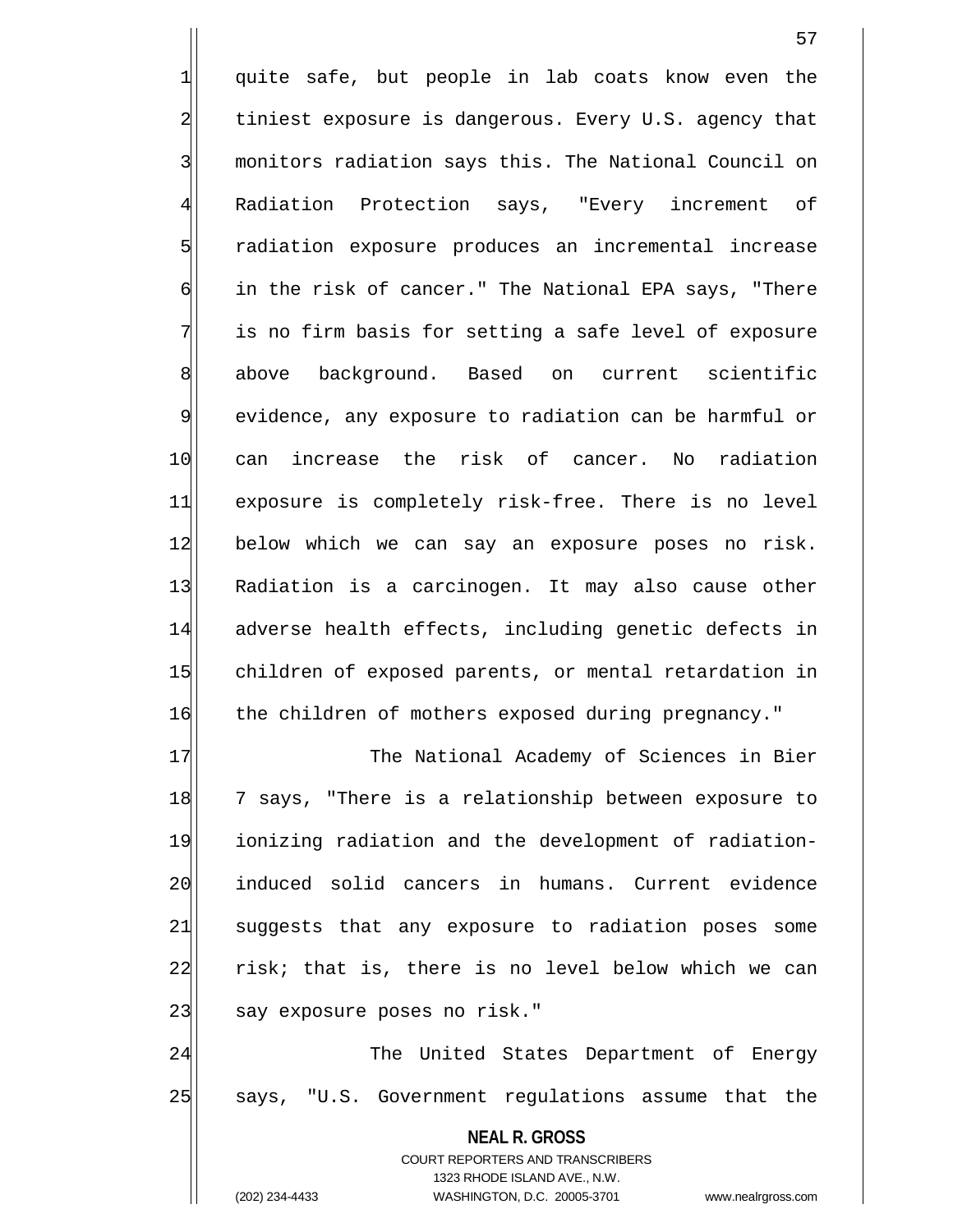quite safe, but people in lab coats know even the tiniest exposure is dangerous. Every U.S. agency that monitors radiation says this. The National Council on Radiation Protection says, "Every increment of radiation exposure produces an incremental increase in the risk of cancer." The National EPA says, "There is no firm basis for setting a safe level of exposure above background. Based on current scientific evidence, any exposure to radiation can be harmful or can increase the risk of cancer. No radiation exposure is completely risk-free. There is no level below which we can say an exposure poses no risk. Radiation is a carcinogen. It may also cause other adverse health effects, including genetic defects in children of exposed parents, or mental retardation in the children of mothers exposed during pregnancy."

The National Academy of Sciences in Bier 7 says, "There is a relationship between exposure to ionizing radiation and the development of radiation-induced solid cancers in humans. Current evidence suggests that any exposure to radiation poses some risk; that is, there is no level below which we can say exposure poses no risk."

The United States Department of Energy says, "U.S. Government regulations assume that the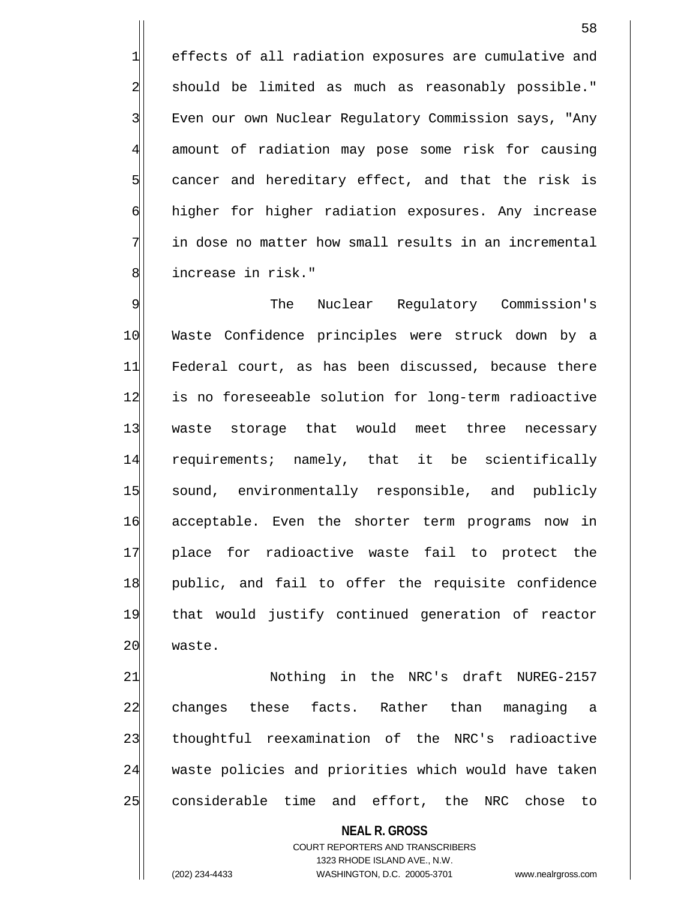effects of all radiation exposures are cumulative and should be limited as much as reasonably possible." Even our own Nuclear Regulatory Commission says, "Any amount of radiation may pose some risk for causing cancer and hereditary effect, and that the risk is higher for higher radiation exposures. Any increase in dose no matter how small results in an incremental increase in risk."

The Nuclear Regulatory Commission's Waste Confidence principles were struck down by a Federal court, as has been discussed, because there is no foreseeable solution for long-term radioactive waste storage that would meet three necessary requirements; namely, that it be scientifically sound, environmentally responsible, and publicly acceptable. Even the shorter term programs now in place for radioactive waste fail to protect the public, and fail to offer the requisite confidence that would justify continued generation of reactor waste.

Nothing in the NRC's draft NUREG-2157 changes these facts. Rather than managing a thoughtful reexamination of the NRC's radioactive waste policies and priorities which would have taken considerable time and effort, the NRC chose to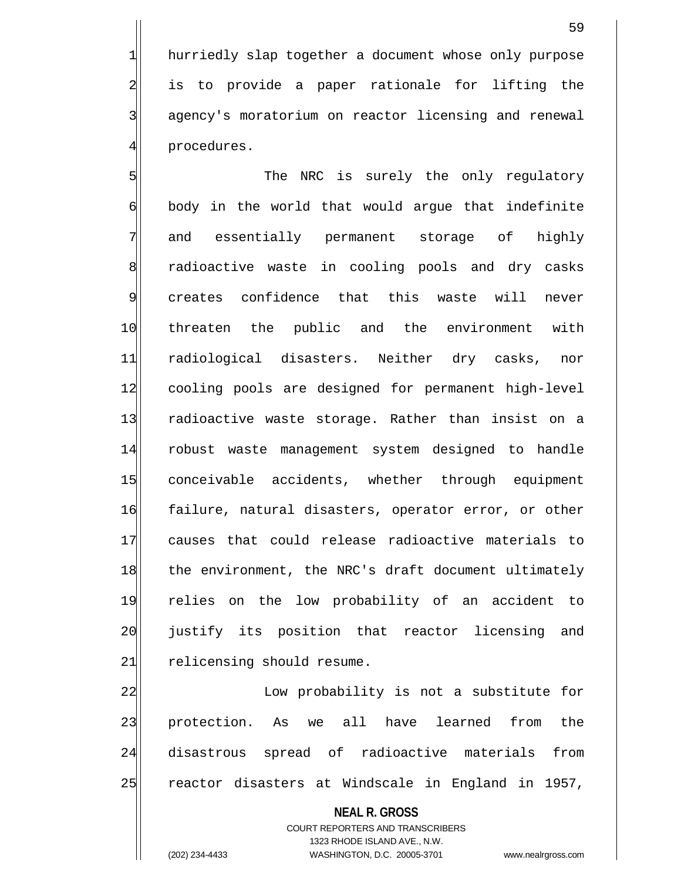hurriedly slap together a document whose only purpose is to provide a paper rationale for lifting the agency's moratorium on reactor licensing and renewal procedures.

The NRC is surely the only regulatory body in the world that would argue that indefinite and essentially permanent storage of highly radioactive waste in cooling pools and dry casks creates confidence that this waste will never threaten the public and the environment with radiological disasters. Neither dry casks, nor cooling pools are designed for permanent high-level radioactive waste storage. Rather than insist on a robust waste management system designed to handle conceivable accidents, whether through equipment failure, natural disasters, operator error, or other causes that could release radioactive materials to the environment, the NRC's draft document ultimately relies on the low probability of an accident to justify its position that reactor licensing and relicensing should resume.

Low probability is not a substitute for protection. As we all have learned from the disastrous spread of radioactive materials from reactor disasters at Windscale in England in 1957,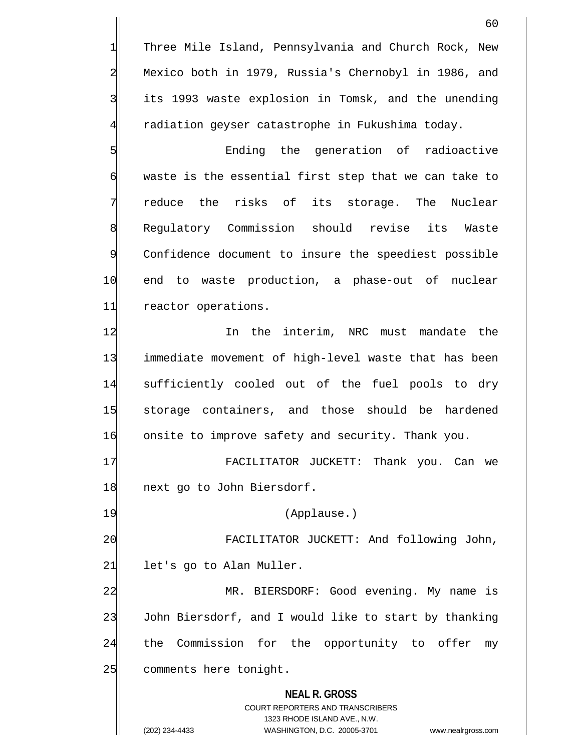Three Mile Island, Pennsylvania and Church Rock, New Mexico both in 1979, Russia's Chernobyl in 1986, and its 1993 waste explosion in Tomsk, and the unending radiation geyser catastrophe in Fukushima today.

Ending the generation of radioactive waste is the essential first step that we can take to reduce the risks of its storage. The Nuclear Regulatory Commission should revise its Waste Confidence document to insure the speediest possible end to waste production, a phase-out of nuclear reactor operations.

In the interim, NRC must mandate the immediate movement of high-level waste that has been sufficiently cooled out of the fuel pools to dry storage containers, and those should be hardened onsite to improve safety and security. Thank you.

FACILITATOR JUCKETT: Thank you. Can we next go to John Biersdorf.

(Applause.)

FACILITATOR JUCKETT: And following John, let's go to Alan Muller.

MR. BIERSDORF: Good evening. My name is John Biersdorf, and I would like to start by thanking the Commission for the opportunity to offer my comments here tonight.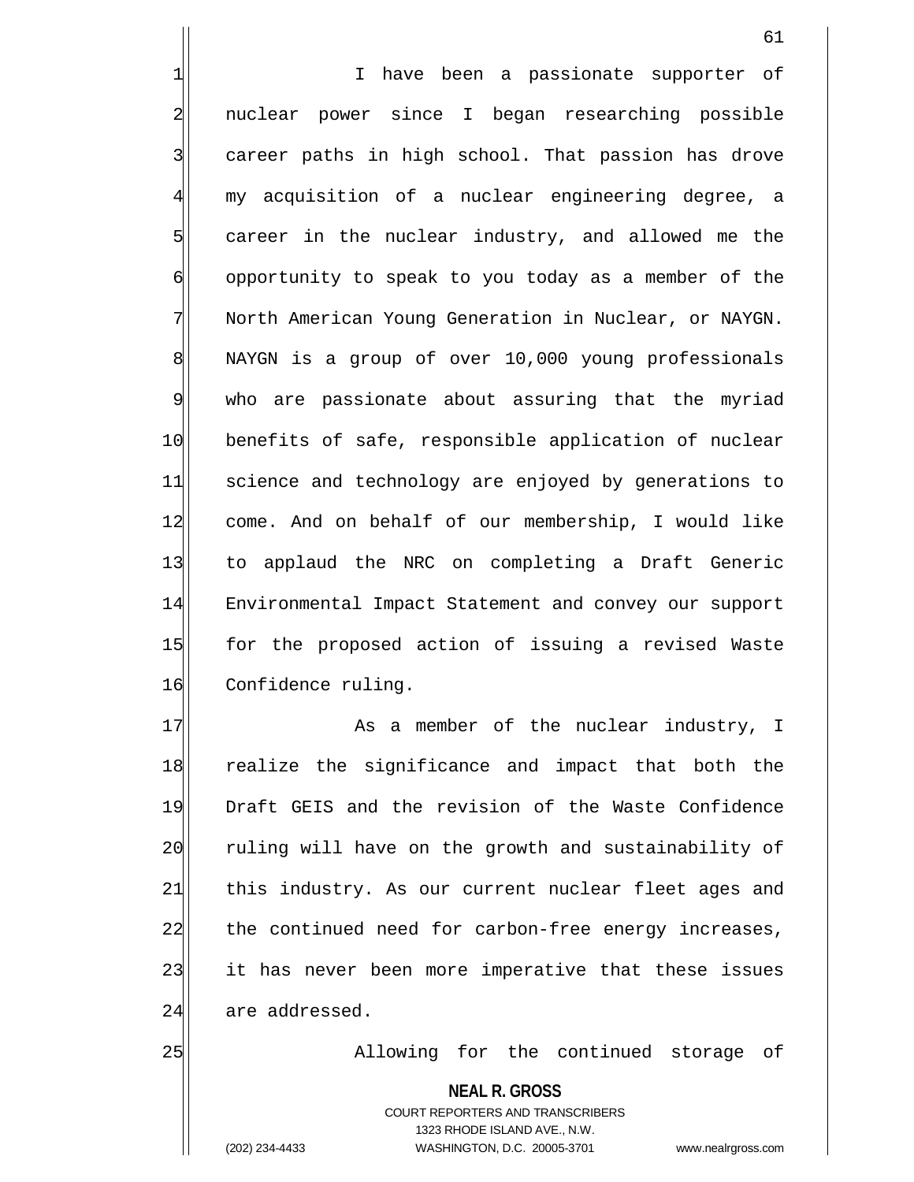I have been a passionate supporter of nuclear power since I began researching possible career paths in high school. That passion has drove my acquisition of a nuclear engineering degree, a career in the nuclear industry, and allowed me the opportunity to speak to you today as a member of the North American Young Generation in Nuclear, or NAYGN. NAYGN is a group of over 10,000 young professionals who are passionate about assuring that the myriad benefits of safe, responsible application of nuclear science and technology are enjoyed by generations to come. And on behalf of our membership, I would like to applaud the NRC on completing a Draft Generic Environmental Impact Statement and convey our support for the proposed action of issuing a revised Waste Confidence ruling.

As a member of the nuclear industry, I realize the significance and impact that both the Draft GEIS and the revision of the Waste Confidence ruling will have on the growth and sustainability of this industry. As our current nuclear fleet ages and the continued need for carbon-free energy increases, it has never been more imperative that these issues are addressed.

Allowing for the continued storage of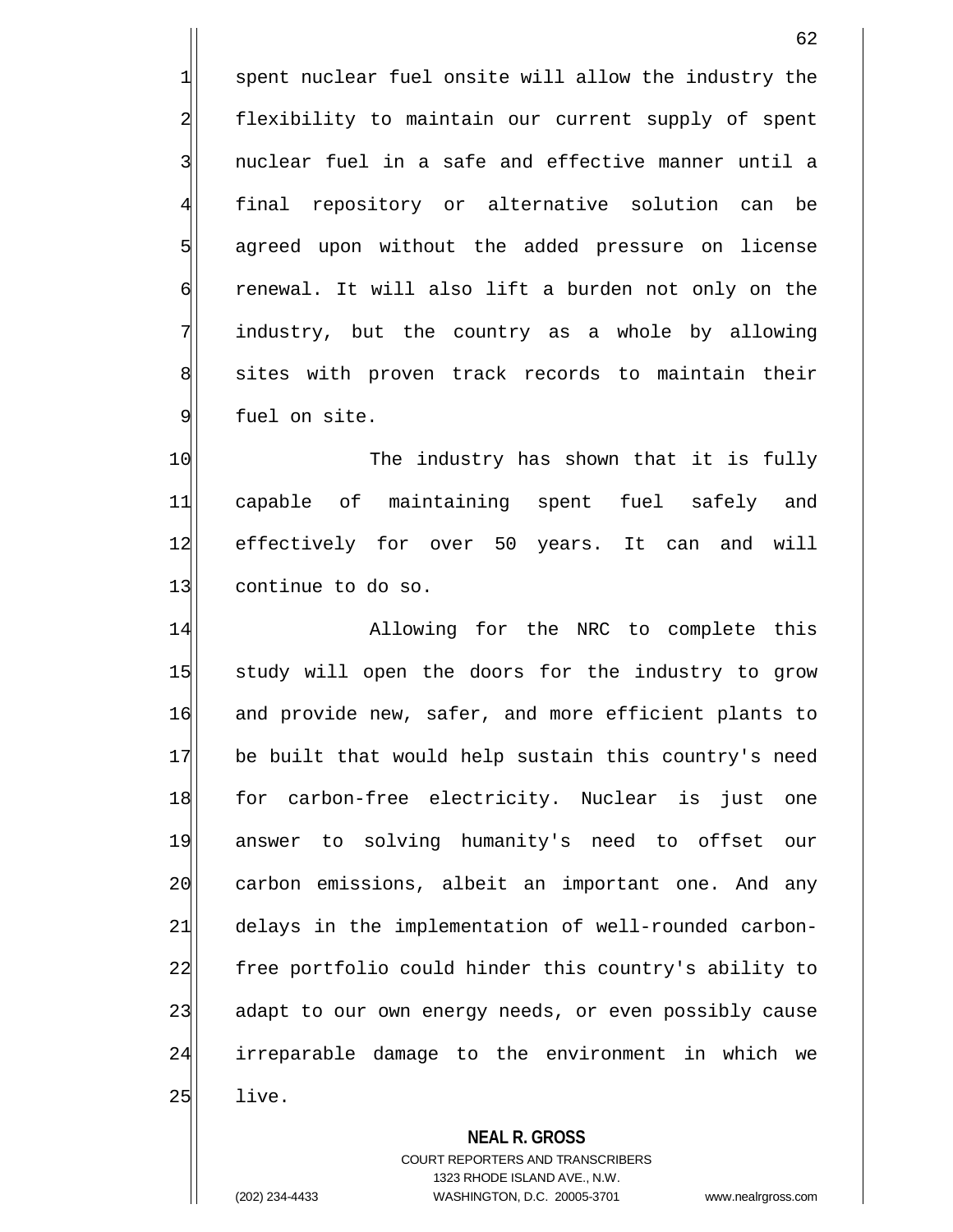spent nuclear fuel onsite will allow the industry the flexibility to maintain our current supply of spent nuclear fuel in a safe and effective manner until a final repository or alternative solution can be agreed upon without the added pressure on license renewal. It will also lift a burden not only on the industry, but the country as a whole by allowing sites with proven track records to maintain their fuel on site.

The industry has shown that it is fully capable of maintaining spent fuel safely and effectively for over 50 years. It can and will continue to do so.

Allowing for the NRC to complete this study will open the doors for the industry to grow and provide new, safer, and more efficient plants to be built that would help sustain this country's need for carbon-free electricity. Nuclear is just one answer to solving humanity's need to offset our carbon emissions, albeit an important one. And any delays in the implementation of well-rounded carbon-free portfolio could hinder this country's ability to adapt to our own energy needs, or even possibly cause irreparable damage to the environment in which we live.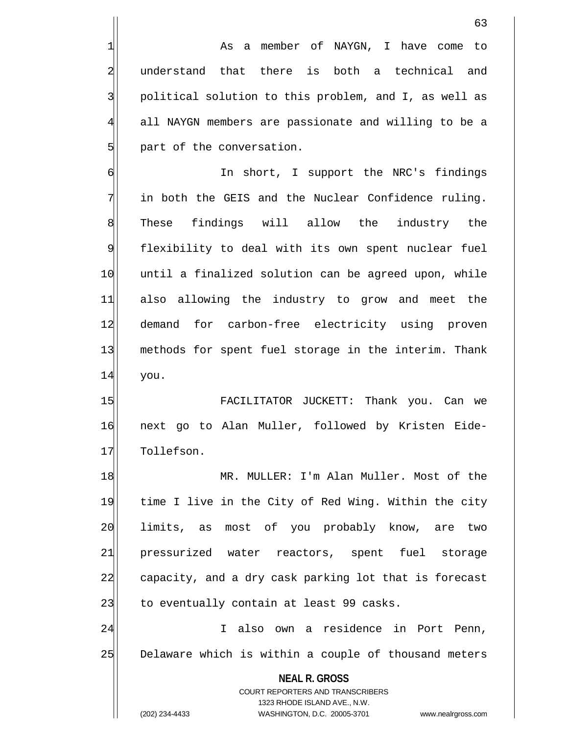As a member of NAYGN, I have come to understand that there is both a technical and political solution to this problem, and I, as well as all NAYGN members are passionate and willing to be a part of the conversation.

In short, I support the NRC's findings in both the GEIS and the Nuclear Confidence ruling. These findings will allow the industry the flexibility to deal with its own spent nuclear fuel until a finalized solution can be agreed upon, while also allowing the industry to grow and meet the demand for carbon-free electricity using proven methods for spent fuel storage in the interim. Thank you.

FACILITATOR JUCKETT: Thank you. Can we next go to Alan Muller, followed by Kristen Eide-Tollefson.

MR. MULLER: I'm Alan Muller. Most of the time I live in the City of Red Wing. Within the city limits, as most of you probably know, are two pressurized water reactors, spent fuel storage capacity, and a dry cask parking lot that is forecast to eventually contain at least 99 casks.

I also own a residence in Port Penn, Delaware which is within a couple of thousand meters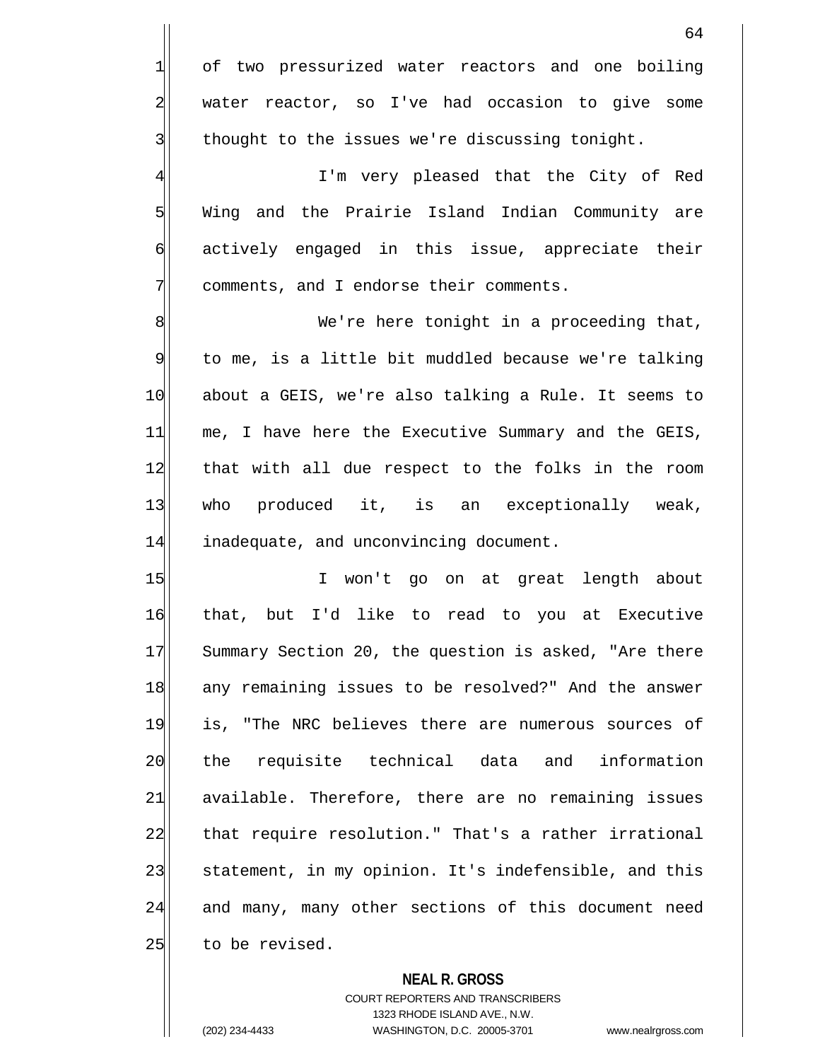of two pressurized water reactors and one boiling water reactor, so I've had occasion to give some thought to the issues we're discussing tonight.

I'm very pleased that the City of Red Wing and the Prairie Island Indian Community are actively engaged in this issue, appreciate their comments, and I endorse their comments.

We're here tonight in a proceeding that, to me, is a little bit muddled because we're talking about a GEIS, we're also talking a Rule. It seems to me, I have here the Executive Summary and the GEIS, that with all due respect to the folks in the room who produced it, is an exceptionally weak, inadequate, and unconvincing document.

I won't go on at great length about that, but I'd like to read to you at Executive Summary Section 20, the question is asked, "Are there any remaining issues to be resolved?" And the answer is, "The NRC believes there are numerous sources of the requisite technical data and information available. Therefore, there are no remaining issues that require resolution." That's a rather irrational statement, in my opinion. It's indefensible, and this and many, many other sections of this document need to be revised.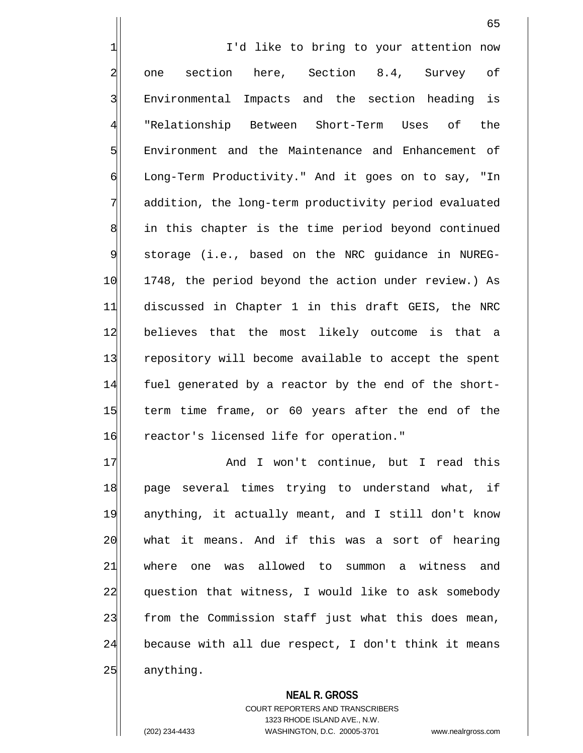I'd like to bring to your attention now one section here, Section 8.4, Survey of Environmental Impacts and the section heading is "Relationship Between Short-Term Uses of the Environment and the Maintenance and Enhancement of Long-Term Productivity." And it goes on to say, "In addition, the long-term productivity period evaluated in this chapter is the time period beyond continued storage (i.e., based on the NRC guidance in NUREG-1748, the period beyond the action under review.) As discussed in Chapter 1 in this draft GEIS, the NRC believes that the most likely outcome is that a repository will become available to accept the spent fuel generated by a reactor by the end of the short-term time frame, or 60 years after the end of the reactor's licensed life for operation."

And I won't continue, but I read this page several times trying to understand what, if anything, it actually meant, and I still don't know what it means. And if this was a sort of hearing where one was allowed to summon a witness and question that witness, I would like to ask somebody from the Commission staff just what this does mean, because with all due respect, I don't think it means anything.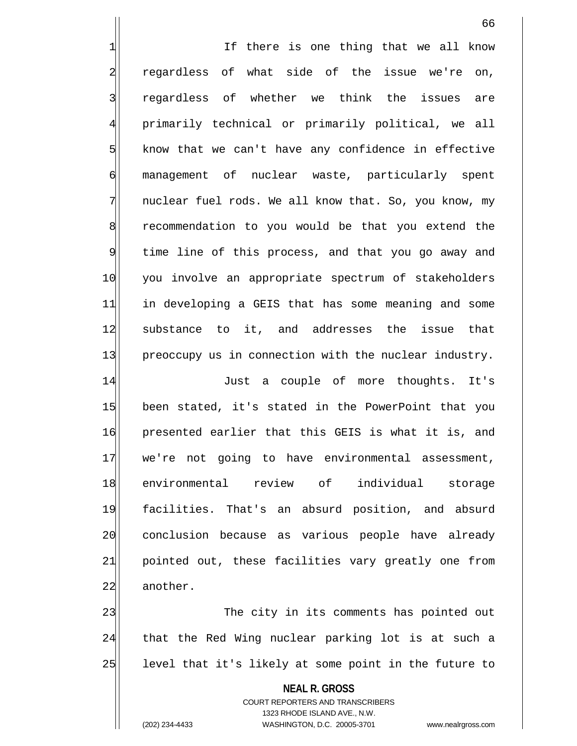If there is one thing that we all know regardless of what side of the issue we're on, regardless of whether we think the issues are primarily technical or primarily political, we all know that we can't have any confidence in effective management of nuclear waste, particularly spent nuclear fuel rods. We all know that. So, you know, my recommendation to you would be that you extend the time line of this process, and that you go away and you involve an appropriate spectrum of stakeholders in developing a GEIS that has some meaning and some substance to it, and addresses the issue that preoccupy us in connection with the nuclear industry.

Just a couple of more thoughts. It's been stated, it's stated in the PowerPoint that you presented earlier that this GEIS is what it is, and we're not going to have environmental assessment, environmental review of individual storage facilities. That's an absurd position, and absurd conclusion because as various people have already pointed out, these facilities vary greatly one from another.

The city in its comments has pointed out that the Red Wing nuclear parking lot is at such a level that it's likely at some point in the future to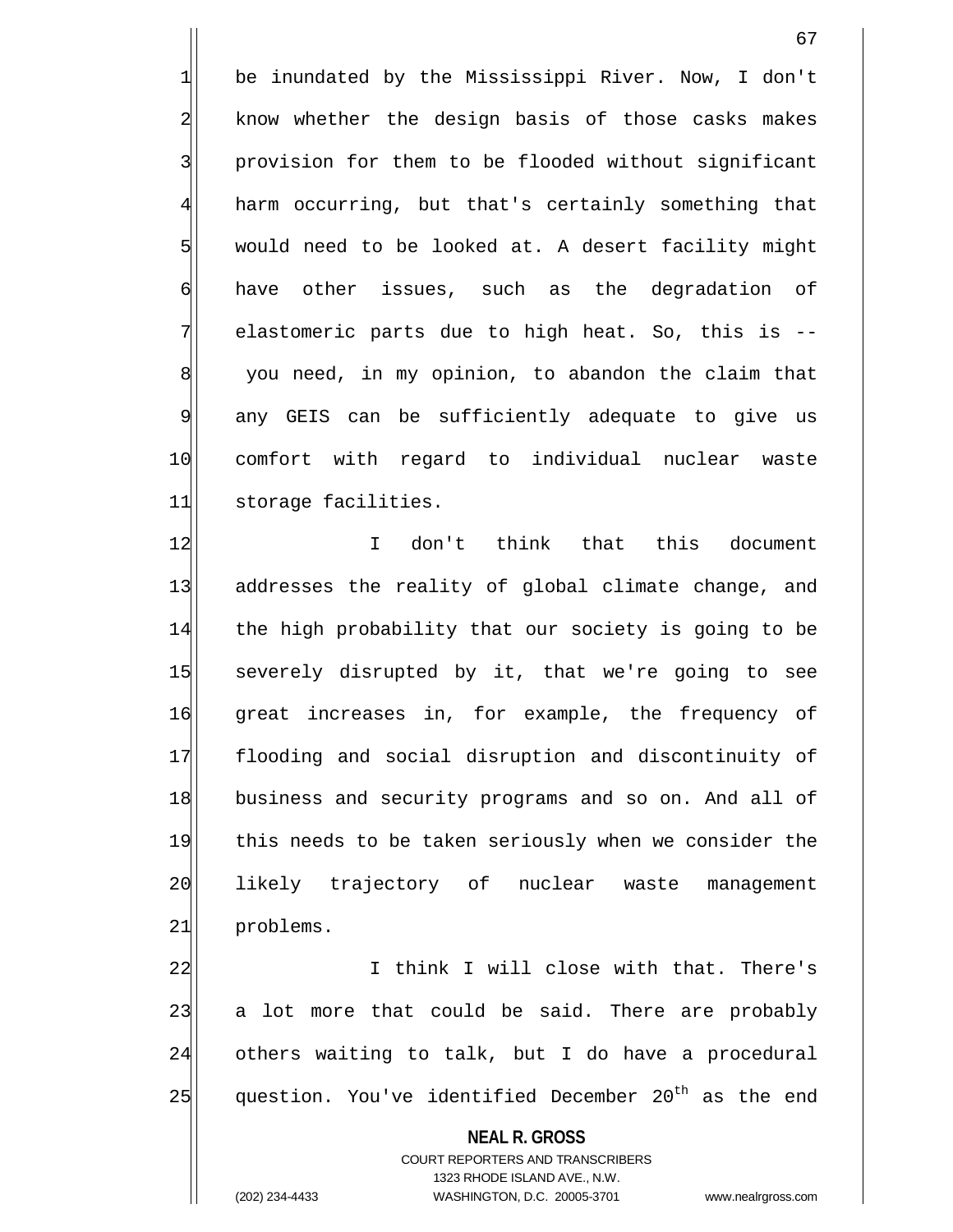be inundated by the Mississippi River. Now, I don't know whether the design basis of those casks makes provision for them to be flooded without significant harm occurring, but that's certainly something that would need to be looked at. A desert facility might have other issues, such as the degradation of elastomeric parts due to high heat. So, this is -- you need, in my opinion, to abandon the claim that any GEIS can be sufficiently adequate to give us comfort with regard to individual nuclear waste storage facilities.

I don't think that this document addresses the reality of global climate change, and the high probability that our society is going to be severely disrupted by it, that we're going to see great increases in, for example, the frequency of flooding and social disruption and discontinuity of business and security programs and so on. And all of this needs to be taken seriously when we consider the likely trajectory of nuclear waste management problems.

I think I will close with that. There's a lot more that could be said. There are probably others waiting to talk, but I do have a procedural question. You've identified December 20th as the end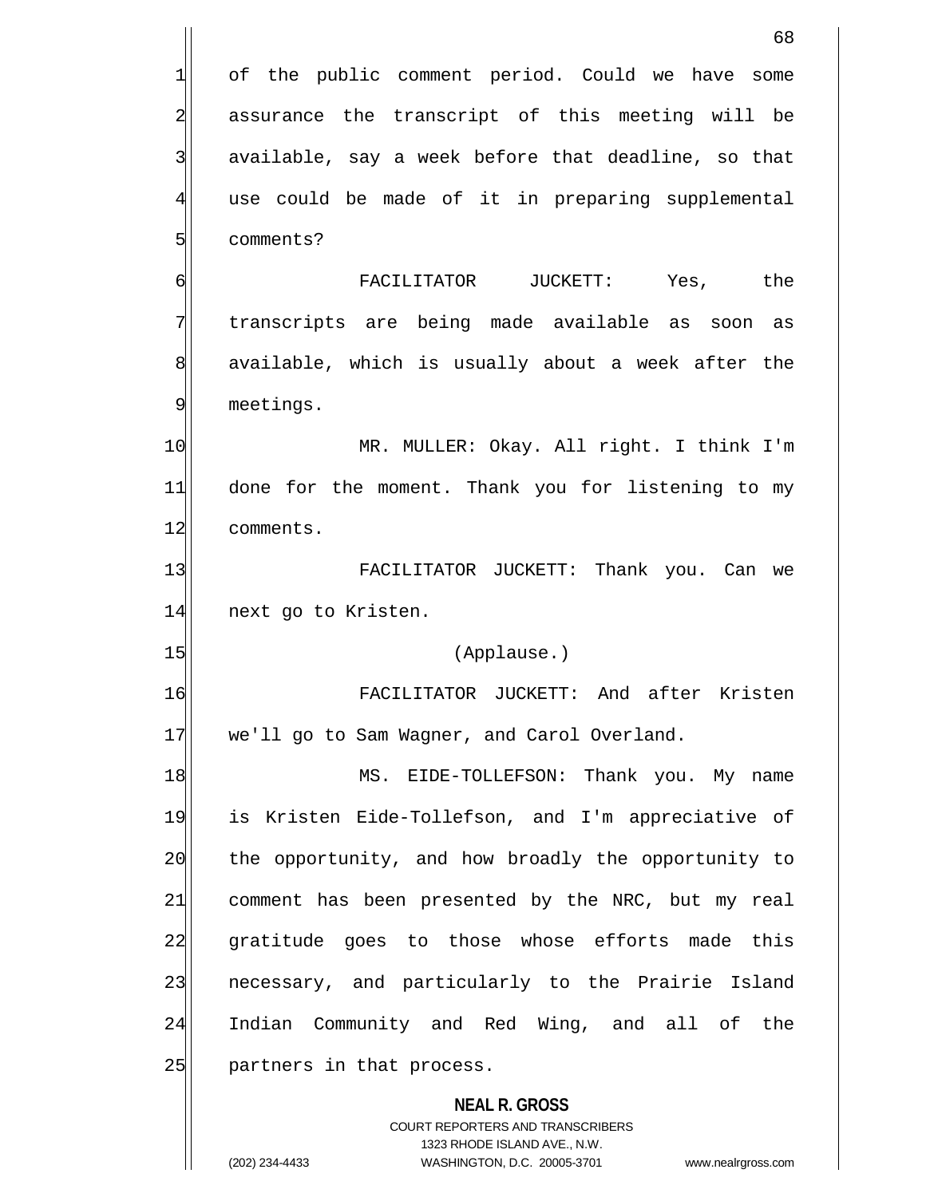of the public comment period. Could we have some assurance the transcript of this meeting will be available, say a week before that deadline, so that use could be made of it in preparing supplemental comments?

FACILITATOR JUCKETT: Yes, the transcripts are being made available as soon as available, which is usually about a week after the meetings.

MR. MULLER: Okay. All right. I think I'm done for the moment. Thank you for listening to my comments.

FACILITATOR JUCKETT: Thank you. Can we next go to Kristen.

(Applause.)

FACILITATOR JUCKETT: And after Kristen we'll go to Sam Wagner, and Carol Overland.

MS. EIDE-TOLLEFSON: Thank you. My name is Kristen Eide-Tollefson, and I'm appreciative of the opportunity, and how broadly the opportunity to comment has been presented by the NRC, but my real gratitude goes to those whose efforts made this necessary, and particularly to the Prairie Island Indian Community and Red Wing, and all of the partners in that process.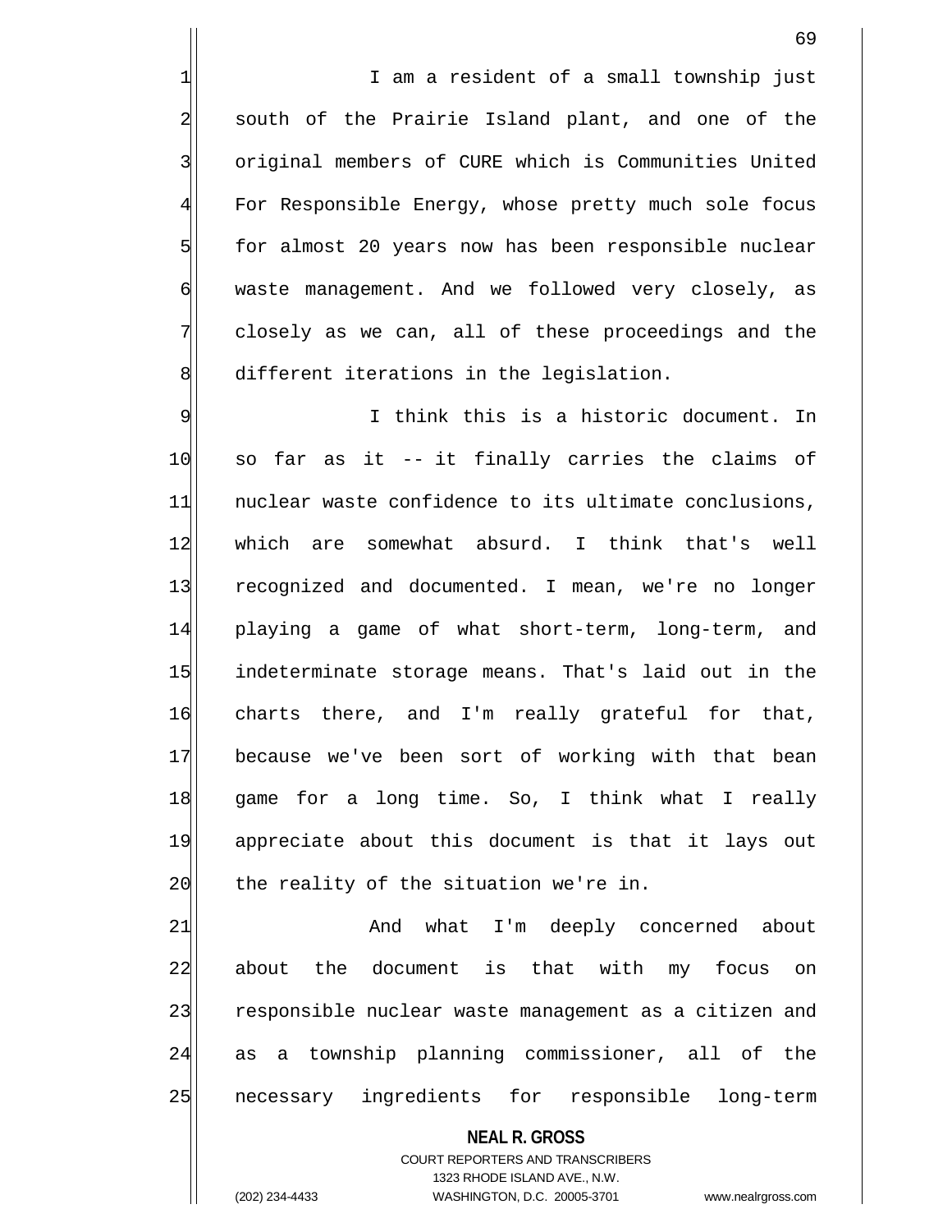I am a resident of a small township just south of the Prairie Island plant, and one of the original members of CURE which is Communities United For Responsible Energy, whose pretty much sole focus for almost 20 years now has been responsible nuclear waste management. And we followed very closely, as closely as we can, all of these proceedings and the different iterations in the legislation.

I think this is a historic document. In so far as it -- it finally carries the claims of nuclear waste confidence to its ultimate conclusions, which are somewhat absurd. I think that's well recognized and documented. I mean, we're no longer playing a game of what short-term, long-term, and indeterminate storage means. That's laid out in the charts there, and I'm really grateful for that, because we've been sort of working with that bean game for a long time. So, I think what I really appreciate about this document is that it lays out the reality of the situation we're in.

And what I'm deeply concerned about about the document is that with my focus on responsible nuclear waste management as a citizen and as a township planning commissioner, all of the necessary ingredients for responsible long-term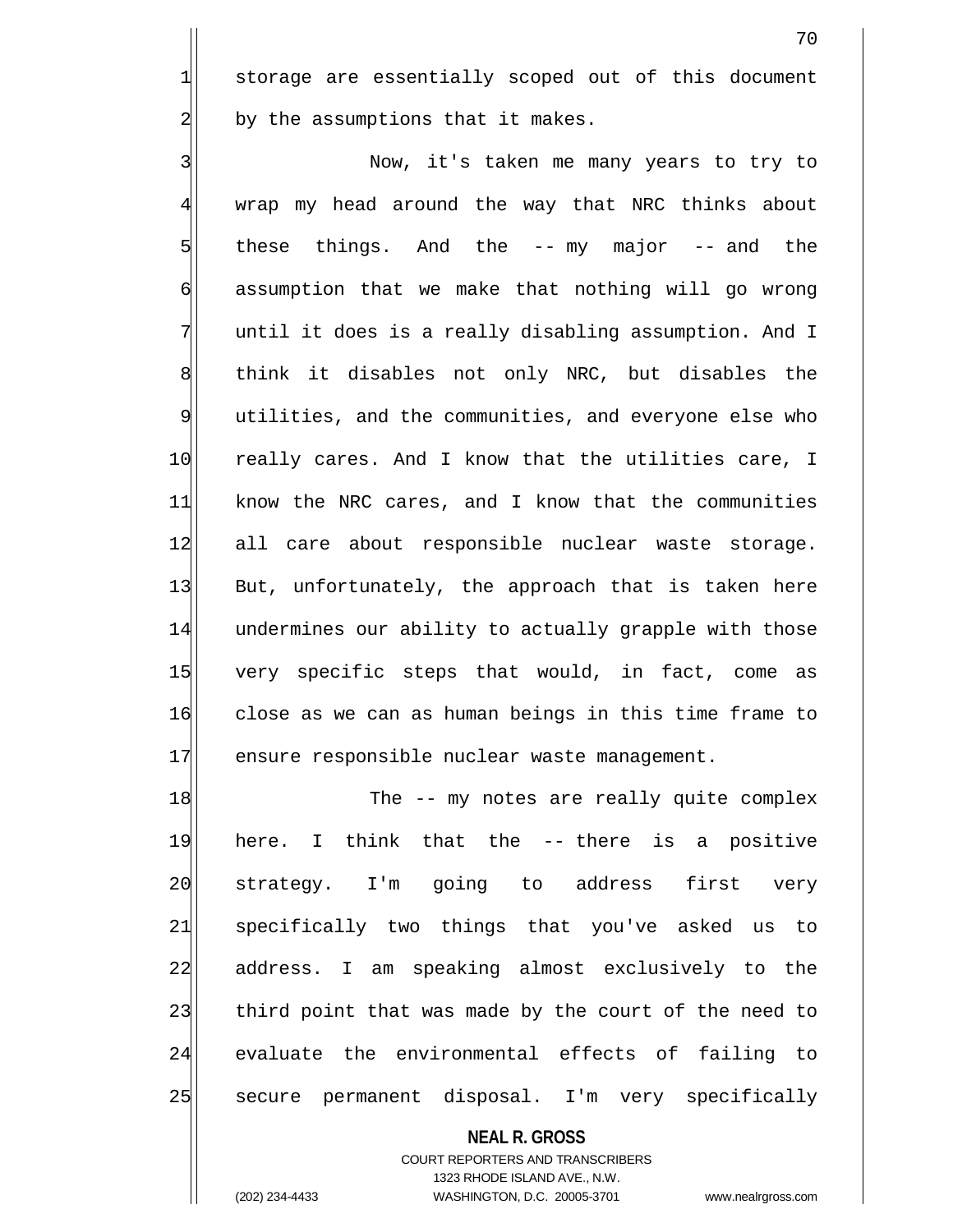storage are essentially scoped out of this document by the assumptions that it makes.

Now, it's taken me many years to try to wrap my head around the way that NRC thinks about these things. And the -- my major -- and the assumption that we make that nothing will go wrong until it does is a really disabling assumption. And I think it disables not only NRC, but disables the utilities, and the communities, and everyone else who really cares. And I know that the utilities care, I know the NRC cares, and I know that the communities all care about responsible nuclear waste storage. But, unfortunately, the approach that is taken here undermines our ability to actually grapple with those very specific steps that would, in fact, come as close as we can as human beings in this time frame to ensure responsible nuclear waste management.

The -- my notes are really quite complex here. I think that the -- there is a positive strategy. I'm going to address first very specifically two things that you've asked us to address. I am speaking almost exclusively to the third point that was made by the court of the need to evaluate the environmental effects of failing to secure permanent disposal. I'm very specifically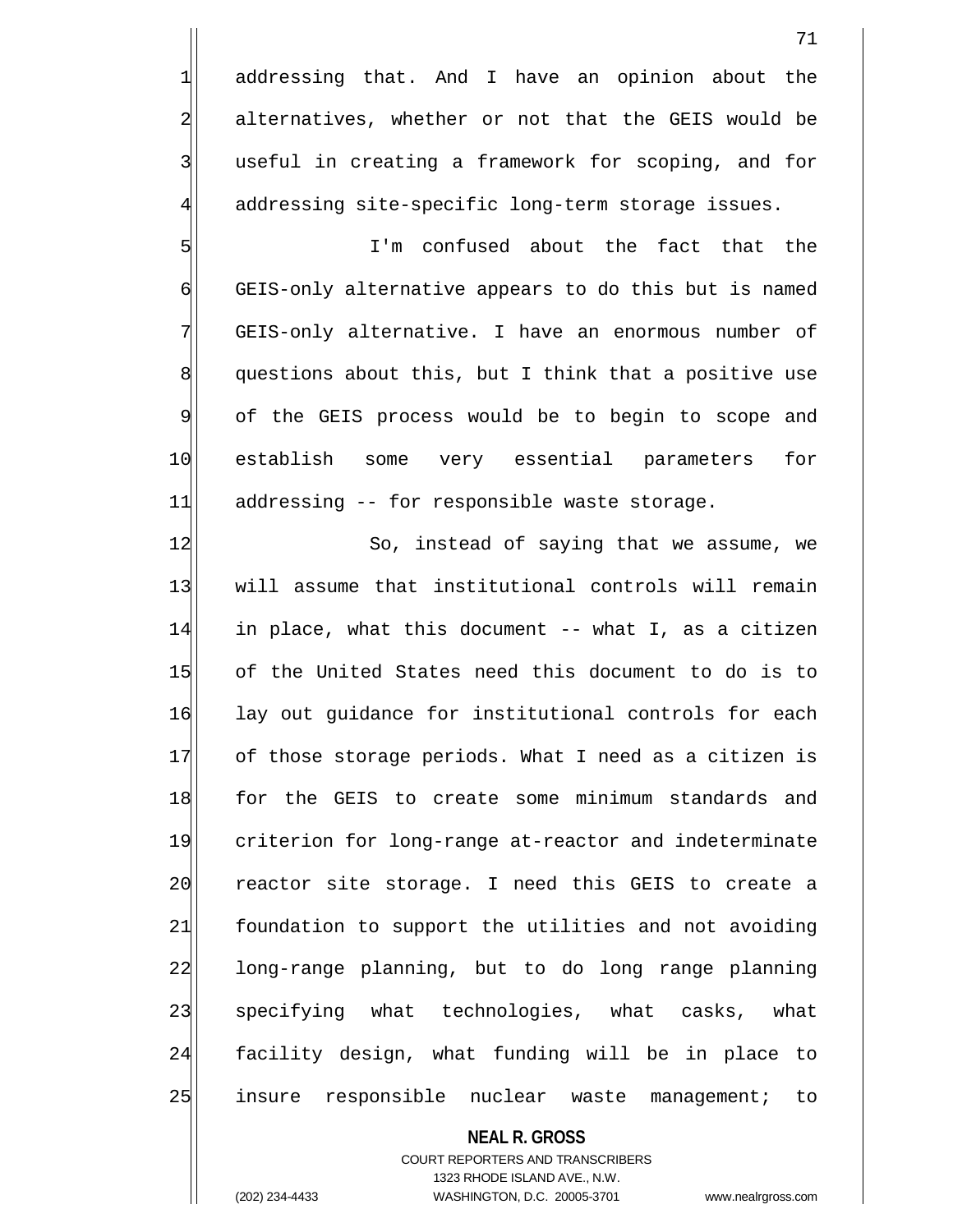addressing that. And I have an opinion about the alternatives, whether or not that the GEIS would be useful in creating a framework for scoping, and for addressing site-specific long-term storage issues.

I'm confused about the fact that the GEIS-only alternative appears to do this but is named GEIS-only alternative. I have an enormous number of questions about this, but I think that a positive use of the GEIS process would be to begin to scope and establish some very essential parameters for addressing -- for responsible waste storage.

So, instead of saying that we assume, we will assume that institutional controls will remain in place, what this document -- what I, as a citizen of the United States need this document to do is to lay out guidance for institutional controls for each of those storage periods. What I need as a citizen is for the GEIS to create some minimum standards and criterion for long-range at-reactor and indeterminate reactor site storage. I need this GEIS to create a foundation to support the utilities and not avoiding long-range planning, but to do long range planning specifying what technologies, what casks, what facility design, what funding will be in place to insure responsible nuclear waste management; to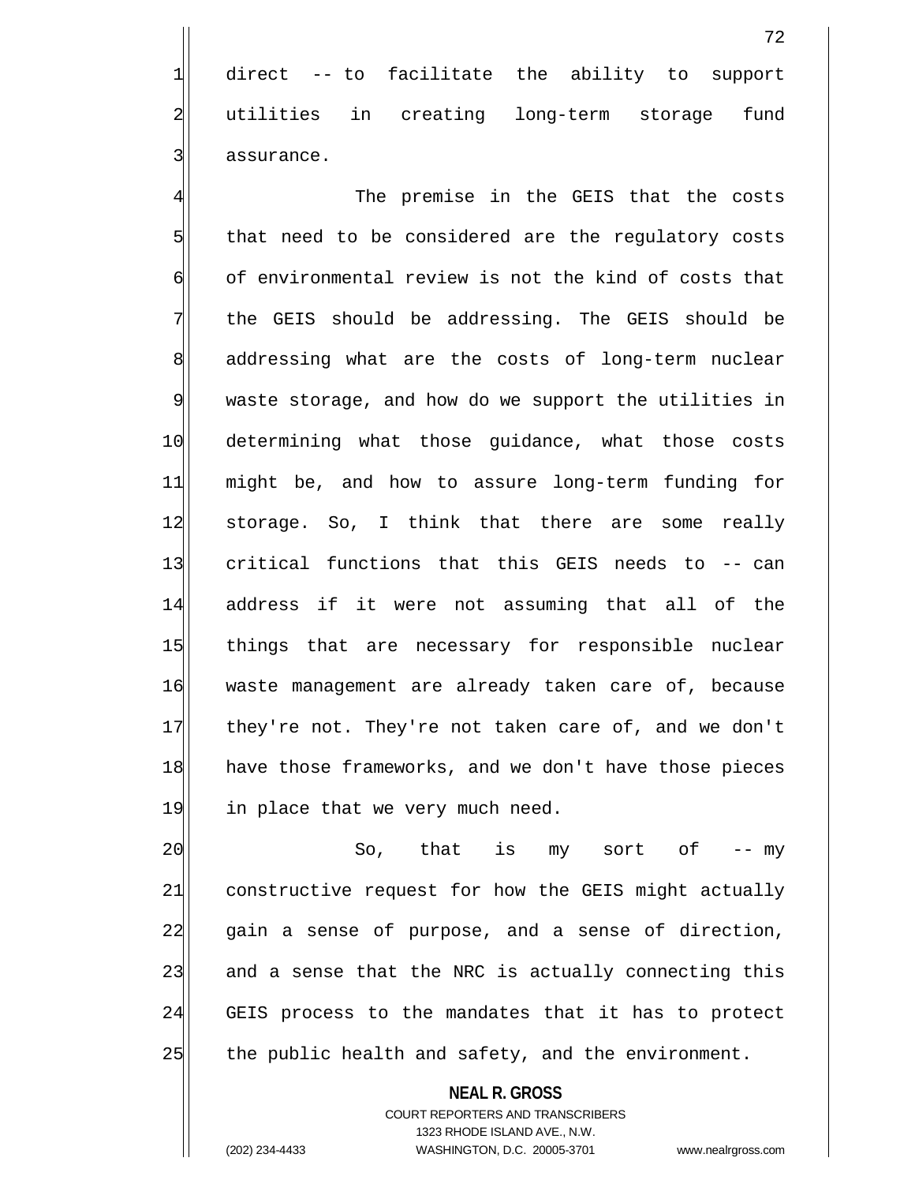direct -- to facilitate the ability to support utilities in creating long-term storage fund assurance.

The premise in the GEIS that the costs that need to be considered are the regulatory costs of environmental review is not the kind of costs that the GEIS should be addressing. The GEIS should be addressing what are the costs of long-term nuclear waste storage, and how do we support the utilities in determining what those guidance, what those costs might be, and how to assure long-term funding for storage. So, I think that there are some really critical functions that this GEIS needs to -- can address if it were not assuming that all of the things that are necessary for responsible nuclear waste management are already taken care of, because they're not. They're not taken care of, and we don't have those frameworks, and we don't have those pieces in place that we very much need.

So, that is my sort of -- my constructive request for how the GEIS might actually gain a sense of purpose, and a sense of direction, and a sense that the NRC is actually connecting this GEIS process to the mandates that it has to protect the public health and safety, and the environment.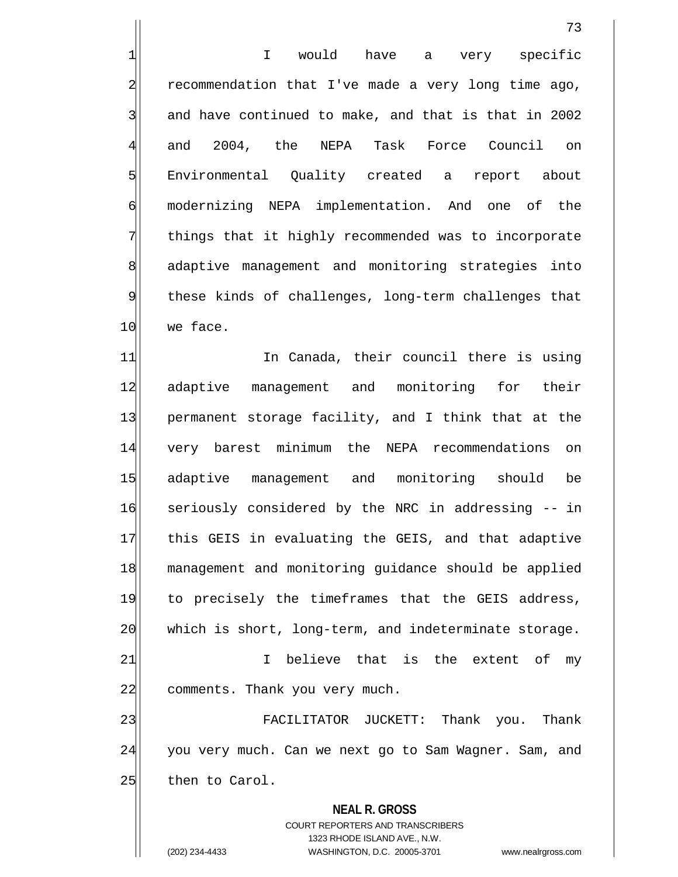I would have a very specific recommendation that I've made a very long time ago, and have continued to make, and that is that in 2002 and 2004, the NEPA Task Force Council on Environmental Quality created a report about modernizing NEPA implementation. And one of the things that it highly recommended was to incorporate adaptive management and monitoring strategies into these kinds of challenges, long-term challenges that we face.

In Canada, their council there is using adaptive management and monitoring for their permanent storage facility, and I think that at the very barest minimum the NEPA recommendations on adaptive management and monitoring should be seriously considered by the NRC in addressing -- in this GEIS in evaluating the GEIS, and that adaptive management and monitoring guidance should be applied to precisely the timeframes that the GEIS address, which is short, long-term, and indeterminate storage.

I believe that is the extent of my comments. Thank you very much.

FACILITATOR JUCKETT: Thank you. Thank you very much. Can we next go to Sam Wagner. Sam, and then to Carol.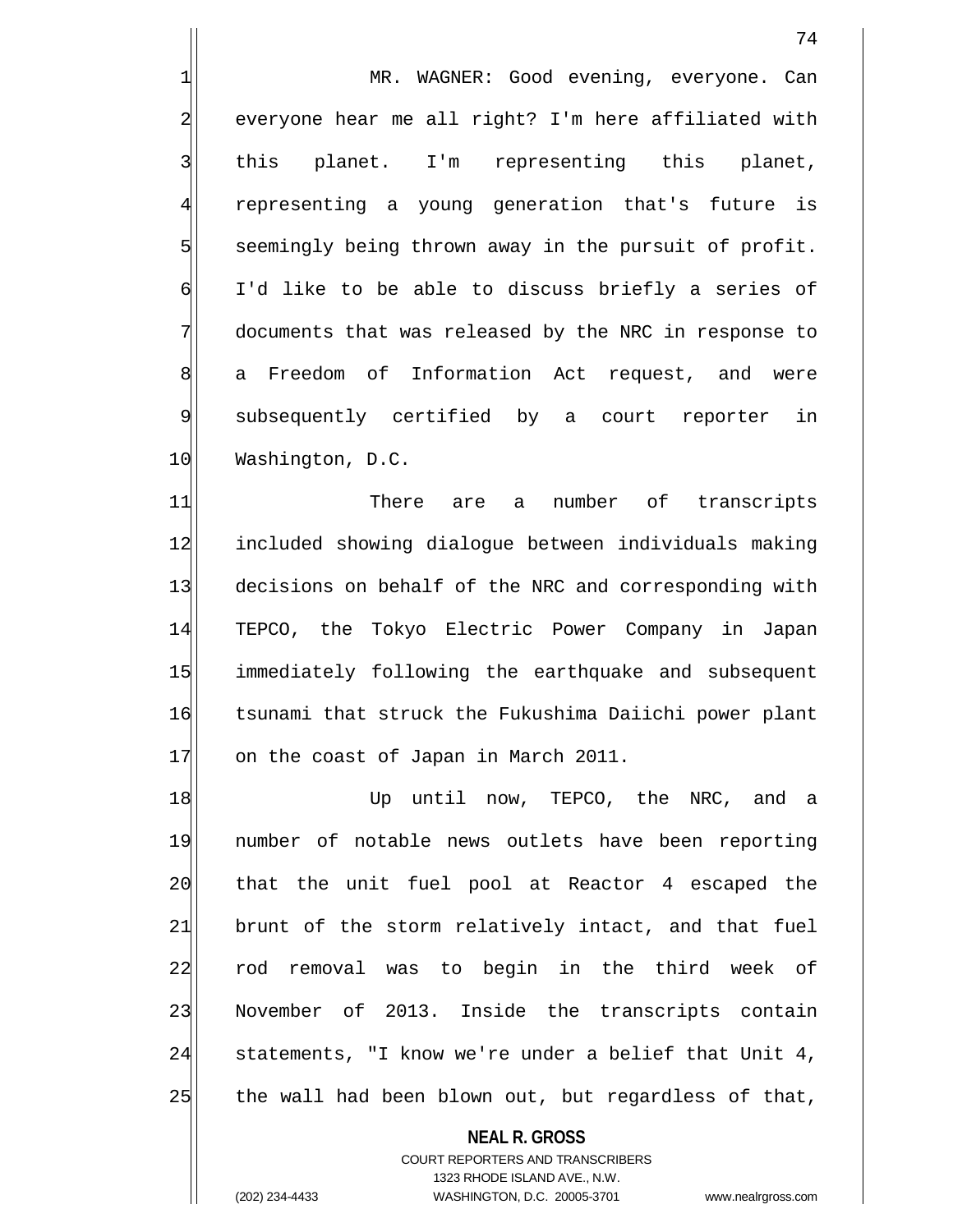MR. WAGNER: Good evening, everyone. Can everyone hear me all right? I'm here affiliated with this planet. I'm representing this planet, representing a young generation that's future is seemingly being thrown away in the pursuit of profit. I'd like to be able to discuss briefly a series of documents that was released by the NRC in response to a Freedom of Information Act request, and were subsequently certified by a court reporter in Washington, D.C.

There are a number of transcripts included showing dialogue between individuals making decisions on behalf of the NRC and corresponding with TEPCO, the Tokyo Electric Power Company in Japan immediately following the earthquake and subsequent tsunami that struck the Fukushima Daiichi power plant on the coast of Japan in March 2011.

Up until now, TEPCO, the NRC, and a number of notable news outlets have been reporting that the unit fuel pool at Reactor 4 escaped the brunt of the storm relatively intact, and that fuel rod removal was to begin in the third week of November of 2013. Inside the transcripts contain statements, "I know we're under a belief that Unit 4, the wall had been blown out, but regardless of that,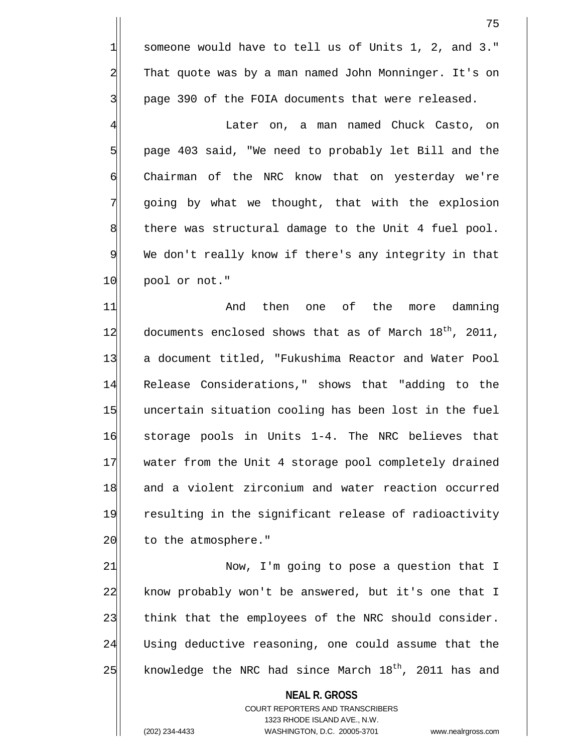someone would have to tell us of Units 1, 2, and 3." That quote was by a man named John Monninger. It's on page 390 of the FOIA documents that were released.

Later on, a man named Chuck Casto, on page 403 said, "We need to probably let Bill and the Chairman of the NRC know that on yesterday we're going by what we thought, that with the explosion there was structural damage to the Unit 4 fuel pool. We don't really know if there's any integrity in that pool or not."

And then one of the more damning documents enclosed shows that as of March 18th, 2011, a document titled, "Fukushima Reactor and Water Pool Release Considerations," shows that "adding to the uncertain situation cooling has been lost in the fuel storage pools in Units 1-4. The NRC believes that water from the Unit 4 storage pool completely drained and a violent zirconium and water reaction occurred resulting in the significant release of radioactivity to the atmosphere."

Now, I'm going to pose a question that I know probably won't be answered, but it's one that I think that the employees of the NRC should consider. Using deductive reasoning, one could assume that the knowledge the NRC had since March 18th, 2011 has and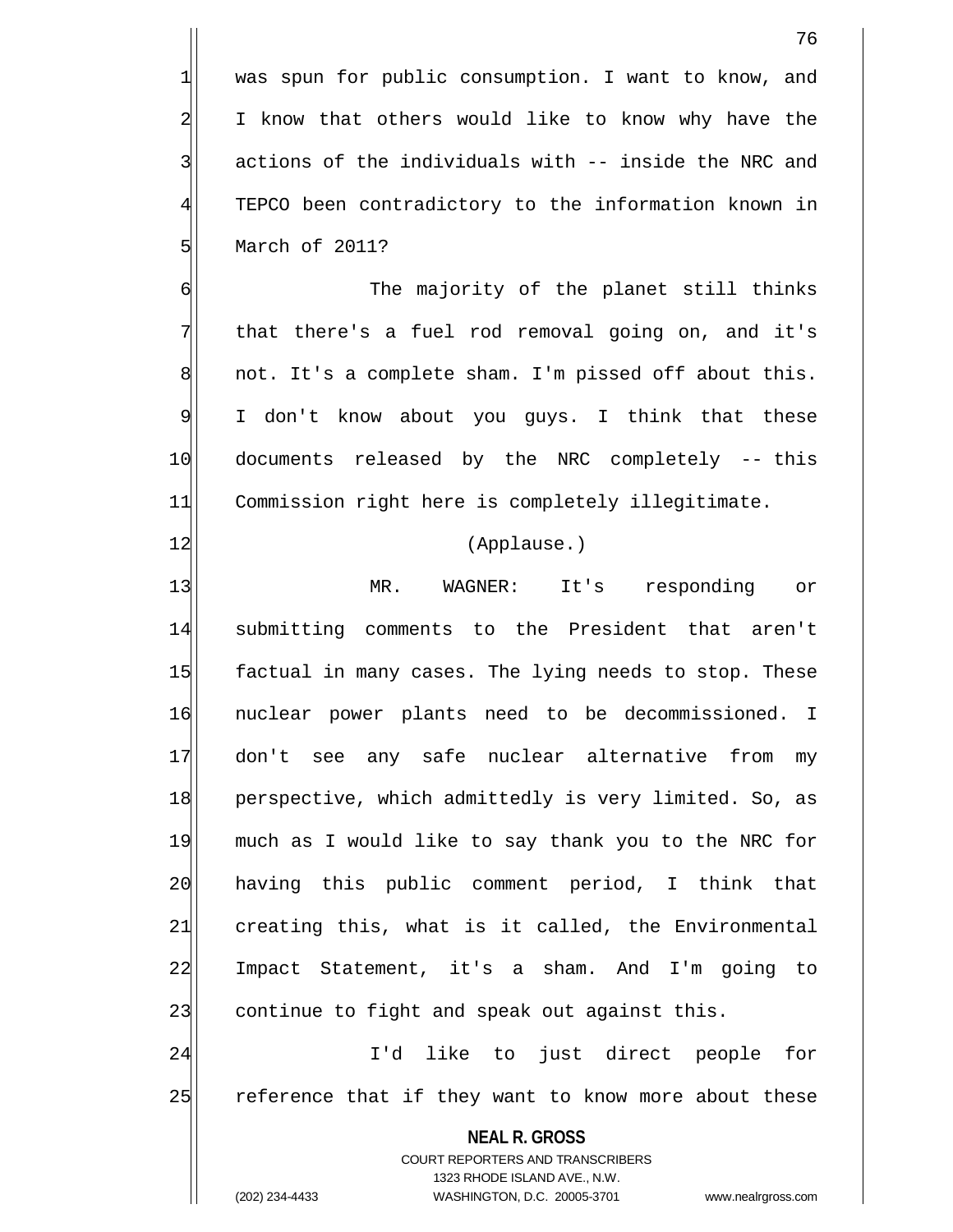was spun for public consumption. I want to know, and I know that others would like to know why have the actions of the individuals with -- inside the NRC and TEPCO been contradictory to the information known in March of 2011?

The majority of the planet still thinks that there's a fuel rod removal going on, and it's not. It's a complete sham. I'm pissed off about this. I don't know about you guys. I think that these documents released by the NRC completely -- this Commission right here is completely illegitimate.

(Applause.)

MR. WAGNER: It's responding or submitting comments to the President that aren't factual in many cases. The lying needs to stop. These nuclear power plants need to be decommissioned. I don't see any safe nuclear alternative from my perspective, which admittedly is very limited. So, as much as I would like to say thank you to the NRC for having this public comment period, I think that creating this, what is it called, the Environmental Impact Statement, it's a sham. And I'm going to continue to fight and speak out against this.

I'd like to just direct people for reference that if they want to know more about these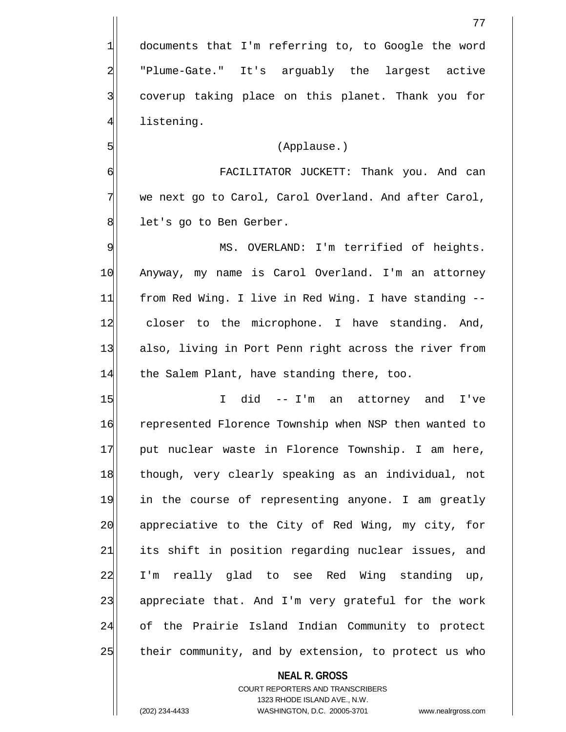documents that I'm referring to, to Google the word "Plume-Gate." It's arguably the largest active coverup taking place on this planet. Thank you for listening.

(Applause.)

FACILITATOR JUCKETT: Thank you. And can we next go to Carol, Carol Overland. And after Carol, let's go to Ben Gerber.

MS. OVERLAND: I'm terrified of heights. Anyway, my name is Carol Overland. I'm an attorney from Red Wing. I live in Red Wing. I have standing -- closer to the microphone. I have standing. And, also, living in Port Penn right across the river from the Salem Plant, have standing there, too.

I did -- I'm an attorney and I've represented Florence Township when NSP then wanted to put nuclear waste in Florence Township. I am here, though, very clearly speaking as an individual, not in the course of representing anyone. I am greatly appreciative to the City of Red Wing, my city, for its shift in position regarding nuclear issues, and I'm really glad to see Red Wing standing up, appreciate that. And I'm very grateful for the work of the Prairie Island Indian Community to protect their community, and by extension, to protect us who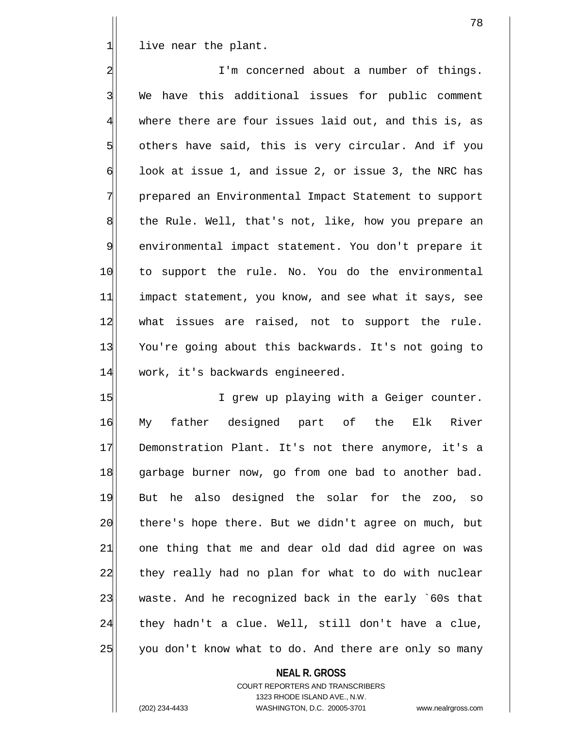live near the plant.

I'm concerned about a number of things. We have this additional issues for public comment where there are four issues laid out, and this is, as others have said, this is very circular. And if you look at issue 1, and issue 2, or issue 3, the NRC has prepared an Environmental Impact Statement to support the Rule. Well, that's not, like, how you prepare an environmental impact statement. You don't prepare it to support the rule. No. You do the environmental impact statement, you know, and see what it says, see what issues are raised, not to support the rule. You're going about this backwards. It's not going to work, it's backwards engineered.

I grew up playing with a Geiger counter. My father designed part of the Elk River Demonstration Plant. It's not there anymore, it's a garbage burner now, go from one bad to another bad. But he also designed the solar for the zoo, so there's hope there. But we didn't agree on much, but one thing that me and dear old dad did agree on was they really had no plan for what to do with nuclear waste. And he recognized back in the early `60s that they hadn't a clue. Well, still don't have a clue, you don't know what to do. And there are only so many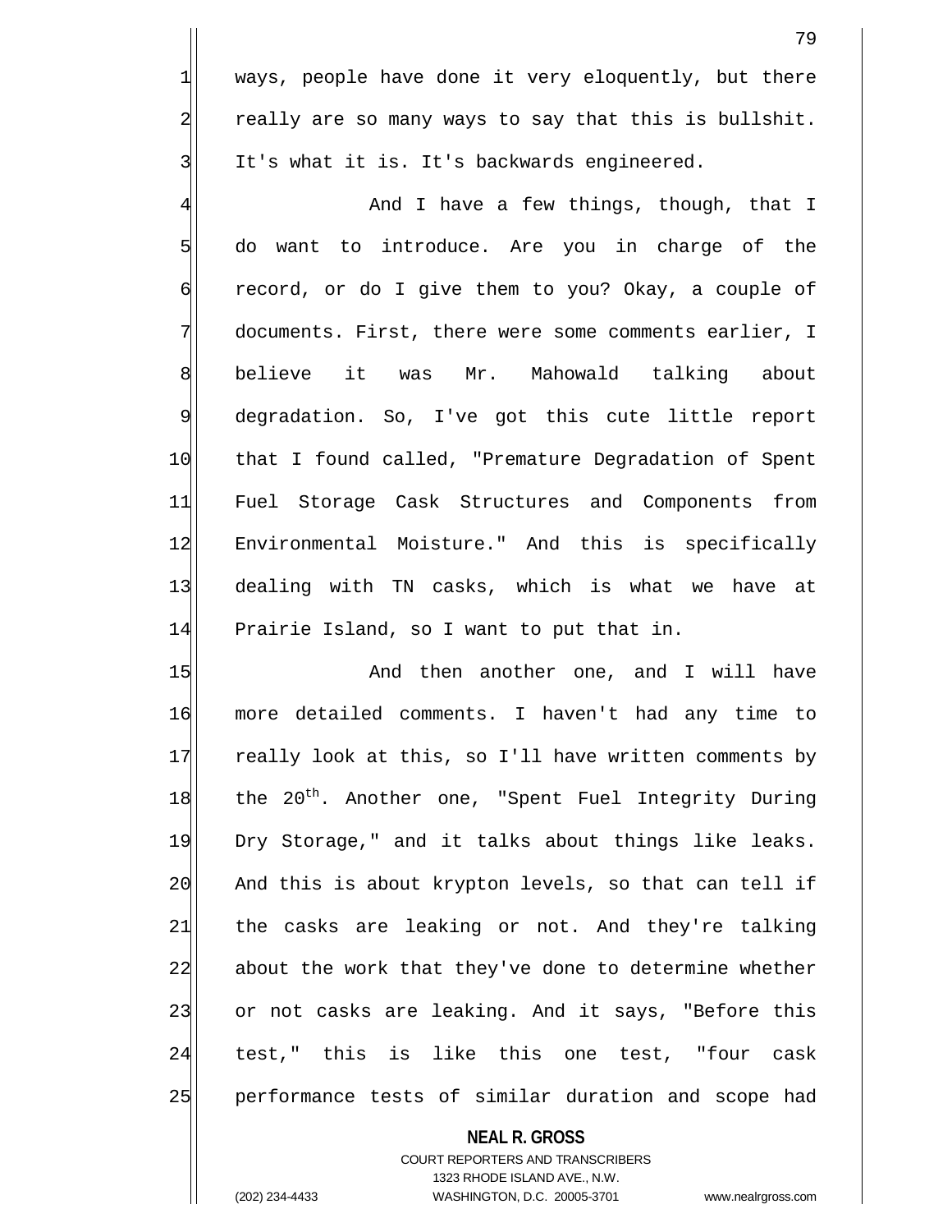ways, people have done it very eloquently, but there really are so many ways to say that this is bullshit. It's what it is. It's backwards engineered.

And I have a few things, though, that I do want to introduce. Are you in charge of the record, or do I give them to you? Okay, a couple of documents. First, there were some comments earlier, I believe it was Mr. Mahowald talking about degradation. So, I've got this cute little report that I found called, "Premature Degradation of Spent Fuel Storage Cask Structures and Components from Environmental Moisture." And this is specifically dealing with TN casks, which is what we have at Prairie Island, so I want to put that in.

And then another one, and I will have more detailed comments. I haven't had any time to really look at this, so I'll have written comments by the 20th. Another one, "Spent Fuel Integrity During Dry Storage," and it talks about things like leaks. And this is about krypton levels, so that can tell if the casks are leaking or not. And they're talking about the work that they've done to determine whether or not casks are leaking. And it says, "Before this test," this is like this one test, "four cask performance tests of similar duration and scope had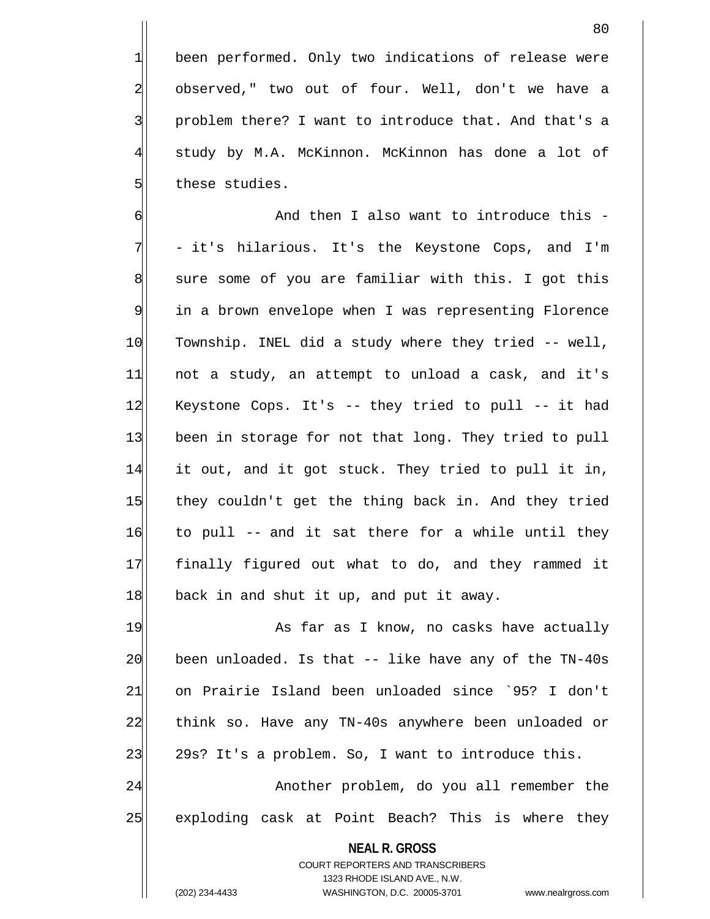been performed. Only two indications of release were observed," two out of four. Well, don't we have a problem there? I want to introduce that. And that's a study by M.A. McKinnon. McKinnon has done a lot of these studies.

And then I also want to introduce this -- it's hilarious. It's the Keystone Cops, and I'm sure some of you are familiar with this. I got this in a brown envelope when I was representing Florence Township. INEL did a study where they tried -- well, not a study, an attempt to unload a cask, and it's Keystone Cops. It's -- they tried to pull -- it had been in storage for not that long. They tried to pull it out, and it got stuck. They tried to pull it in, they couldn't get the thing back in. And they tried to pull -- and it sat there for a while until they finally figured out what to do, and they rammed it back in and shut it up, and put it away.

As far as I know, no casks have actually been unloaded. Is that -- like have any of the TN-40s on Prairie Island been unloaded since `95? I don't think so. Have any TN-40s anywhere been unloaded or 29s? It's a problem. So, I want to introduce this.

Another problem, do you all remember the exploding cask at Point Beach? This is where they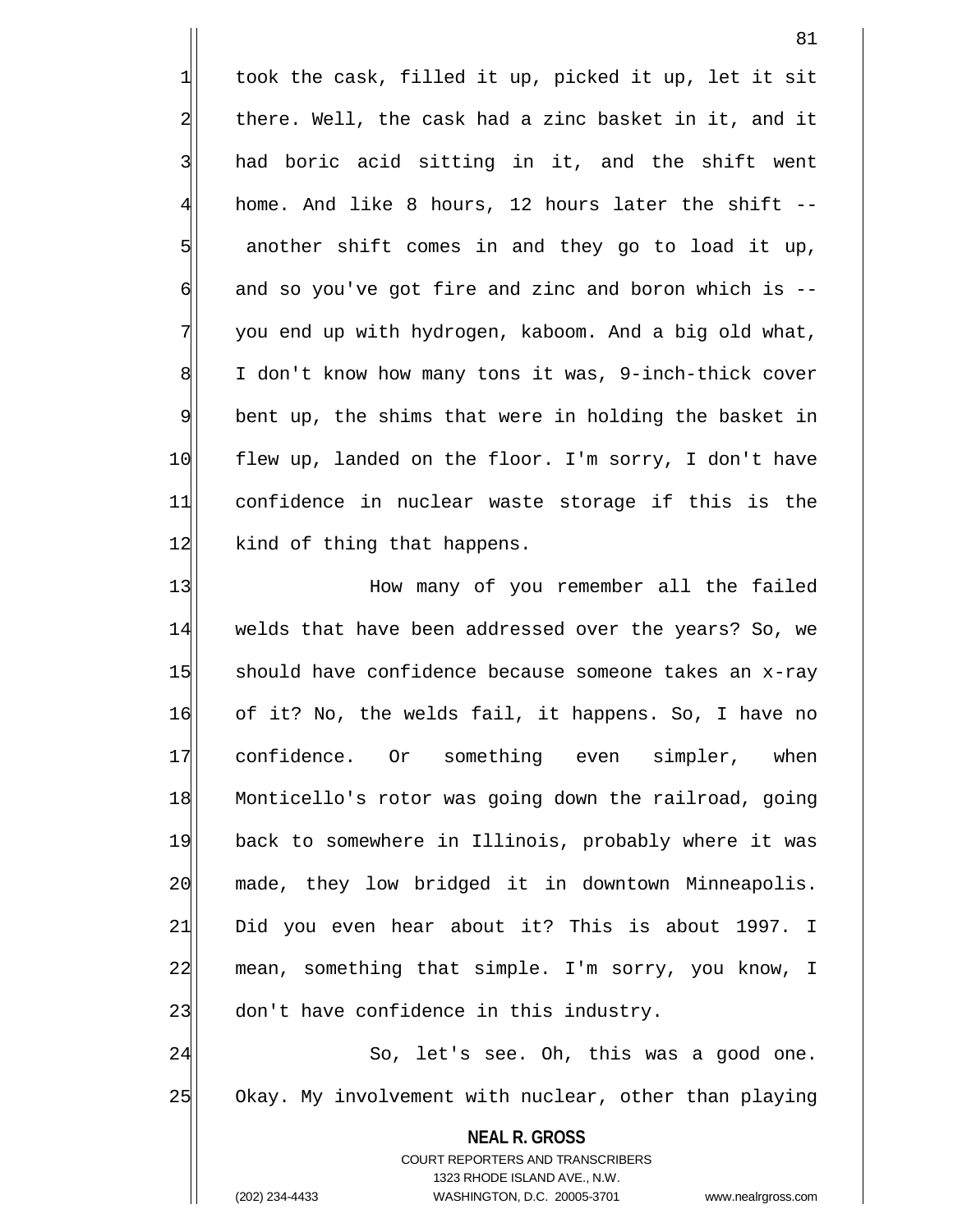took the cask, filled it up, picked it up, let it sit there. Well, the cask had a zinc basket in it, and it had boric acid sitting in it, and the shift went home. And like 8 hours, 12 hours later the shift -- another shift comes in and they go to load it up, and so you've got fire and zinc and boron which is -- you end up with hydrogen, kaboom. And a big old what, I don't know how many tons it was, 9-inch-thick cover bent up, the shims that were in holding the basket in flew up, landed on the floor. I'm sorry, I don't have confidence in nuclear waste storage if this is the kind of thing that happens.

How many of you remember all the failed welds that have been addressed over the years? So, we should have confidence because someone takes an x-ray of it? No, the welds fail, it happens. So, I have no confidence. Or something even simpler, when Monticello's rotor was going down the railroad, going back to somewhere in Illinois, probably where it was made, they low bridged it in downtown Minneapolis. Did you even hear about it? This is about 1997. I mean, something that simple. I'm sorry, you know, I don't have confidence in this industry.

So, let's see. Oh, this was a good one. Okay. My involvement with nuclear, other than playing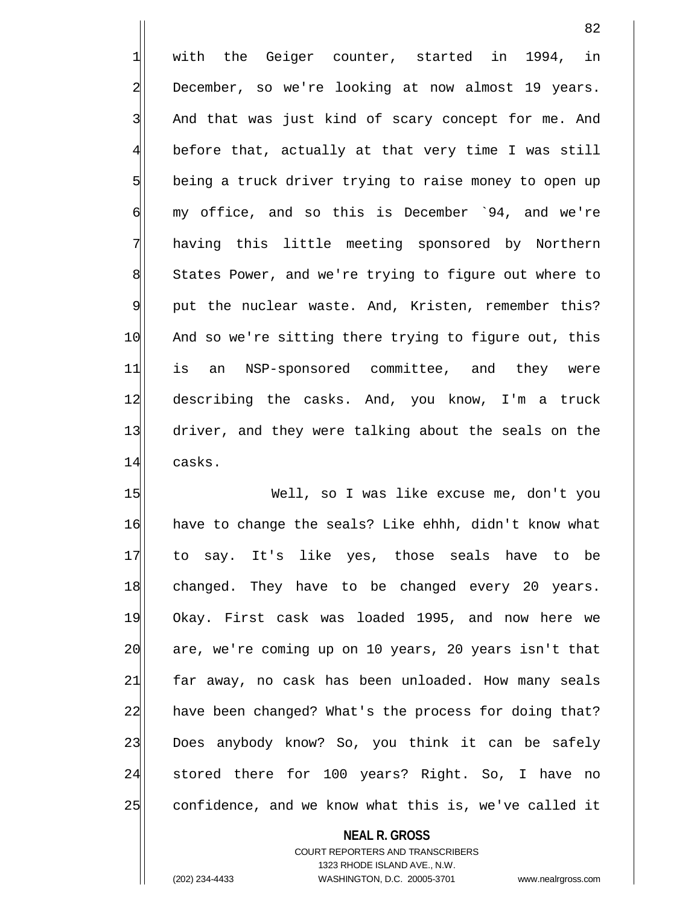with the Geiger counter, started in 1994, in December, so we're looking at now almost 19 years. And that was just kind of scary concept for me. And before that, actually at that very time I was still being a truck driver trying to raise money to open up my office, and so this is December `94, and we're having this little meeting sponsored by Northern States Power, and we're trying to figure out where to put the nuclear waste. And, Kristen, remember this? And so we're sitting there trying to figure out, this is an NSP-sponsored committee, and they were describing the casks. And, you know, I'm a truck driver, and they were talking about the seals on the casks.

Well, so I was like excuse me, don't you have to change the seals? Like ehhh, didn't know what to say. It's like yes, those seals have to be changed. They have to be changed every 20 years. Okay. First cask was loaded 1995, and now here we are, we're coming up on 10 years, 20 years isn't that far away, no cask has been unloaded. How many seals have been changed? What's the process for doing that? Does anybody know? So, you think it can be safely stored there for 100 years? Right. So, I have no confidence, and we know what this is, we've called it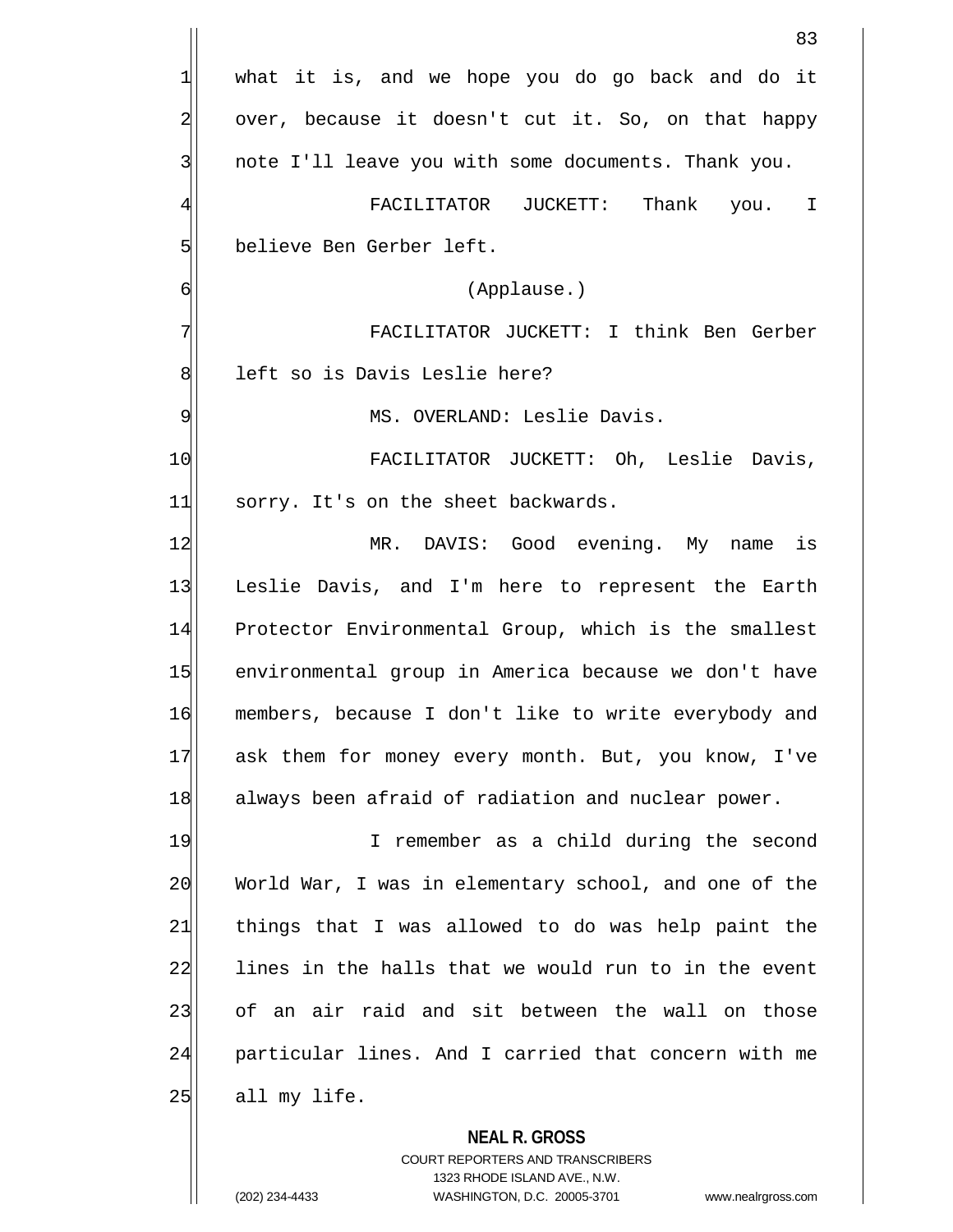what it is, and we hope you do go back and do it over, because it doesn't cut it. So, on that happy note I'll leave you with some documents. Thank you.

FACILITATOR JUCKETT: Thank you. I believe Ben Gerber left.

(Applause.)

FACILITATOR JUCKETT: I think Ben Gerber left so is Davis Leslie here?

MS. OVERLAND: Leslie Davis.

FACILITATOR JUCKETT: Oh, Leslie Davis, sorry. It's on the sheet backwards.

MR. DAVIS: Good evening. My name is Leslie Davis, and I'm here to represent the Earth Protector Environmental Group, which is the smallest environmental group in America because we don't have members, because I don't like to write everybody and ask them for money every month. But, you know, I've always been afraid of radiation and nuclear power.

I remember as a child during the second World War, I was in elementary school, and one of the things that I was allowed to do was help paint the lines in the halls that we would run to in the event of an air raid and sit between the wall on those particular lines. And I carried that concern with me all my life.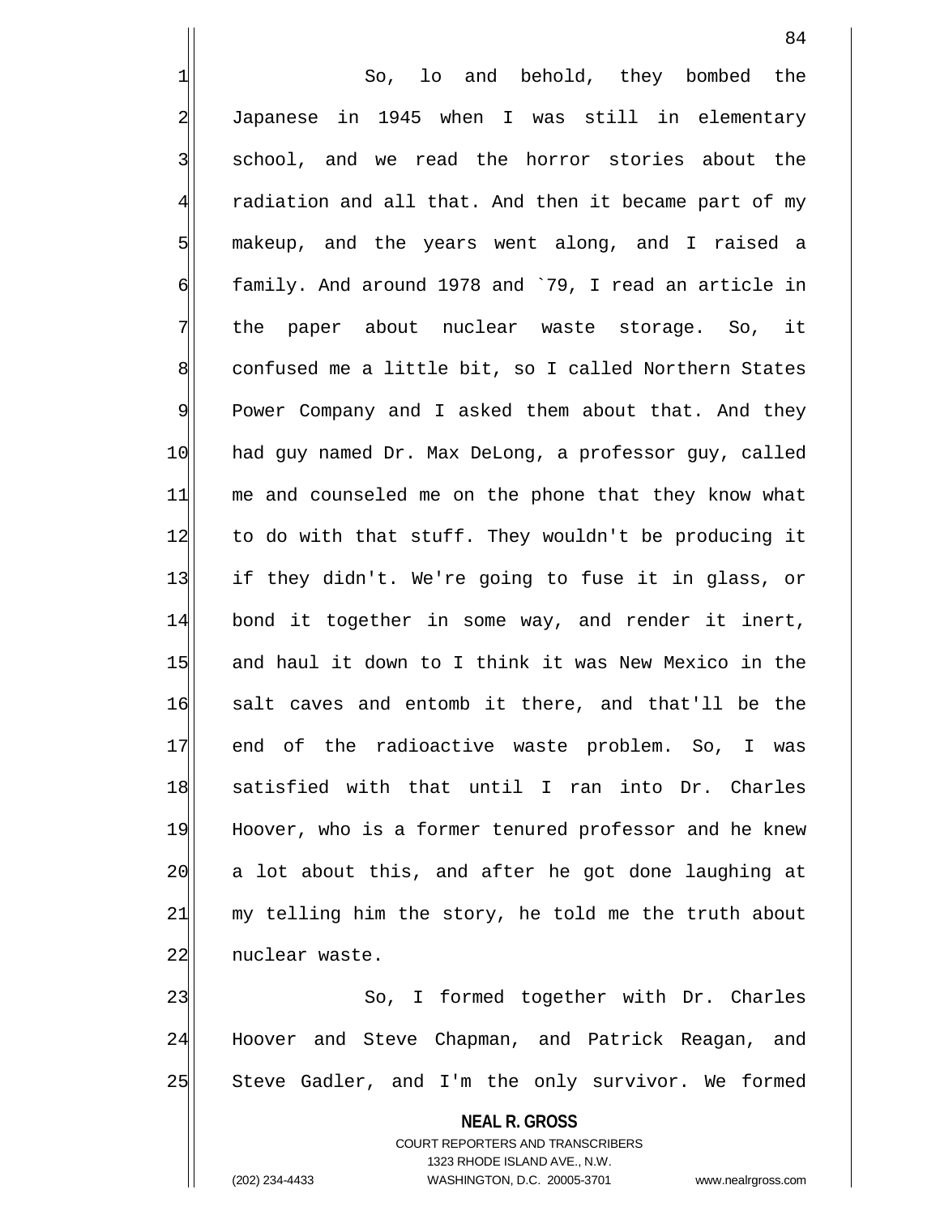So, lo and behold, they bombed the Japanese in 1945 when I was still in elementary school, and we read the horror stories about the radiation and all that. And then it became part of my makeup, and the years went along, and I raised a family. And around 1978 and `79, I read an article in the paper about nuclear waste storage. So, it confused me a little bit, so I called Northern States Power Company and I asked them about that. And they had guy named Dr. Max DeLong, a professor guy, called me and counseled me on the phone that they know what to do with that stuff. They wouldn't be producing it if they didn't. We're going to fuse it in glass, or bond it together in some way, and render it inert, and haul it down to I think it was New Mexico in the salt caves and entomb it there, and that'll be the end of the radioactive waste problem. So, I was satisfied with that until I ran into Dr. Charles Hoover, who is a former tenured professor and he knew a lot about this, and after he got done laughing at my telling him the story, he told me the truth about nuclear waste.

So, I formed together with Dr. Charles Hoover and Steve Chapman, and Patrick Reagan, and Steve Gadler, and I'm the only survivor. We formed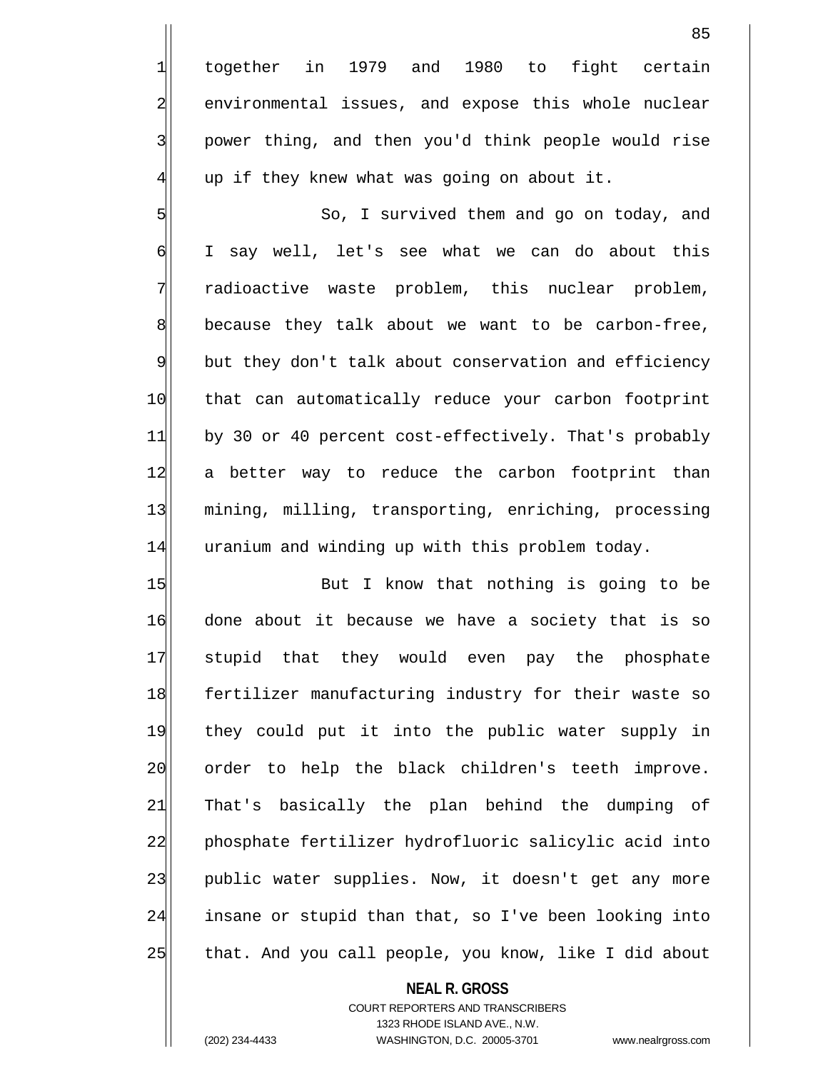together in 1979 and 1980 to fight certain environmental issues, and expose this whole nuclear power thing, and then you'd think people would rise up if they knew what was going on about it.

So, I survived them and go on today, and I say well, let's see what we can do about this radioactive waste problem, this nuclear problem, because they talk about we want to be carbon-free, but they don't talk about conservation and efficiency that can automatically reduce your carbon footprint by 30 or 40 percent cost-effectively. That's probably a better way to reduce the carbon footprint than mining, milling, transporting, enriching, processing uranium and winding up with this problem today.

But I know that nothing is going to be done about it because we have a society that is so stupid that they would even pay the phosphate fertilizer manufacturing industry for their waste so they could put it into the public water supply in order to help the black children's teeth improve. That's basically the plan behind the dumping of phosphate fertilizer hydrofluoric salicylic acid into public water supplies. Now, it doesn't get any more insane or stupid than that, so I've been looking into that. And you call people, you know, like I did about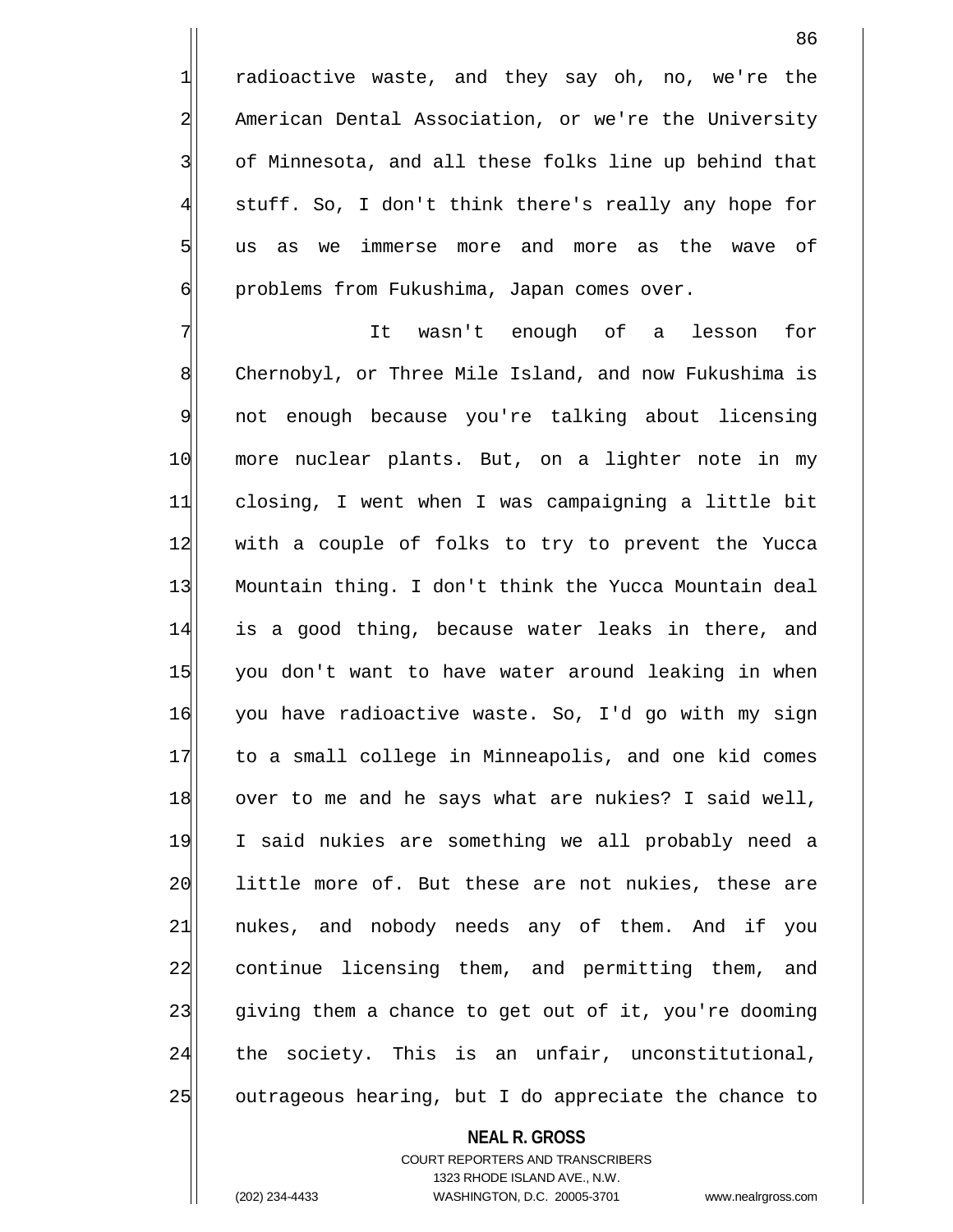radioactive waste, and they say oh, no, we're the American Dental Association, or we're the University of Minnesota, and all these folks line up behind that stuff. So, I don't think there's really any hope for us as we immerse more and more as the wave of problems from Fukushima, Japan comes over.

It wasn't enough of a lesson for Chernobyl, or Three Mile Island, and now Fukushima is not enough because you're talking about licensing more nuclear plants. But, on a lighter note in my closing, I went when I was campaigning a little bit with a couple of folks to try to prevent the Yucca Mountain thing. I don't think the Yucca Mountain deal is a good thing, because water leaks in there, and you don't want to have water around leaking in when you have radioactive waste. So, I'd go with my sign to a small college in Minneapolis, and one kid comes over to me and he says what are nukies? I said well, I said nukies are something we all probably need a little more of. But these are not nukies, these are nukes, and nobody needs any of them. And if you continue licensing them, and permitting them, and giving them a chance to get out of it, you're dooming the society. This is an unfair, unconstitutional, outrageous hearing, but I do appreciate the chance to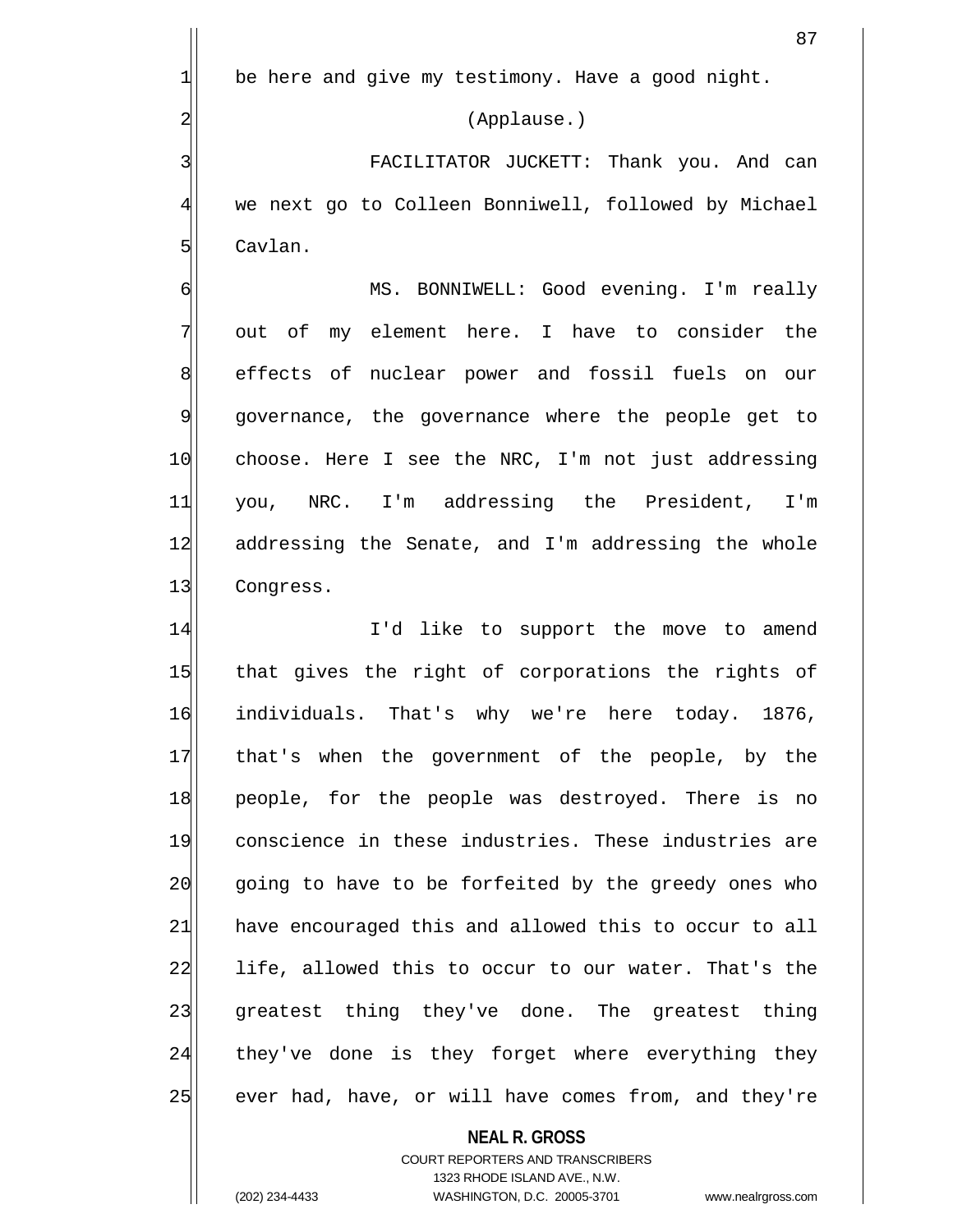be here and give my testimony. Have a good night.

(Applause.)

FACILITATOR JUCKETT: Thank you. And can we next go to Colleen Bonniwell, followed by Michael Cavlan.

MS. BONNIWELL: Good evening. I'm really out of my element here. I have to consider the effects of nuclear power and fossil fuels on our governance, the governance where the people get to choose. Here I see the NRC, I'm not just addressing you, NRC. I'm addressing the President, I'm addressing the Senate, and I'm addressing the whole Congress.

I'd like to support the move to amend that gives the right of corporations the rights of individuals. That's why we're here today. 1876, that's when the government of the people, by the people, for the people was destroyed. There is no conscience in these industries. These industries are going to have to be forfeited by the greedy ones who have encouraged this and allowed this to occur to all life, allowed this to occur to our water. That's the greatest thing they've done. The greatest thing they've done is they forget where everything they ever had, have, or will have comes from, and they're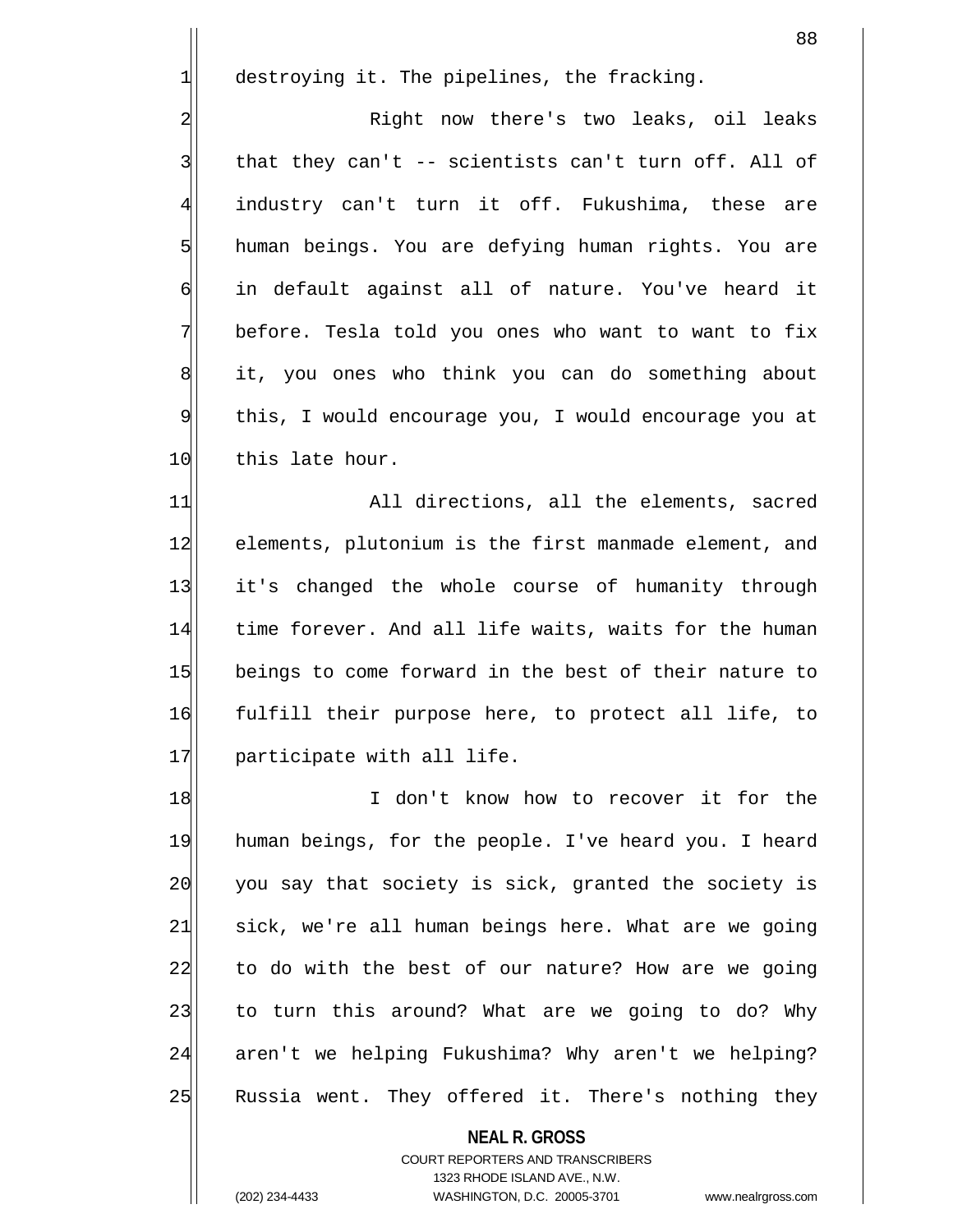destroying it. The pipelines, the fracking.

Right now there's two leaks, oil leaks that they can't -- scientists can't turn off. All of industry can't turn it off. Fukushima, these are human beings. You are defying human rights. You are in default against all of nature. You've heard it before. Tesla told you ones who want to want to fix it, you ones who think you can do something about this, I would encourage you, I would encourage you at this late hour.

All directions, all the elements, sacred elements, plutonium is the first manmade element, and it's changed the whole course of humanity through time forever. And all life waits, waits for the human beings to come forward in the best of their nature to fulfill their purpose here, to protect all life, to participate with all life.

I don't know how to recover it for the human beings, for the people. I've heard you. I heard you say that society is sick, granted the society is sick, we're all human beings here. What are we going to do with the best of our nature? How are we going to turn this around? What are we going to do? Why aren't we helping Fukushima? Why aren't we helping? Russia went. They offered it. There's nothing they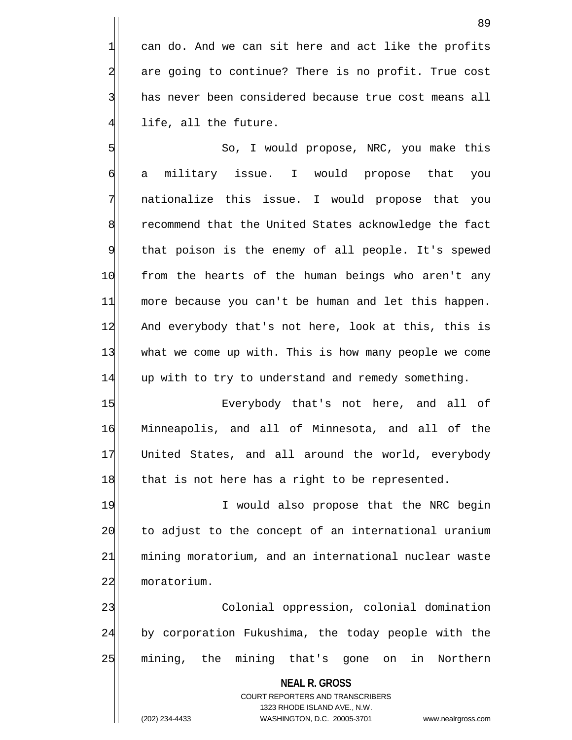can do. And we can sit here and act like the profits are going to continue? There is no profit. True cost has never been considered because true cost means all life, all the future.

So, I would propose, NRC, you make this a military issue. I would propose that you nationalize this issue. I would propose that you recommend that the United States acknowledge the fact that poison is the enemy of all people. It's spewed from the hearts of the human beings who aren't any more because you can't be human and let this happen. And everybody that's not here, look at this, this is what we come up with. This is how many people we come up with to try to understand and remedy something.

Everybody that's not here, and all of Minneapolis, and all of Minnesota, and all of the United States, and all around the world, everybody that is not here has a right to be represented.

I would also propose that the NRC begin to adjust to the concept of an international uranium mining moratorium, and an international nuclear waste moratorium.

Colonial oppression, colonial domination by corporation Fukushima, the today people with the mining, the mining that's gone on in Northern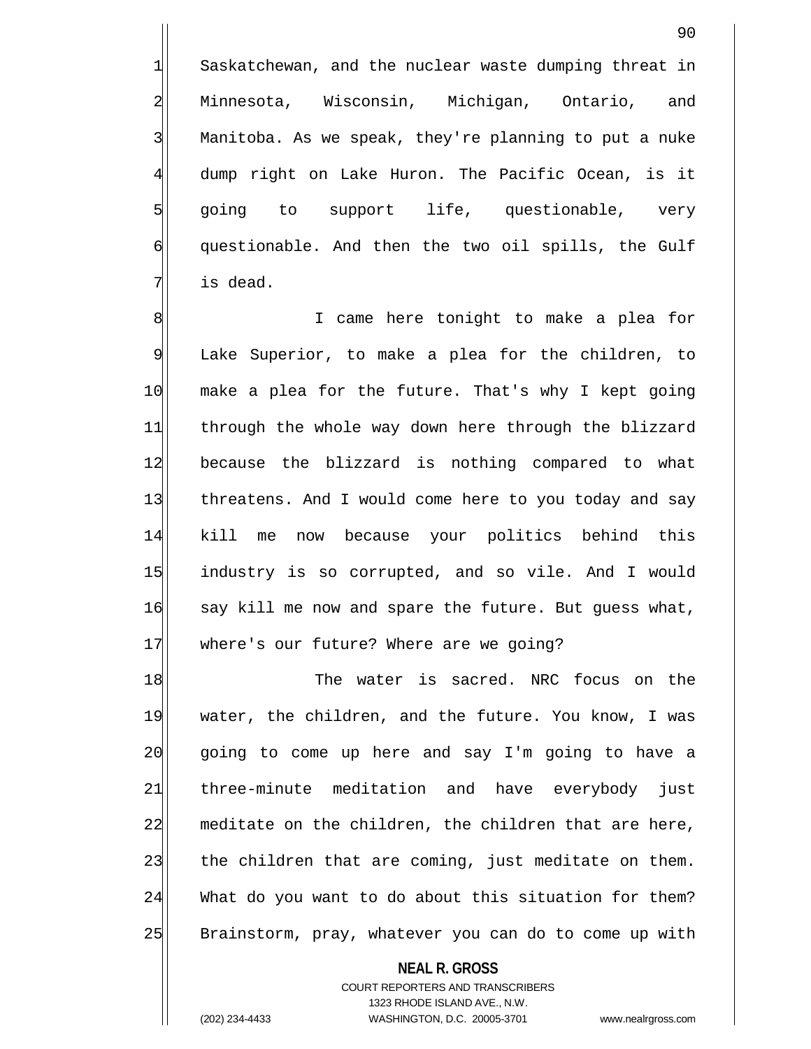Saskatchewan, and the nuclear waste dumping threat in Minnesota, Wisconsin, Michigan, Ontario, and Manitoba. As we speak, they're planning to put a nuke dump right on Lake Huron. The Pacific Ocean, is it going to support life, questionable, very questionable. And then the two oil spills, the Gulf is dead.

I came here tonight to make a plea for Lake Superior, to make a plea for the children, to make a plea for the future. That's why I kept going through the whole way down here through the blizzard because the blizzard is nothing compared to what threatens. And I would come here to you today and say kill me now because your politics behind this industry is so corrupted, and so vile. And I would say kill me now and spare the future. But guess what, where's our future? Where are we going?

The water is sacred. NRC focus on the water, the children, and the future. You know, I was going to come up here and say I'm going to have a three-minute meditation and have everybody just meditate on the children, the children that are here, the children that are coming, just meditate on them. What do you want to do about this situation for them? Brainstorm, pray, whatever you can do to come up with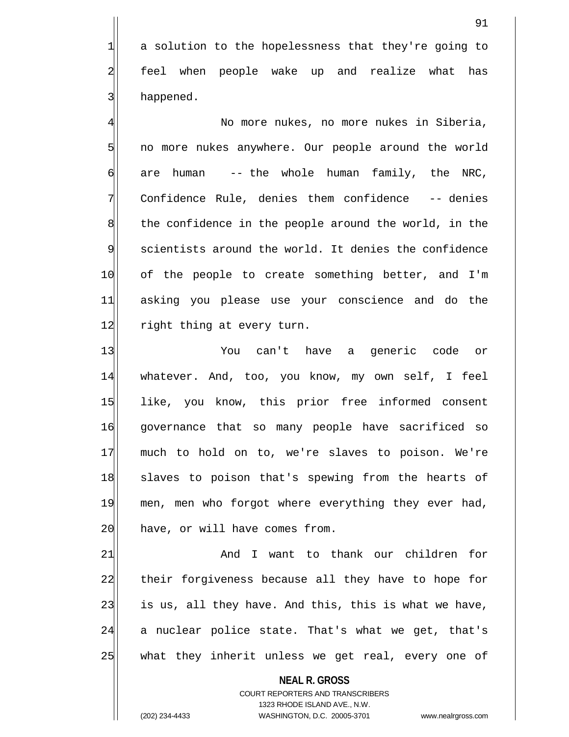a solution to the hopelessness that they're going to feel when people wake up and realize what has happened.

No more nukes, no more nukes in Siberia, no more nukes anywhere. Our people around the world are human -- the whole human family, the NRC, Confidence Rule, denies them confidence -- denies the confidence in the people around the world, in the scientists around the world. It denies the confidence of the people to create something better, and I'm asking you please use your conscience and do the right thing at every turn.

You can't have a generic code or whatever. And, too, you know, my own self, I feel like, you know, this prior free informed consent governance that so many people have sacrificed so much to hold on to, we're slaves to poison. We're slaves to poison that's spewing from the hearts of men, men who forgot where everything they ever had, have, or will have comes from.

And I want to thank our children for their forgiveness because all they have to hope for is us, all they have. And this, this is what we have, a nuclear police state. That's what we get, that's what they inherit unless we get real, every one of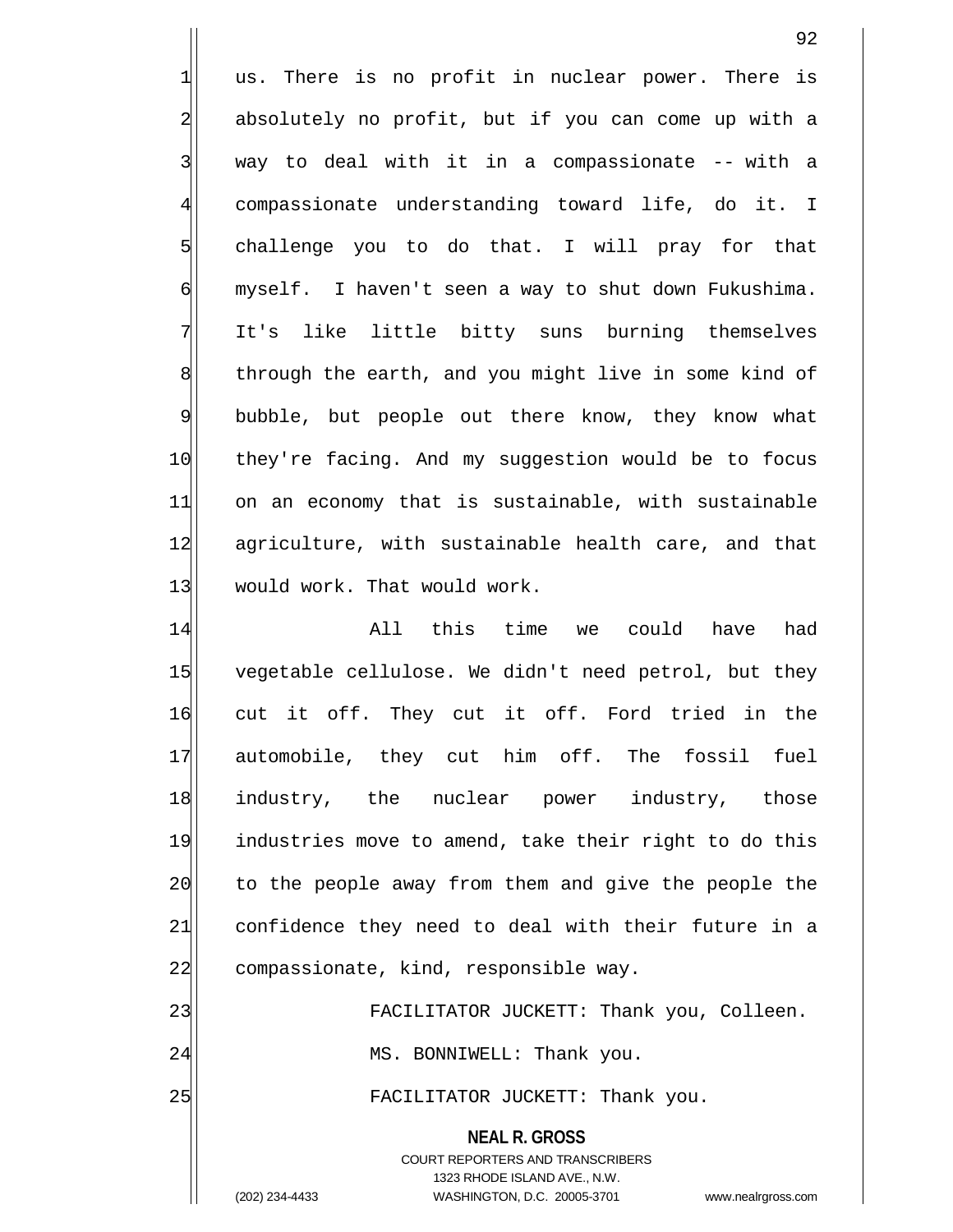us. There is no profit in nuclear power. There is absolutely no profit, but if you can come up with a way to deal with it in a compassionate -- with a compassionate understanding toward life, do it. I challenge you to do that. I will pray for that myself. I haven't seen a way to shut down Fukushima. It's like little bitty suns burning themselves through the earth, and you might live in some kind of bubble, but people out there know, they know what they're facing. And my suggestion would be to focus on an economy that is sustainable, with sustainable agriculture, with sustainable health care, and that would work. That would work.

All this time we could have had vegetable cellulose. We didn't need petrol, but they cut it off. They cut it off. Ford tried in the automobile, they cut him off. The fossil fuel industry, the nuclear power industry, those industries move to amend, take their right to do this to the people away from them and give the people the confidence they need to deal with their future in a compassionate, kind, responsible way.

FACILITATOR JUCKETT: Thank you, Colleen.

MS. BONNIWELL: Thank you.

FACILITATOR JUCKETT: Thank you.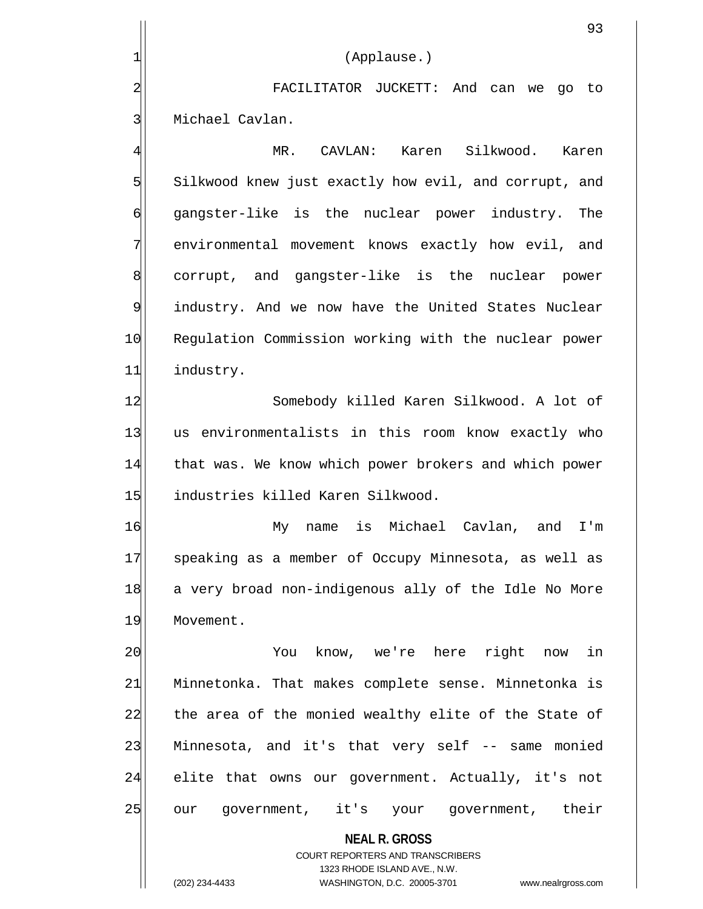(Applause.)

FACILITATOR JUCKETT: And can we go to Michael Cavlan.

MR. CAVLAN: Karen Silkwood. Karen Silkwood knew just exactly how evil, and corrupt, and gangster-like is the nuclear power industry. The environmental movement knows exactly how evil, and corrupt, and gangster-like is the nuclear power industry. And we now have the United States Nuclear Regulation Commission working with the nuclear power industry.

Somebody killed Karen Silkwood. A lot of us environmentalists in this room know exactly who that was. We know which power brokers and which power industries killed Karen Silkwood.

My name is Michael Cavlan, and I'm speaking as a member of Occupy Minnesota, as well as a very broad non-indigenous ally of the Idle No More Movement.

You know, we're here right now in Minnetonka. That makes complete sense. Minnetonka is the area of the monied wealthy elite of the State of Minnesota, and it's that very self -- same monied elite that owns our government. Actually, it's not our government, it's your government, their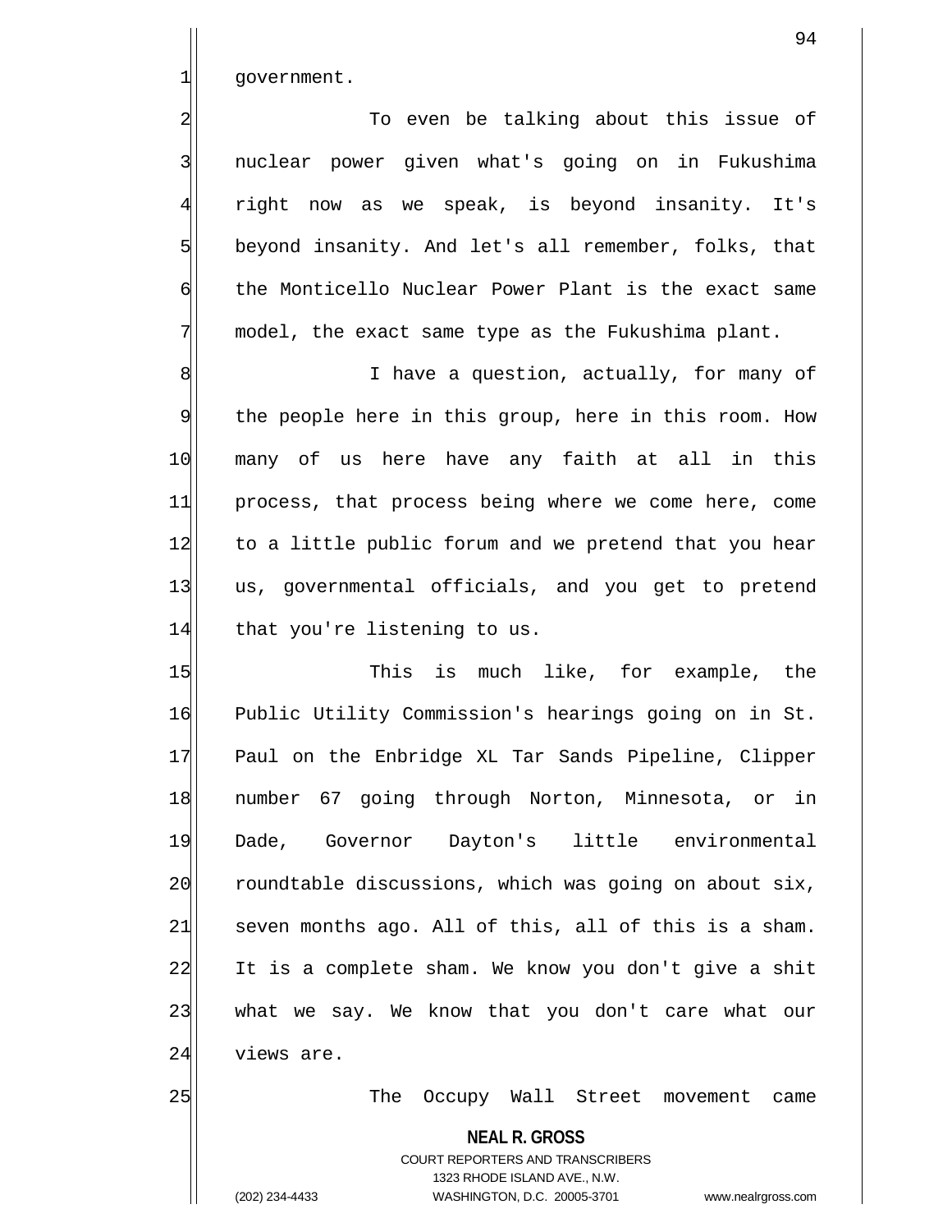government.

To even be talking about this issue of nuclear power given what's going on in Fukushima right now as we speak, is beyond insanity. It's beyond insanity. And let's all remember, folks, that the Monticello Nuclear Power Plant is the exact same model, the exact same type as the Fukushima plant.

I have a question, actually, for many of the people here in this group, here in this room. How many of us here have any faith at all in this process, that process being where we come here, come to a little public forum and we pretend that you hear us, governmental officials, and you get to pretend that you're listening to us.

This is much like, for example, the Public Utility Commission's hearings going on in St. Paul on the Enbridge XL Tar Sands Pipeline, Clipper number 67 going through Norton, Minnesota, or in Dade, Governor Dayton's little environmental roundtable discussions, which was going on about six, seven months ago. All of this, all of this is a sham. It is a complete sham. We know you don't give a shit what we say. We know that you don't care what our views are.

The Occupy Wall Street movement came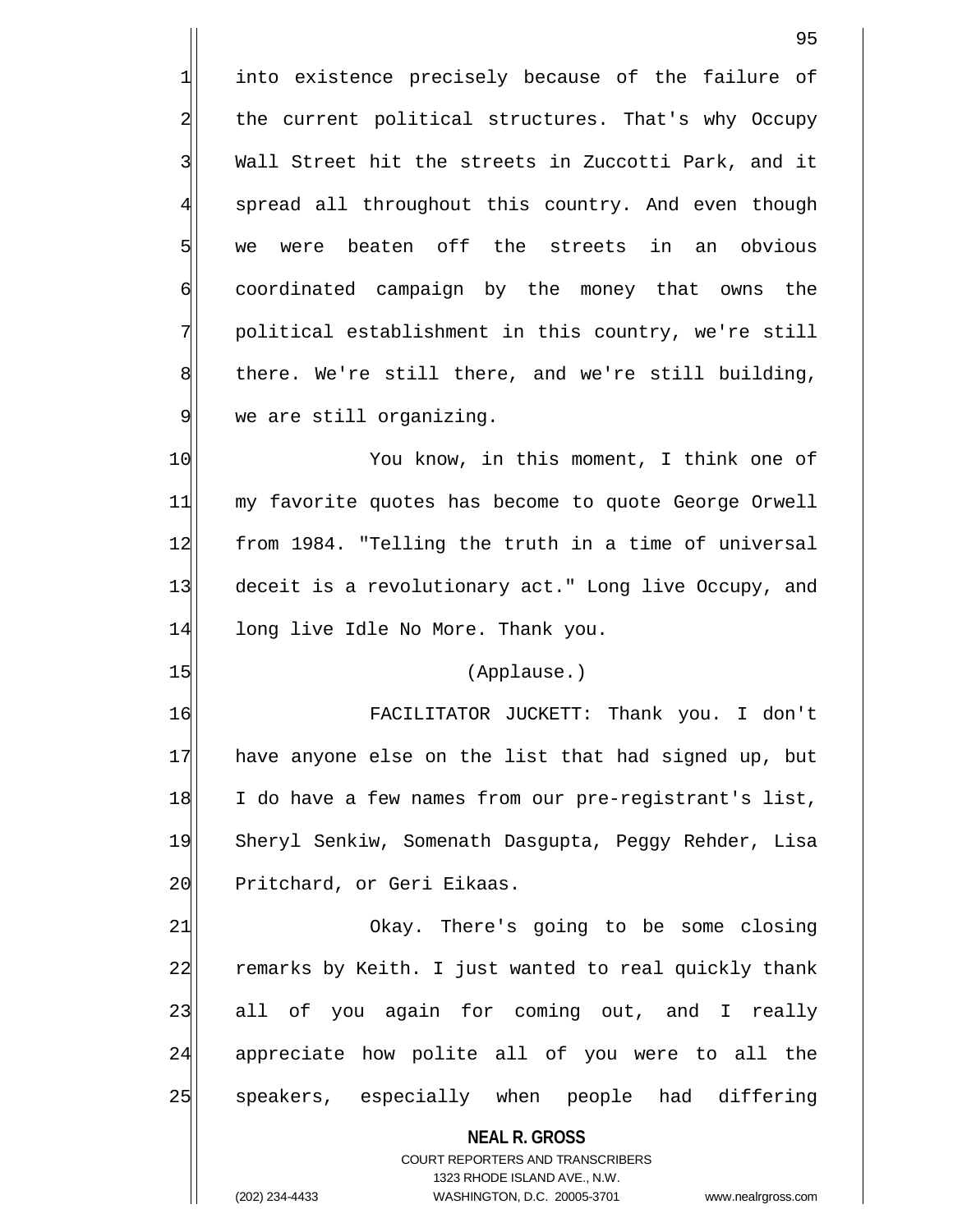into existence precisely because of the failure of the current political structures. That's why Occupy Wall Street hit the streets in Zuccotti Park, and it spread all throughout this country. And even though we were beaten off the streets in an obvious coordinated campaign by the money that owns the political establishment in this country, we're still there. We're still there, and we're still building, we are still organizing.

You know, in this moment, I think one of my favorite quotes has become to quote George Orwell from 1984. "Telling the truth in a time of universal deceit is a revolutionary act." Long live Occupy, and long live Idle No More. Thank you.

(Applause.)

FACILITATOR JUCKETT: Thank you. I don't have anyone else on the list that had signed up, but I do have a few names from our pre-registrant's list, Sheryl Senkiw, Somenath Dasgupta, Peggy Rehder, Lisa Pritchard, or Geri Eikaas.

Okay. There's going to be some closing remarks by Keith. I just wanted to real quickly thank all of you again for coming out, and I really appreciate how polite all of you were to all the speakers, especially when people had differing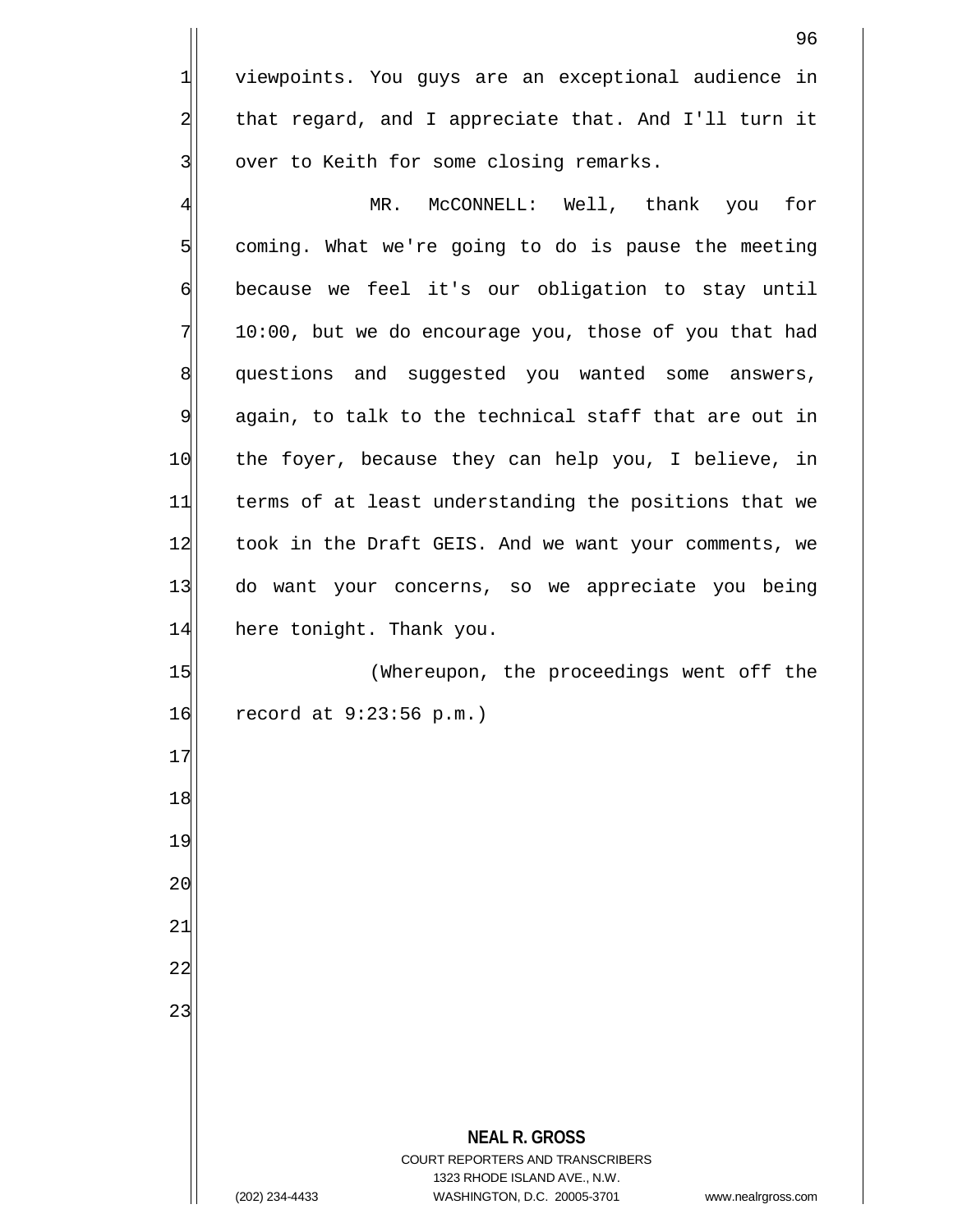viewpoints. You guys are an exceptional audience in that regard, and I appreciate that. And I'll turn it over to Keith for some closing remarks.

MR. McCONNELL: Well, thank you for coming. What we're going to do is pause the meeting because we feel it's our obligation to stay until 10:00, but we do encourage you, those of you that had questions and suggested you wanted some answers, again, to talk to the technical staff that are out in the foyer, because they can help you, I believe, in terms of at least understanding the positions that we took in the Draft GEIS. And we want your comments, we do want your concerns, so we appreciate you being here tonight. Thank you.

(Whereupon, the proceedings went off the record at 9:23:56 p.m.)